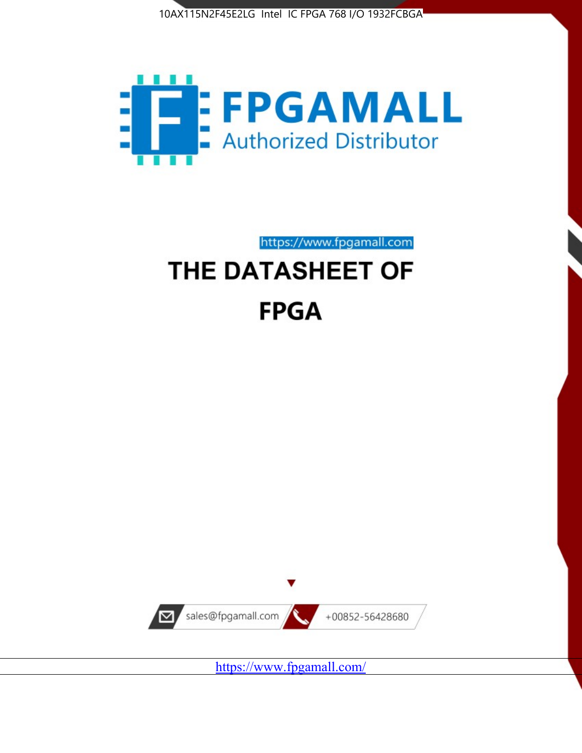10AX115N2F45E2LG Intel IC FPGA 768 I/O 1932FCBGA

FPGAMALL

Authorized Distributor

https://www.fpgamall.com

# THE DATASHEET OF

# FPGA

sales@fpgamall.com

+00852-56428680

https://www.fpgamall.com/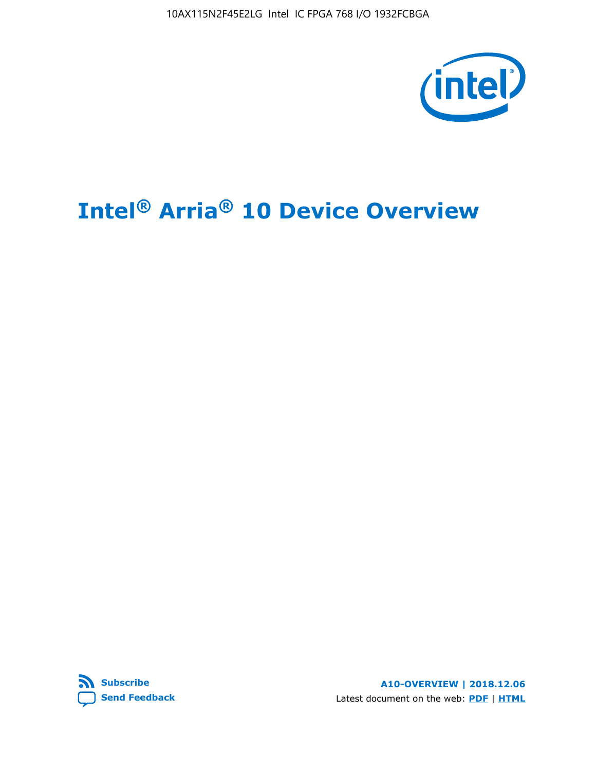# Intel® Arria® 10 Device Overview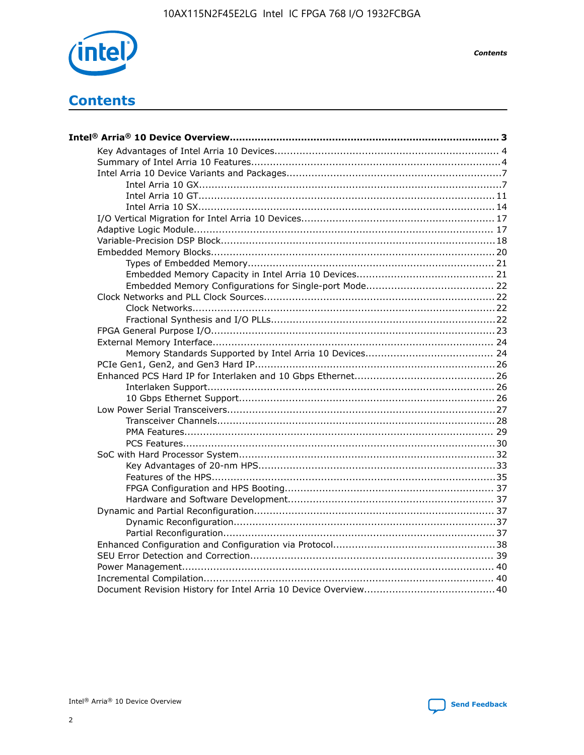# Contents

- **Intel® Arria® 10 Device Overview....................................................................................... 3**
  - Key Advantages of Intel Arria 10 Devices........................................................................ 4
  - Summary of Intel Arria 10 Features................................................................................4
  - Intel Arria 10 Device Variants and Packages.....................................................................7
    - Intel Arria 10 GX................................................................................................7
    - Intel Arria 10 GT.............................................................................................. 11
    - Intel Arria 10 SX.............................................................................................. 14
  - I/O Vertical Migration for Intel Arria 10 Devices.............................................................. 17
  - Adaptive Logic Module................................................................................................ 17
  - Variable-Precision DSP Block.........................................................................................18
  - Embedded Memory Blocks........................................................................................... 20
    - Types of Embedded Memory............................................................................... 21
    - Embedded Memory Capacity in Intel Arria 10 Devices............................................ 21
    - Embedded Memory Configurations for Single-port Mode......................................... 22
  - Clock Networks and PLL Clock Sources.......................................................................... 22
    - Clock Networks................................................................................................. 22
    - Fractional Synthesis and I/O PLLs........................................................................22
  - FPGA General Purpose I/O...........................................................................................23
  - External Memory Interface........................................................................................... 24
    - Memory Standards Supported by Intel Arria 10 Devices......................................... 24
  - PCIe Gen1, Gen2, and Gen3 Hard IP.............................................................................26
  - Enhanced PCS Hard IP for Interlaken and 10 Gbps Ethernet............................................. 26
    - Interlaken Support............................................................................................ 26
    - 10 Gbps Ethernet Support.................................................................................. 26
  - Low Power Serial Transceivers......................................................................................27
    - Transceiver Channels......................................................................................... 28
    - PMA Features................................................................................................... 29
    - PCS Features....................................................................................................30
  - SoC with Hard Processor System.................................................................................. 32
    - Key Advantages of 20-nm HPS............................................................................33
    - Features of the HPS...........................................................................................35
    - FPGA Configuration and HPS Booting................................................................... 37
    - Hardware and Software Development.................................................................. 37
  - Dynamic and Partial Reconfiguration............................................................................. 37
    - Dynamic Reconfiguration....................................................................................37
    - Partial Reconfiguration.......................................................................................37
  - Enhanced Configuration and Configuration via Protocol....................................................38
  - SEU Error Detection and Correction.............................................................................. 39
  - Power Management.................................................................................................... 40
  - Incremental Compilation............................................................................................. 40
  - Document Revision History for Intel Arria 10 Device Overview.......................................... 40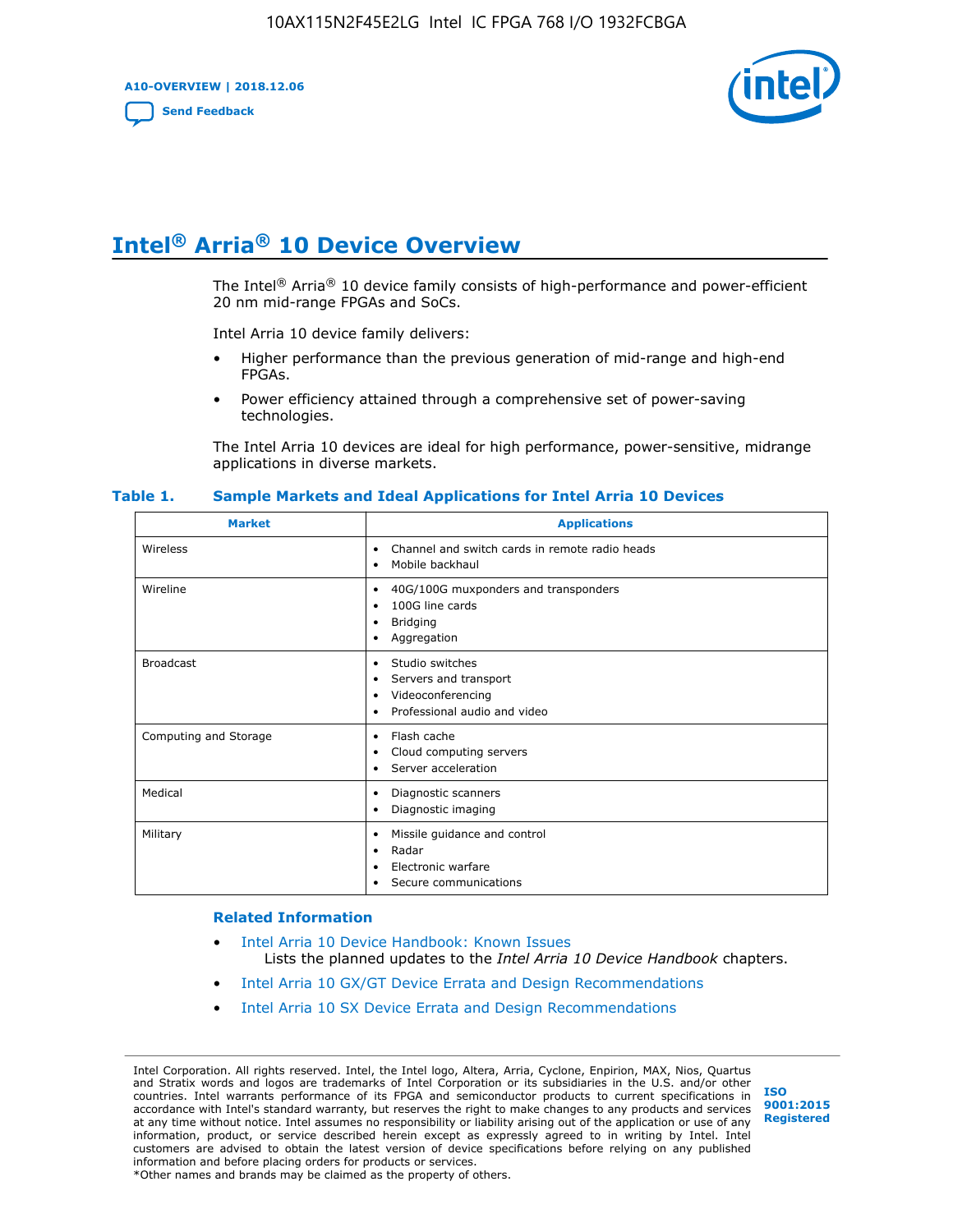# Intel® Arria® 10 Device Overview

The Intel® Arria® 10 device family consists of high-performance and power-efficient 20 nm mid-range FPGAs and SoCs.

Intel Arria 10 device family delivers:

- Higher performance than the previous generation of mid-range and high-end FPGAs.
- Power efficiency attained through a comprehensive set of power-saving technologies.

The Intel Arria 10 devices are ideal for high performance, power-sensitive, midrange applications in diverse markets.

**Table 1. Sample Markets and Ideal Applications for Intel Arria 10 Devices**

| Market | Applications |
| --- | --- |
| Wireless | • Channel and switch cards in remote radio heads<br>• Mobile backhaul |
| Wireline | • 40G/100G muxponders and transponders<br>• 100G line cards<br>• Bridging<br>• Aggregation |
| Broadcast | • Studio switches<br>• Servers and transport<br>• Videoconferencing<br>• Professional audio and video |
| Computing and Storage | • Flash cache<br>• Cloud computing servers<br>• Server acceleration |
| Medical | • Diagnostic scanners<br>• Diagnostic imaging |
| Military | • Missile guidance and control<br>• Radar<br>• Electronic warfare<br>• Secure communications |

### Related Information

- Intel Arria 10 Device Handbook: Known Issues
  Lists the planned updates to the *Intel Arria 10 Device Handbook* chapters.
- Intel Arria 10 GX/GT Device Errata and Design Recommendations
- Intel Arria 10 SX Device Errata and Design Recommendations

Intel Corporation. All rights reserved. Intel, the Intel logo, Altera, Arria, Cyclone, Enpirion, MAX, Nios, Quartus and Stratix words and logos are trademarks of Intel Corporation or its subsidiaries in the U.S. and/or other countries. Intel warrants performance of its FPGA and semiconductor products to current specifications in accordance with Intel's standard warranty, but reserves the right to make changes to any products and services at any time without notice. Intel assumes no responsibility or liability arising out of the application or use of any information, product, or service described herein except as expressly agreed to in writing by Intel. Intel customers are advised to obtain the latest version of device specifications before relying on any published information and before placing orders for products or services.
*Other names and brands may be claimed as the property of others.

ISO 9001:2015 Registered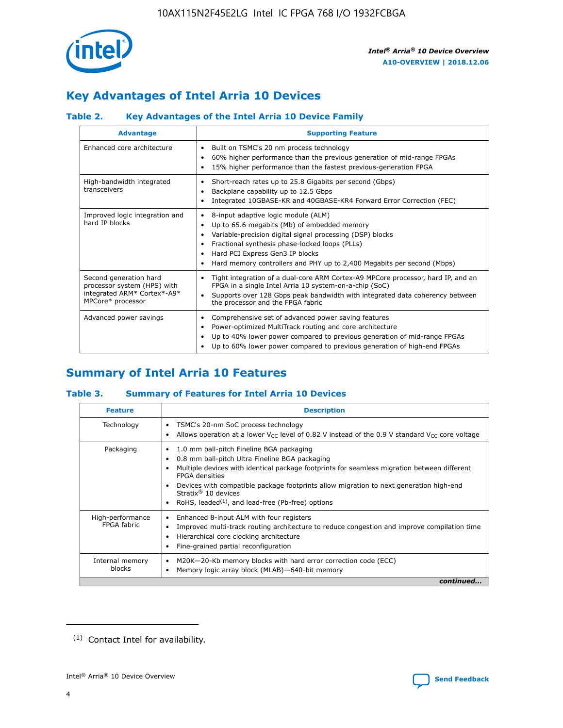# Key Advantages of Intel Arria 10 Devices

### Table 2. Key Advantages of the Intel Arria 10 Device Family

| Advantage | Supporting Feature |
| --- | --- |
| Enhanced core architecture | • Built on TSMC's 20 nm process technology<br>• 60% higher performance than the previous generation of mid-range FPGAs<br>• 15% higher performance than the fastest previous-generation FPGA |
| High-bandwidth integrated transceivers | • Short-reach rates up to 25.8 Gigabits per second (Gbps)<br>• Backplane capability up to 12.5 Gbps<br>• Integrated 10GBASE-KR and 40GBASE-KR4 Forward Error Correction (FEC) |
| Improved logic integration and hard IP blocks | • 8-input adaptive logic module (ALM)<br>• Up to 65.6 megabits (Mb) of embedded memory<br>• Variable-precision digital signal processing (DSP) blocks<br>• Fractional synthesis phase-locked loops (PLLs)<br>• Hard PCI Express Gen3 IP blocks<br>• Hard memory controllers and PHY up to 2,400 Megabits per second (Mbps) |
| Second generation hard processor system (HPS) with integrated ARM* Cortex*-A9* MPCore* processor | • Tight integration of a dual-core ARM Cortex-A9 MPCore processor, hard IP, and an FPGA in a single Intel Arria 10 system-on-a-chip (SoC)<br>• Supports over 128 Gbps peak bandwidth with integrated data coherency between the processor and the FPGA fabric |
| Advanced power savings | • Comprehensive set of advanced power saving features<br>• Power-optimized MultiTrack routing and core architecture<br>• Up to 40% lower power compared to previous generation of mid-range FPGAs<br>• Up to 60% lower power compared to previous generation of high-end FPGAs |

# Summary of Intel Arria 10 Features

### Table 3. Summary of Features for Intel Arria 10 Devices

| Feature | Description |
| --- | --- |
| Technology | • TSMC's 20-nm SoC process technology<br>• Allows operation at a lower $V_{CC}$ level of 0.82 V instead of the 0.9 V standard $V_{CC}$ core voltage |
| Packaging | • 1.0 mm ball-pitch Fineline BGA packaging<br>• 0.8 mm ball-pitch Ultra Fineline BGA packaging<br>• Multiple devices with identical package footprints for seamless migration between different FPGA densities<br>• Devices with compatible package footprints allow migration to next generation high-end Stratix® 10 devices<br>• RoHS, leaded[(1)], and lead-free (Pb-free) options |
| High-performance FPGA fabric | • Enhanced 8-input ALM with four registers<br>• Improved multi-track routing architecture to reduce congestion and improve compilation time<br>• Hierarchical core clocking architecture<br>• Fine-grained partial reconfiguration |
| Internal memory blocks | • M20K—20-Kb memory blocks with hard error correction code (ECC)<br>• Memory logic array block (MLAB)—640-bit memory |

*continued...*

(1) Contact Intel for availability.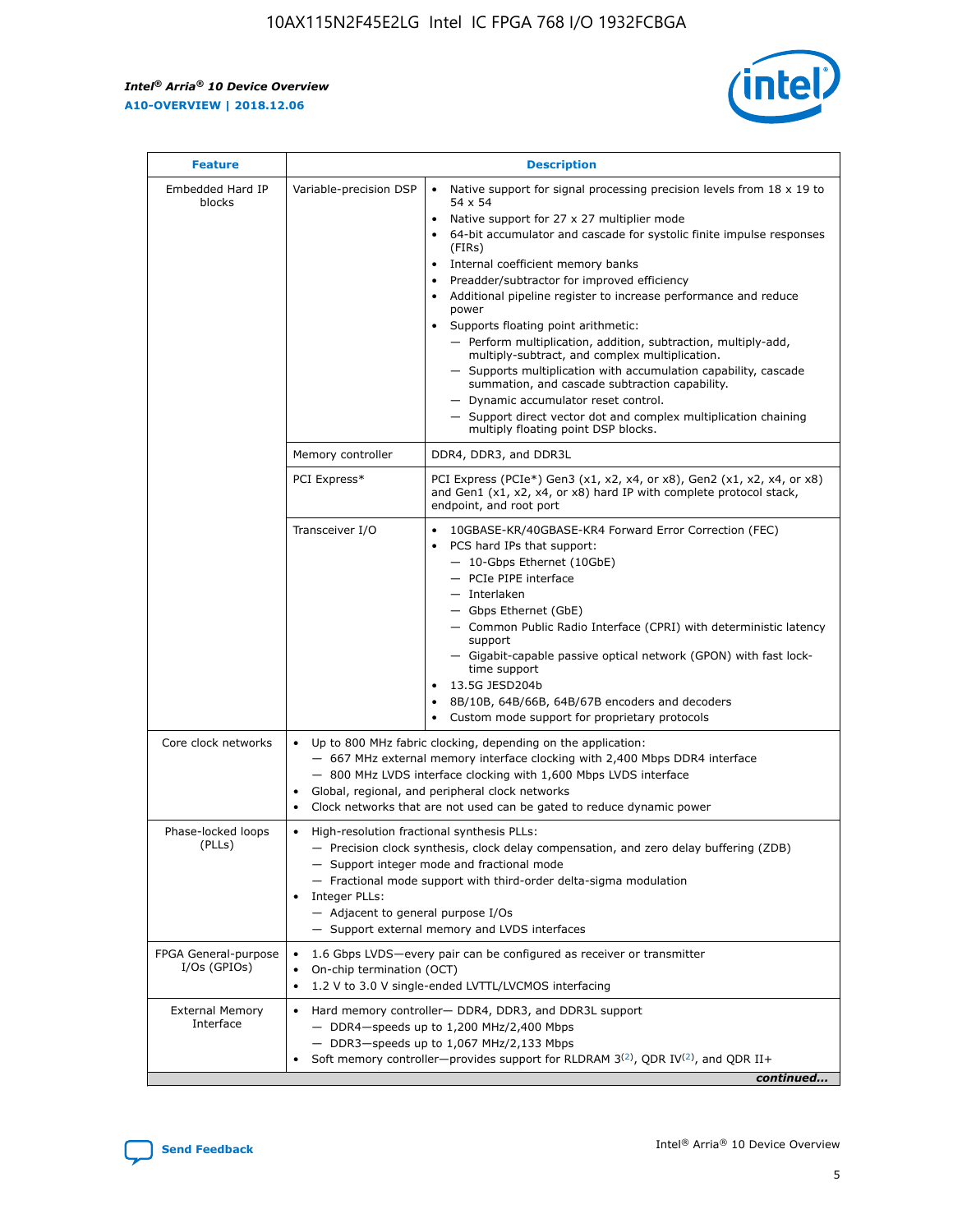| Feature | Description | |
|---|---|---|
| Embedded Hard IP blocks | Variable-precision DSP | • Native support for signal processing precision levels from 18 x 19 to 54 x 54<br>• Native support for 27 x 27 multiplier mode<br>• 64-bit accumulator and cascade for systolic finite impulse responses (FIRs)<br>• Internal coefficient memory banks<br>• Preadder/subtractor for improved efficiency<br>• Additional pipeline register to increase performance and reduce power<br>• Supports floating point arithmetic:<br>— Perform multiplication, addition, subtraction, multiply-add, multiply-subtract, and complex multiplication.<br>— Supports multiplication with accumulation capability, cascade summation, and cascade subtraction capability.<br>— Dynamic accumulator reset control.<br>— Support direct vector dot and complex multiplication chaining multiply floating point DSP blocks. |
| | Memory controller | DDR4, DDR3, and DDR3L |
| | PCI Express* | PCI Express (PCIe*) Gen3 (x1, x2, x4, or x8), Gen2 (x1, x2, x4, or x8) and Gen1 (x1, x2, x4, or x8) hard IP with complete protocol stack, endpoint, and root port |
| | Transceiver I/O | • 10GBASE-KR/40GBASE-KR4 Forward Error Correction (FEC)<br>• PCS hard IPs that support:<br>— 10-Gbps Ethernet (10GbE)<br>— PCIe PIPE interface<br>— Interlaken<br>— Gbps Ethernet (GbE)<br>— Common Public Radio Interface (CPRI) with deterministic latency support<br>— Gigabit-capable passive optical network (GPON) with fast lock-time support<br>• 13.5G JESD204b<br>• 8B/10B, 64B/66B, 64B/67B encoders and decoders<br>• Custom mode support for proprietary protocols |
| Core clock networks | • Up to 800 MHz fabric clocking, depending on the application:<br>— 667 MHz external memory interface clocking with 2,400 Mbps DDR4 interface<br>— 800 MHz LVDS interface clocking with 1,600 Mbps LVDS interface<br>• Global, regional, and peripheral clock networks<br>• Clock networks that are not used can be gated to reduce dynamic power | |
| Phase-locked loops (PLLs) | • High-resolution fractional synthesis PLLs:<br>— Precision clock synthesis, clock delay compensation, and zero delay buffering (ZDB)<br>— Support integer mode and fractional mode<br>— Fractional mode support with third-order delta-sigma modulation<br>• Integer PLLs:<br>— Adjacent to general purpose I/Os<br>— Support external memory and LVDS interfaces | |
| FPGA General-purpose I/Os (GPIOs) | • 1.6 Gbps LVDS—every pair can be configured as receiver or transmitter<br>• On-chip termination (OCT)<br>• 1.2 V to 3.0 V single-ended LVTTL/LVCMOS interfacing | |
| External Memory Interface | • Hard memory controller— DDR4, DDR3, and DDR3L support<br>— DDR4—speeds up to 1,200 MHz/2,400 Mbps<br>— DDR3—speeds up to 1,067 MHz/2,133 Mbps<br>• Soft memory controller—provides support for RLDRAM 3[(2)], QDR IV[(2)], and QDR II+ | |

*continued...*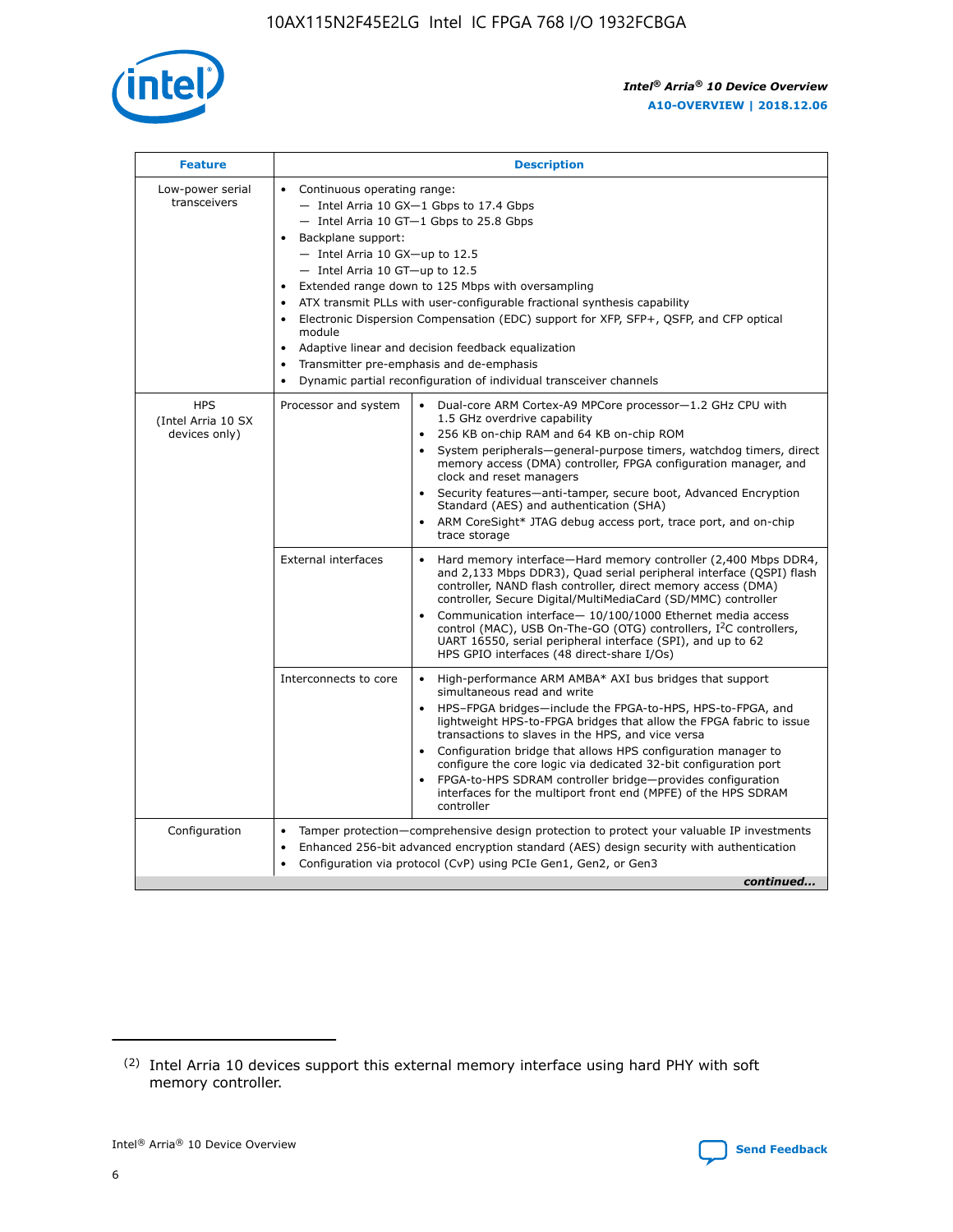| Feature | Description | |
|---|---|---|
| Low-power serial transceivers | • Continuous operating range:<br>— Intel Arria 10 GX—1 Gbps to 17.4 Gbps<br>— Intel Arria 10 GT—1 Gbps to 25.8 Gbps<br>• Backplane support:<br>— Intel Arria 10 GX—up to 12.5<br>— Intel Arria 10 GT—up to 12.5<br>• Extended range down to 125 Mbps with oversampling<br>• ATX transmit PLLs with user-configurable fractional synthesis capability<br>• Electronic Dispersion Compensation (EDC) support for XFP, SFP+, QSFP, and CFP optical module<br>• Adaptive linear and decision feedback equalization<br>• Transmitter pre-emphasis and de-emphasis<br>• Dynamic partial reconfiguration of individual transceiver channels | |
| HPS (Intel Arria 10 SX devices only) | Processor and system | • Dual-core ARM Cortex-A9 MPCore processor—1.2 GHz CPU with 1.5 GHz overdrive capability<br>• 256 KB on-chip RAM and 64 KB on-chip ROM<br>• System peripherals—general-purpose timers, watchdog timers, direct memory access (DMA) controller, FPGA configuration manager, and clock and reset managers<br>• Security features—anti-tamper, secure boot, Advanced Encryption Standard (AES) and authentication (SHA)<br>• ARM CoreSight* JTAG debug access port, trace port, and on-chip trace storage |
| | External interfaces | • Hard memory interface—Hard memory controller (2,400 Mbps DDR4, and 2,133 Mbps DDR3), Quad serial peripheral interface (QSPI) flash controller, NAND flash controller, direct memory access (DMA) controller, Secure Digital/MultiMediaCard (SD/MMC) controller<br>• Communication interface— 10/100/1000 Ethernet media access control (MAC), USB On-The-GO (OTG) controllers, I²C controllers, UART 16550, serial peripheral interface (SPI), and up to 62 HPS GPIO interfaces (48 direct-share I/Os) |
| | Interconnects to core | • High-performance ARM AMBA* AXI bus bridges that support simultaneous read and write<br>• HPS–FPGA bridges—include the FPGA-to-HPS, HPS-to-FPGA, and lightweight HPS-to-FPGA bridges that allow the FPGA fabric to issue transactions to slaves in the HPS, and vice versa<br>• Configuration bridge that allows HPS configuration manager to configure the core logic via dedicated 32-bit configuration port<br>• FPGA-to-HPS SDRAM controller bridge—provides configuration interfaces for the multiport front end (MPFE) of the HPS SDRAM controller |
| Configuration | • Tamper protection—comprehensive design protection to protect your valuable IP investments<br>• Enhanced 256-bit advanced encryption standard (AES) design security with authentication<br>• Configuration via protocol (CvP) using PCIe Gen1, Gen2, or Gen3 | |

*continued...*

(2) Intel Arria 10 devices support this external memory interface using hard PHY with soft memory controller.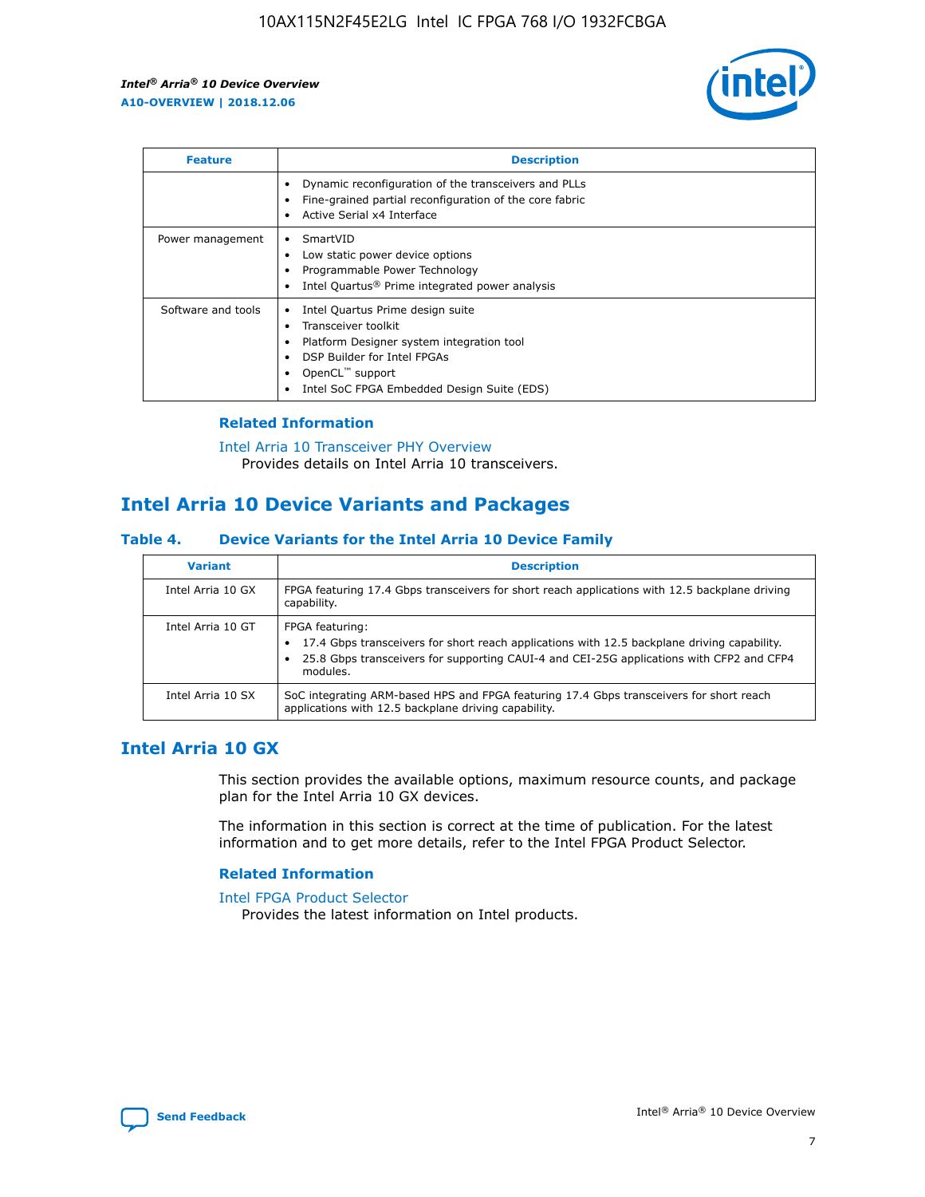| Feature | Description |
| --- | --- |
| | • Dynamic reconfiguration of the transceivers and PLLs<br>• Fine-grained partial reconfiguration of the core fabric<br>• Active Serial x4 Interface |
| Power management | • SmartVID<br>• Low static power device options<br>• Programmable Power Technology<br>• Intel Quartus® Prime integrated power analysis |
| Software and tools | • Intel Quartus Prime design suite<br>• Transceiver toolkit<br>• Platform Designer system integration tool<br>• DSP Builder for Intel FPGAs<br>• OpenCL™ support<br>• Intel SoC FPGA Embedded Design Suite (EDS) |

### Related Information

Intel Arria 10 Transceiver PHY Overview
Provides details on Intel Arria 10 transceivers.

## Intel Arria 10 Device Variants and Packages

### Table 4. Device Variants for the Intel Arria 10 Device Family

| Variant | Description |
| --- | --- |
| Intel Arria 10 GX | FPGA featuring 17.4 Gbps transceivers for short reach applications with 12.5 backplane driving capability. |
| Intel Arria 10 GT | FPGA featuring:<br>• 17.4 Gbps transceivers for short reach applications with 12.5 backplane driving capability.<br>• 25.8 Gbps transceivers for supporting CAUI-4 and CEI-25G applications with CFP2 and CFP4 modules. |
| Intel Arria 10 SX | SoC integrating ARM-based HPS and FPGA featuring 17.4 Gbps transceivers for short reach applications with 12.5 backplane driving capability. |

## Intel Arria 10 GX

This section provides the available options, maximum resource counts, and package plan for the Intel Arria 10 GX devices.

The information in this section is correct at the time of publication. For the latest information and to get more details, refer to the Intel FPGA Product Selector.

### Related Information

Intel FPGA Product Selector
Provides the latest information on Intel products.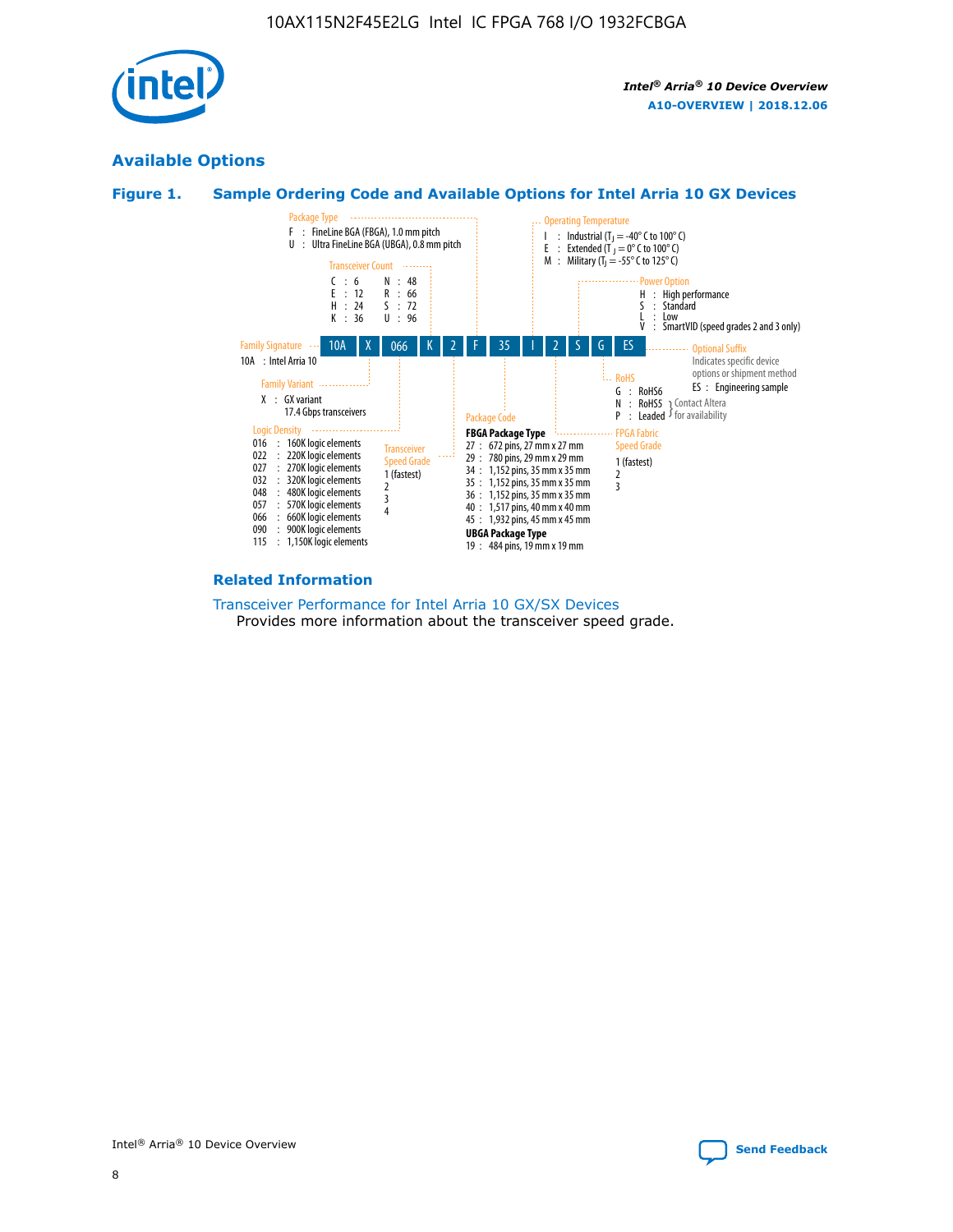## Available Options

### Figure 1. Sample Ordering Code and Available Options for Intel Arria 10 GX Devices

| 10A | X | 066 | K | 2 | F | 35 | I | 2 | S | G | ES |
|---|---|---|---|---|---|---|---|---|---|---|---|

**Family Signature**
10A : Intel Arria 10

**Family Variant**
X : GX variant
17.4 Gbps transceivers

**Logic Density**
- 016 : 160K logic elements
- 022 : 220K logic elements
- 027 : 270K logic elements
- 032 : 320K logic elements
- 048 : 480K logic elements
- 057 : 570K logic elements
- 066 : 660K logic elements
- 090 : 900K logic elements
- 115 : 1,150K logic elements

**Transceiver Count**
- C : 6
- E : 12
- H : 24
- K : 36
- N : 48
- R : 66
- S : 72
- U : 96

**Transceiver Speed Grade**
1 (fastest)
2
3
4

**Package Type**
- F : FineLine BGA (FBGA), 1.0 mm pitch
- U : Ultra FineLine BGA (UBGA), 0.8 mm pitch

**Package Code**

**FBGA Package Type**
- 27 : 672 pins, 27 mm x 27 mm
- 29 : 780 pins, 29 mm x 29 mm
- 34 : 1,152 pins, 35 mm x 35 mm
- 35 : 1,152 pins, 35 mm x 35 mm
- 36 : 1,152 pins, 35 mm x 35 mm
- 40 : 1,517 pins, 40 mm x 40 mm
- 45 : 1,932 pins, 45 mm x 45 mm

**UBGA Package Type**
- 19 : 484 pins, 19 mm x 19 mm

**Operating Temperature**
- I : Industrial ($T_J$ = -40° C to 100° C)
- E : Extended ($T_J$ = 0° C to 100° C)
- M : Military ($T_J$ = -55° C to 125° C)

**FPGA Fabric Speed Grade**
1 (fastest)
2
3

**Power Option**
- H : High performance
- S : Standard
- L : Low
- V : SmartVID (speed grades 2 and 3 only)

**RoHS**
- G : RoHS6
- N : RoHS5 } Contact Altera for availability
- P : Leaded } Contact Altera for availability

**Optional Suffix**
Indicates specific device options or shipment method
ES : Engineering sample

### Related Information

Transceiver Performance for Intel Arria 10 GX/SX Devices
Provides more information about the transceiver speed grade.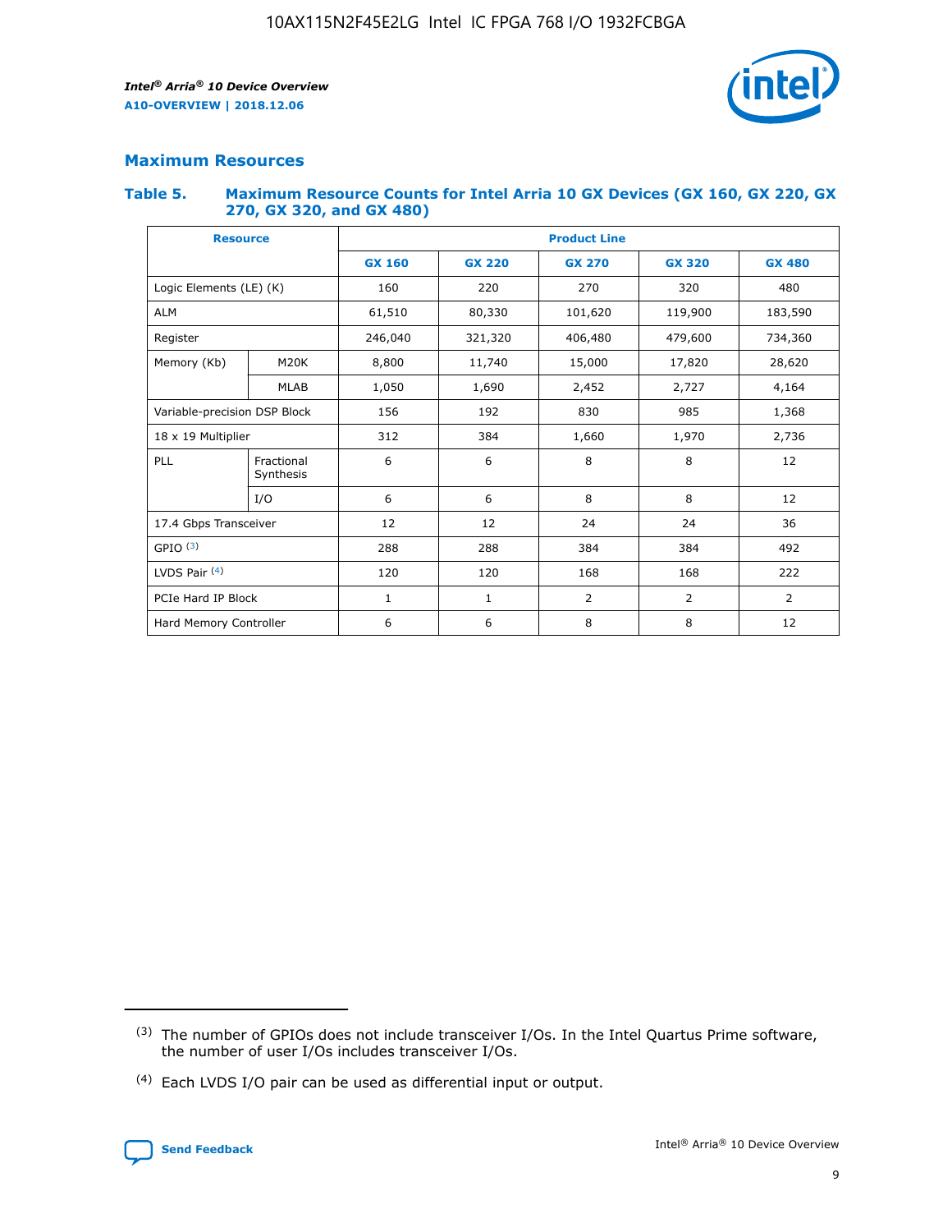## Maximum Resources

### Table 5. Maximum Resource Counts for Intel Arria 10 GX Devices (GX 160, GX 220, GX 270, GX 320, and GX 480)

| Resource | | Product Line | | | | |
|---|---|---|---|---|---|---|
| | | GX 160 | GX 220 | GX 270 | GX 320 | GX 480 |
| Logic Elements (LE) (K) | | 160 | 220 | 270 | 320 | 480 |
| ALM | | 61,510 | 80,330 | 101,620 | 119,900 | 183,590 |
| Register | | 246,040 | 321,320 | 406,480 | 479,600 | 734,360 |
| Memory (Kb) | M20K | 8,800 | 11,740 | 15,000 | 17,820 | 28,620 |
| | MLAB | 1,050 | 1,690 | 2,452 | 2,727 | 4,164 |
| Variable-precision DSP Block | | 156 | 192 | 830 | 985 | 1,368 |
| 18 x 19 Multiplier | | 312 | 384 | 1,660 | 1,970 | 2,736 |
| PLL | Fractional Synthesis | 6 | 6 | 8 | 8 | 12 |
| | I/O | 6 | 6 | 8 | 8 | 12 |
| 17.4 Gbps Transceiver | | 12 | 12 | 24 | 24 | 36 |
| GPIO [(3)] | | 288 | 288 | 384 | 384 | 492 |
| LVDS Pair [(4)] | | 120 | 120 | 168 | 168 | 222 |
| PCIe Hard IP Block | | 1 | 1 | 2 | 2 | 2 |
| Hard Memory Controller | | 6 | 6 | 8 | 8 | 12 |

(3) The number of GPIOs does not include transceiver I/Os. In the Intel Quartus Prime software, the number of user I/Os includes transceiver I/Os.

(4) Each LVDS I/O pair can be used as differential input or output.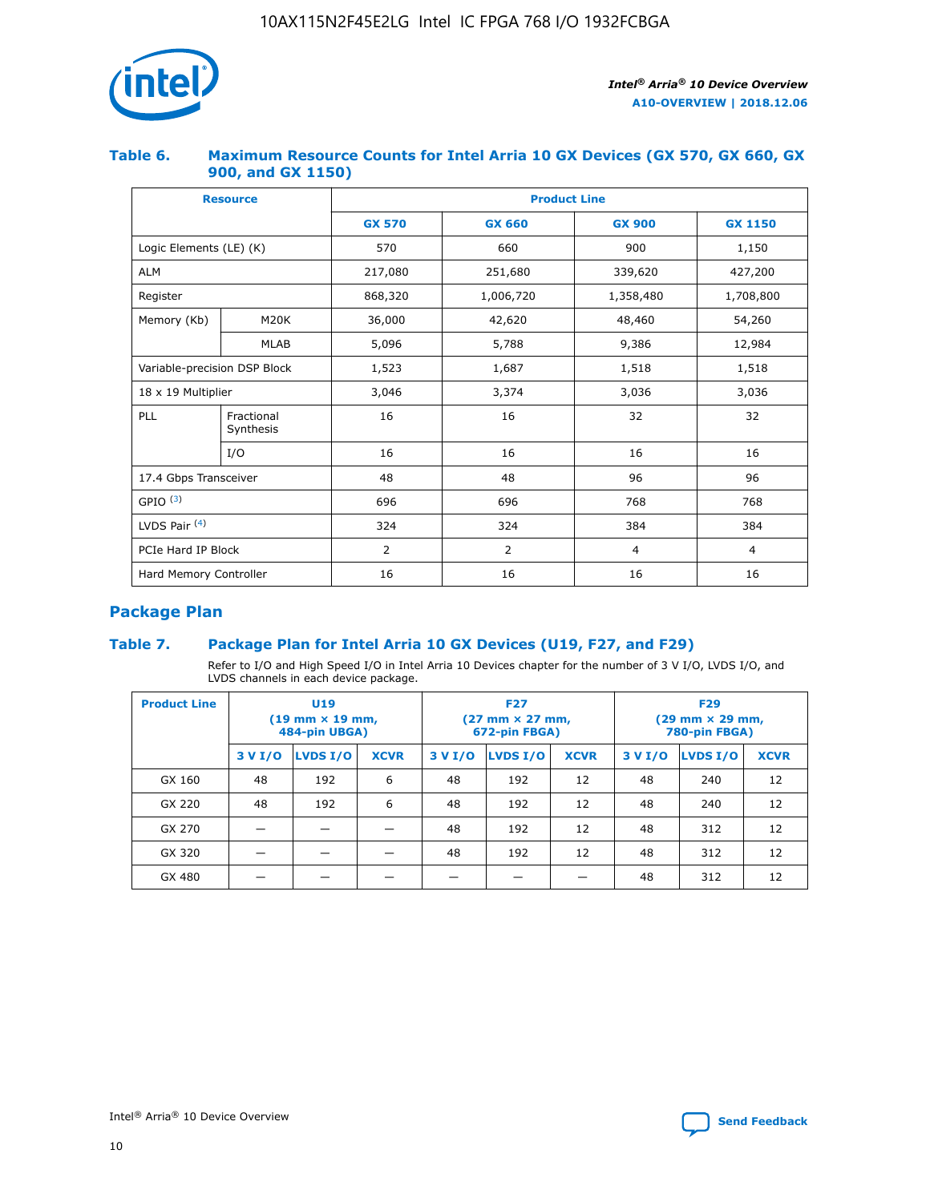## Table 6. Maximum Resource Counts for Intel Arria 10 GX Devices (GX 570, GX 660, GX 900, and GX 1150)

| Resource | | Product Line | | | |
|---|---|---|---|---|---|
| | | GX 570 | GX 660 | GX 900 | GX 1150 |
| Logic Elements (LE) (K) | | 570 | 660 | 900 | 1,150 |
| ALM | | 217,080 | 251,680 | 339,620 | 427,200 |
| Register | | 868,320 | 1,006,720 | 1,358,480 | 1,708,800 |
| Memory (Kb) | M20K | 36,000 | 42,620 | 48,460 | 54,260 |
| | MLAB | 5,096 | 5,788 | 9,386 | 12,984 |
| Variable-precision DSP Block | | 1,523 | 1,687 | 1,518 | 1,518 |
| 18 x 19 Multiplier | | 3,046 | 3,374 | 3,036 | 3,036 |
| PLL | Fractional Synthesis | 16 | 16 | 32 | 32 |
| | I/O | 16 | 16 | 16 | 16 |
| 17.4 Gbps Transceiver | | 48 | 48 | 96 | 96 |
| GPIO [(3)] | | 696 | 696 | 768 | 768 |
| LVDS Pair [(4)] | | 324 | 324 | 384 | 384 |
| PCIe Hard IP Block | | 2 | 2 | 4 | 4 |
| Hard Memory Controller | | 16 | 16 | 16 | 16 |

## Package Plan

## Table 7. Package Plan for Intel Arria 10 GX Devices (U19, F27, and F29)

Refer to I/O and High Speed I/O in Intel Arria 10 Devices chapter for the number of 3 V I/O, LVDS I/O, and LVDS channels in each device package.

| Product Line | U19 (19 mm × 19 mm, 484-pin UBGA) | | | F27 (27 mm × 27 mm, 672-pin FBGA) | | | F29 (29 mm × 29 mm, 780-pin FBGA) | | |
|---|---|---|---|---|---|---|---|---|---|
| | 3 V I/O | LVDS I/O | XCVR | 3 V I/O | LVDS I/O | XCVR | 3 V I/O | LVDS I/O | XCVR |
| GX 160 | 48 | 192 | 6 | 48 | 192 | 12 | 48 | 240 | 12 |
| GX 220 | 48 | 192 | 6 | 48 | 192 | 12 | 48 | 240 | 12 |
| GX 270 | — | — | — | 48 | 192 | 12 | 48 | 312 | 12 |
| GX 320 | — | — | — | 48 | 192 | 12 | 48 | 312 | 12 |
| GX 480 | — | — | — | — | — | — | 48 | 312 | 12 |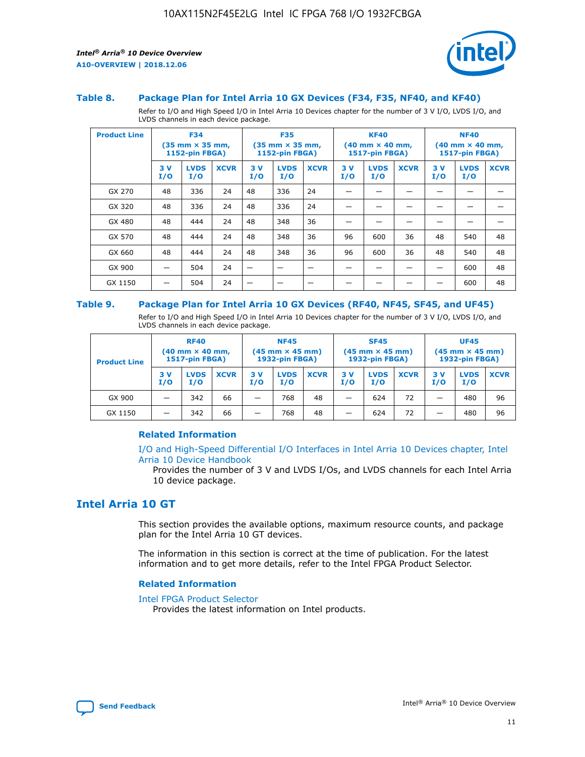### Table 8. Package Plan for Intel Arria 10 GX Devices (F34, F35, NF40, and KF40)

Refer to I/O and High Speed I/O in Intel Arria 10 Devices chapter for the number of 3 V I/O, LVDS I/O, and LVDS channels in each device package.

| Product Line | F34 (35 mm × 35 mm, 1152-pin FBGA) | | | F35 (35 mm × 35 mm, 1152-pin FBGA) | | | KF40 (40 mm × 40 mm, 1517-pin FBGA) | | | NF40 (40 mm × 40 mm, 1517-pin FBGA) | | |
|---|---|---|---|---|---|---|---|---|---|---|---|---|
| | 3 V I/O | LVDS I/O | XCVR | 3 V I/O | LVDS I/O | XCVR | 3 V I/O | LVDS I/O | XCVR | 3 V I/O | LVDS I/O | XCVR |
| GX 270 | 48 | 336 | 24 | 48 | 336 | 24 | — | — | — | — | — | — |
| GX 320 | 48 | 336 | 24 | 48 | 336 | 24 | — | — | — | — | — | — |
| GX 480 | 48 | 444 | 24 | 48 | 348 | 36 | — | — | — | — | — | — |
| GX 570 | 48 | 444 | 24 | 48 | 348 | 36 | 96 | 600 | 36 | 48 | 540 | 48 |
| GX 660 | 48 | 444 | 24 | 48 | 348 | 36 | 96 | 600 | 36 | 48 | 540 | 48 |
| GX 900 | — | 504 | 24 | — | — | — | — | — | — | — | 600 | 48 |
| GX 1150 | — | 504 | 24 | — | — | — | — | — | — | — | 600 | 48 |

### Table 9. Package Plan for Intel Arria 10 GX Devices (RF40, NF45, SF45, and UF45)

Refer to I/O and High Speed I/O in Intel Arria 10 Devices chapter for the number of 3 V I/O, LVDS I/O, and LVDS channels in each device package.

| Product Line | RF40 (40 mm × 40 mm, 1517-pin FBGA) | | | NF45 (45 mm × 45 mm) 1932-pin FBGA) | | | SF45 (45 mm × 45 mm) 1932-pin FBGA) | | | UF45 (45 mm × 45 mm) 1932-pin FBGA) | | |
|---|---|---|---|---|---|---|---|---|---|---|---|---|
| | 3 V I/O | LVDS I/O | XCVR | 3 V I/O | LVDS I/O | XCVR | 3 V I/O | LVDS I/O | XCVR | 3 V I/O | LVDS I/O | XCVR |
| GX 900 | — | 342 | 66 | — | 768 | 48 | — | 624 | 72 | — | 480 | 96 |
| GX 1150 | — | 342 | 66 | — | 768 | 48 | — | 624 | 72 | — | 480 | 96 |

#### Related Information

I/O and High-Speed Differential I/O Interfaces in Intel Arria 10 Devices chapter, Intel Arria 10 Device Handbook
Provides the number of 3 V and LVDS I/Os, and LVDS channels for each Intel Arria 10 device package.

## Intel Arria 10 GT

This section provides the available options, maximum resource counts, and package plan for the Intel Arria 10 GT devices.

The information in this section is correct at the time of publication. For the latest information and to get more details, refer to the Intel FPGA Product Selector.

#### Related Information

Intel FPGA Product Selector
Provides the latest information on Intel products.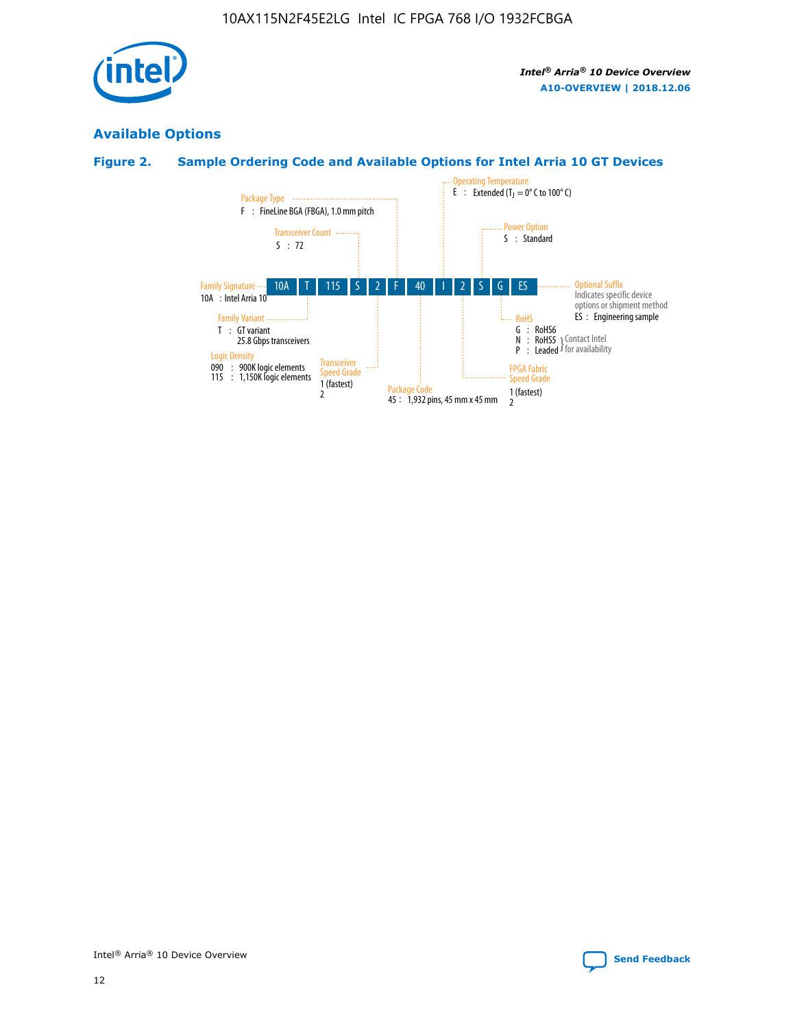## Available Options

### Figure 2. Sample Ordering Code and Available Options for Intel Arria 10 GT Devices

| 10A | T | 115 | S | 2 | F | 40 | I | 2 | S | G | ES |
|---|---|---|---|---|---|---|---|---|---|---|---|

**Family Signature**
10A : Intel Arria 10

**Family Variant**
T : GT variant
25.8 Gbps transceivers

**Logic Density**
090 : 900K logic elements
115 : 1,150K logic elements

**Transceiver Count**
S : 72

**Transceiver Speed Grade**
1 (fastest)
2

**Package Type**
F : FineLine BGA (FBGA), 1.0 mm pitch

**Package Code**
45 : 1,932 pins, 45 mm x 45 mm

**Operating Temperature**
E : Extended ($T_J$ = 0° C to 100° C)

**FPGA Fabric Speed Grade**
1 (fastest)
2

**Power Option**
S : Standard

**RoHS**
G : RoHS6
N : RoHS5 } Contact Intel for availability
P : Leaded } Contact Intel for availability

**Optional Suffix**
Indicates specific device options or shipment method
ES : Engineering sample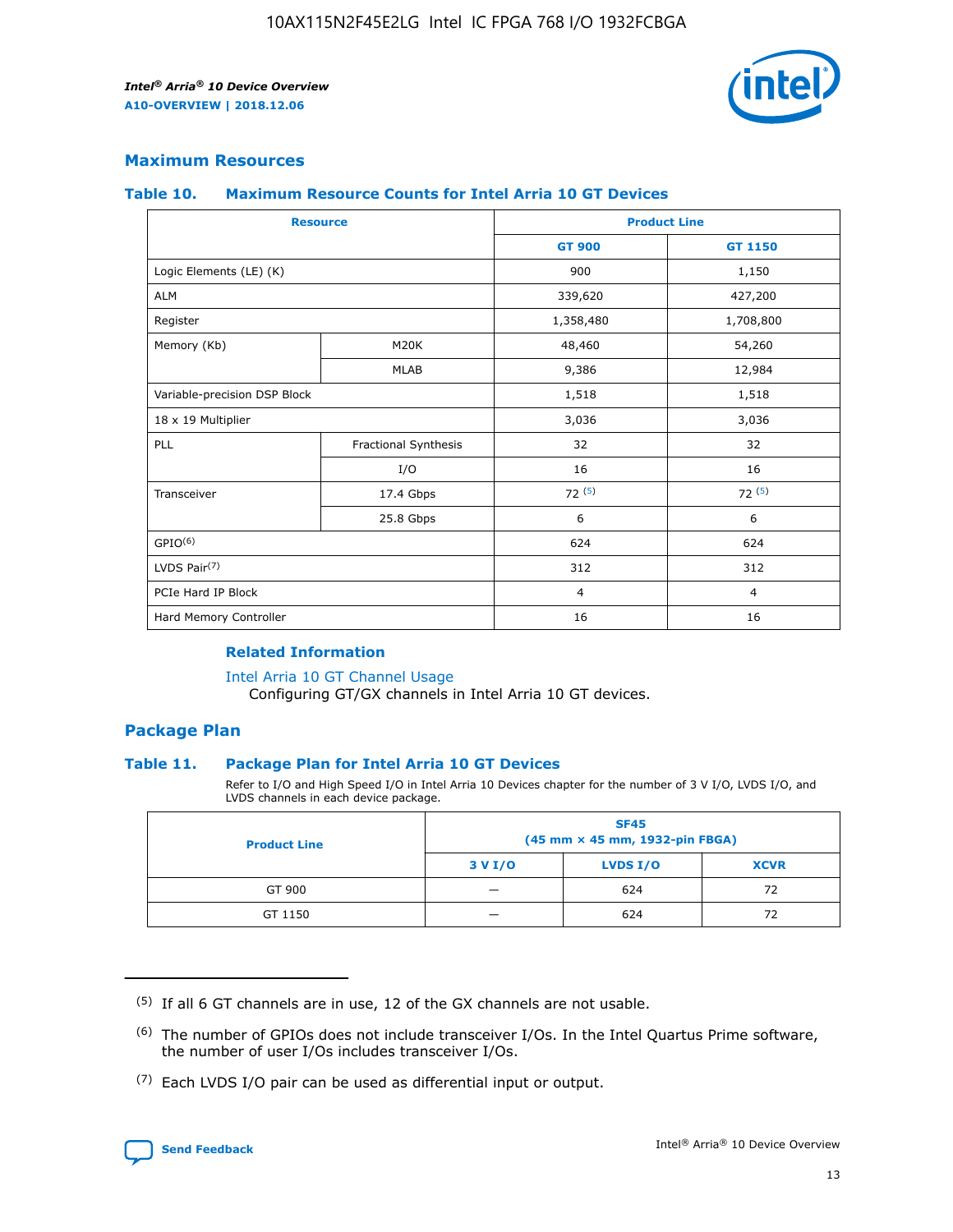## Maximum Resources

### Table 10. Maximum Resource Counts for Intel Arria 10 GT Devices

| Resource | | Product Line | |
|---|---|---|---|
| | | GT 900 | GT 1150 |
| Logic Elements (LE) (K) | | 900 | 1,150 |
| ALM | | 339,620 | 427,200 |
| Register | | 1,358,480 | 1,708,800 |
| Memory (Kb) | M20K | 48,460 | 54,260 |
| | MLAB | 9,386 | 12,984 |
| Variable-precision DSP Block | | 1,518 | 1,518 |
| 18 x 19 Multiplier | | 3,036 | 3,036 |
| PLL | Fractional Synthesis | 32 | 32 |
| | I/O | 16 | 16 |
| Transceiver | 17.4 Gbps | 72 [5] | 72 [5] |
| | 25.8 Gbps | 6 | 6 |
| GPIO[6] | | 624 | 624 |
| LVDS Pair[7] | | 312 | 312 |
| PCIe Hard IP Block | | 4 | 4 |
| Hard Memory Controller | | 16 | 16 |

#### Related Information

Intel Arria 10 GT Channel Usage
Configuring GT/GX channels in Intel Arria 10 GT devices.

## Package Plan

### Table 11. Package Plan for Intel Arria 10 GT Devices

Refer to I/O and High Speed I/O in Intel Arria 10 Devices chapter for the number of 3 V I/O, LVDS I/O, and LVDS channels in each device package.

| Product Line | SF45 (45 mm × 45 mm, 1932-pin FBGA) | | |
|---|---|---|---|
| | 3 V I/O | LVDS I/O | XCVR |
| GT 900 | — | 624 | 72 |
| GT 1150 | — | 624 | 72 |

(5) If all 6 GT channels are in use, 12 of the GX channels are not usable.

(6) The number of GPIOs does not include transceiver I/Os. In the Intel Quartus Prime software, the number of user I/Os includes transceiver I/Os.

(7) Each LVDS I/O pair can be used as differential input or output.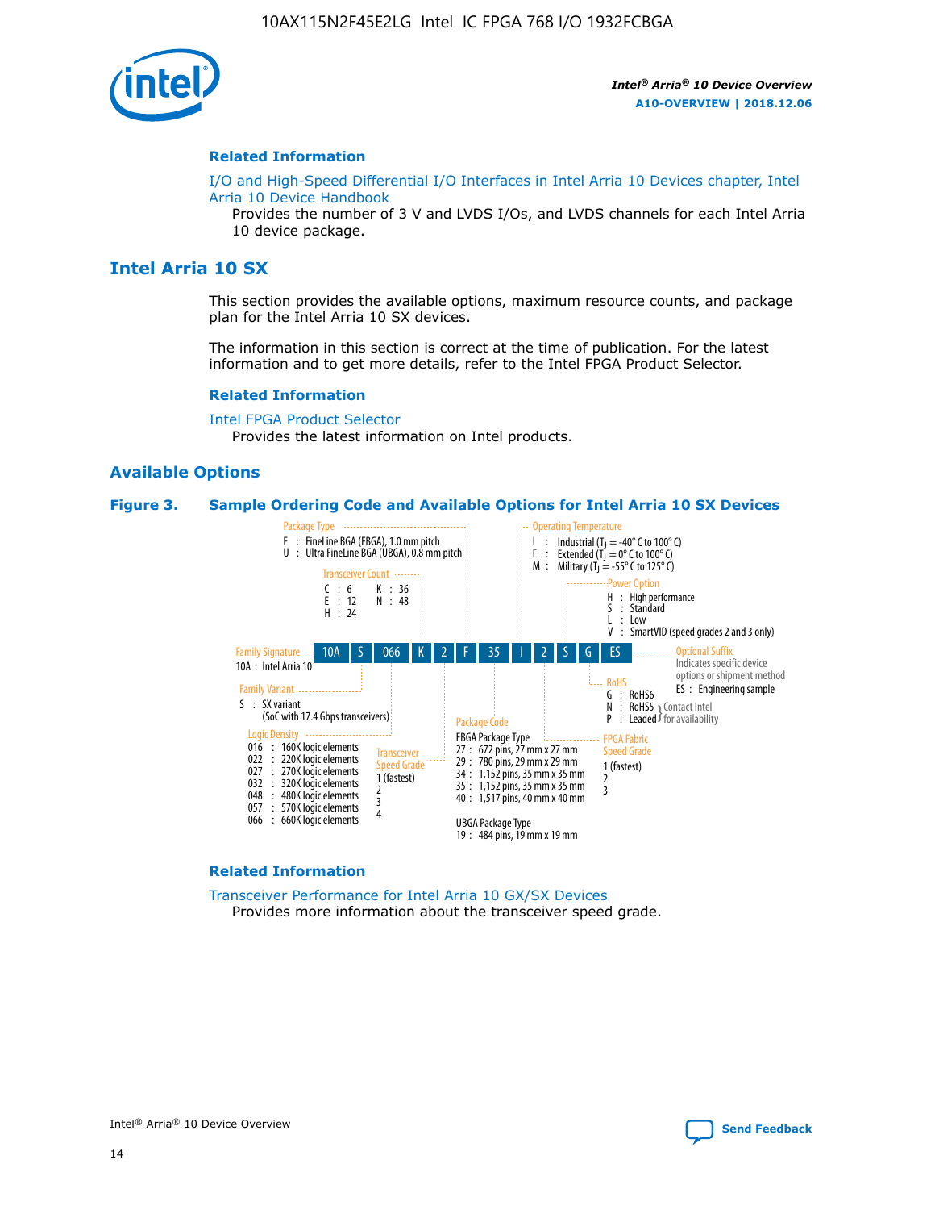## Related Information

I/O and High-Speed Differential I/O Interfaces in Intel Arria 10 Devices chapter, Intel Arria 10 Device Handbook

Provides the number of 3 V and LVDS I/Os, and LVDS channels for each Intel Arria 10 device package.

# Intel Arria 10 SX

This section provides the available options, maximum resource counts, and package plan for the Intel Arria 10 SX devices.

The information in this section is correct at the time of publication. For the latest information and to get more details, refer to the Intel FPGA Product Selector.

## Related Information

Intel FPGA Product Selector

Provides the latest information on Intel products.

## Available Options

**Figure 3. Sample Ordering Code and Available Options for Intel Arria 10 SX Devices**

Sample ordering code: 10A S 066 K 2 F 35 I 2 S G ES

- **Family Signature**
  - 10A : Intel Arria 10
- **Family Variant**
  - S : SX variant (SoC with 17.4 Gbps transceivers)
- **Logic Density**
  - 016 : 160K logic elements
  - 022 : 220K logic elements
  - 027 : 270K logic elements
  - 032 : 320K logic elements
  - 048 : 480K logic elements
  - 057 : 570K logic elements
  - 066 : 660K logic elements
- **Transceiver Count**
  - C : 6
  - E : 12
  - H : 24
  - K : 36
  - N : 48
- **Transceiver Speed Grade**
  - 1 (fastest)
  - 2
  - 3
  - 4
- **Package Type**
  - F : FineLine BGA (FBGA), 1.0 mm pitch
  - U : Ultra FineLine BGA (UBGA), 0.8 mm pitch
- **Package Code**
  - FBGA Package Type
    - 27 : 672 pins, 27 mm x 27 mm
    - 29 : 780 pins, 29 mm x 29 mm
    - 34 : 1,152 pins, 35 mm x 35 mm
    - 35 : 1,152 pins, 35 mm x 35 mm
    - 40 : 1,517 pins, 40 mm x 40 mm
  - UBGA Package Type
    - 19 : 484 pins, 19 mm x 19 mm
- **Operating Temperature**
  - I : Industrial ($T_J$ = -40° C to 100° C)
  - E : Extended ($T_J$ = 0° C to 100° C)
  - M : Military ($T_J$ = -55° C to 125° C)
- **FPGA Fabric Speed Grade**
  - 1 (fastest)
  - 2
  - 3
- **Power Option**
  - H : High performance
  - S : Standard
  - L : Low
  - V : SmartVID (speed grades 2 and 3 only)
- **RoHS**
  - G : RoHS6
  - N : RoHS5 (Contact Intel for availability)
  - P : Leaded (Contact Intel for availability)
- **Optional Suffix**
  - Indicates specific device options or shipment method
  - ES : Engineering sample

## Related Information

Transceiver Performance for Intel Arria 10 GX/SX Devices

Provides more information about the transceiver speed grade.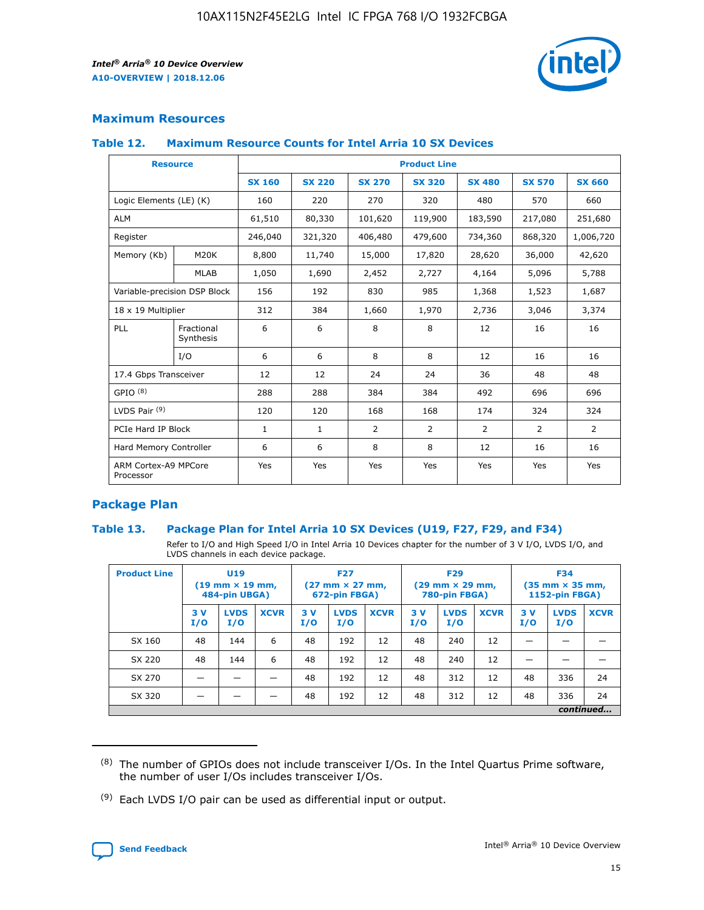## Maximum Resources

### Table 12. Maximum Resource Counts for Intel Arria 10 SX Devices

| Resource | | Product Line | | | | | | |
|---|---|---|---|---|---|---|---|---|
| | | SX 160 | SX 220 | SX 270 | SX 320 | SX 480 | SX 570 | SX 660 |
| Logic Elements (LE) (K) | | 160 | 220 | 270 | 320 | 480 | 570 | 660 |
| ALM | | 61,510 | 80,330 | 101,620 | 119,900 | 183,590 | 217,080 | 251,680 |
| Register | | 246,040 | 321,320 | 406,480 | 479,600 | 734,360 | 868,320 | 1,006,720 |
| Memory (Kb) | M20K | 8,800 | 11,740 | 15,000 | 17,820 | 28,620 | 36,000 | 42,620 |
| | MLAB | 1,050 | 1,690 | 2,452 | 2,727 | 4,164 | 5,096 | 5,788 |
| Variable-precision DSP Block | | 156 | 192 | 830 | 985 | 1,368 | 1,523 | 1,687 |
| 18 x 19 Multiplier | | 312 | 384 | 1,660 | 1,970 | 2,736 | 3,046 | 3,374 |
| PLL | Fractional Synthesis | 6 | 6 | 8 | 8 | 12 | 16 | 16 |
| | I/O | 6 | 6 | 8 | 8 | 12 | 16 | 16 |
| 17.4 Gbps Transceiver | | 12 | 12 | 24 | 24 | 36 | 48 | 48 |
| GPIO (8) | | 288 | 288 | 384 | 384 | 492 | 696 | 696 |
| LVDS Pair (9) | | 120 | 120 | 168 | 168 | 174 | 324 | 324 |
| PCIe Hard IP Block | | 1 | 1 | 2 | 2 | 2 | 2 | 2 |
| Hard Memory Controller | | 6 | 6 | 8 | 8 | 12 | 16 | 16 |
| ARM Cortex-A9 MPCore Processor | | Yes | Yes | Yes | Yes | Yes | Yes | Yes |

## Package Plan

### Table 13. Package Plan for Intel Arria 10 SX Devices (U19, F27, F29, and F34)

Refer to I/O and High Speed I/O in Intel Arria 10 Devices chapter for the number of 3 V I/O, LVDS I/O, and LVDS channels in each device package.

| Product Line | U19 (19 mm × 19 mm, 484-pin UBGA) | | | F27 (27 mm × 27 mm, 672-pin FBGA) | | | F29 (29 mm × 29 mm, 780-pin FBGA) | | | F34 (35 mm × 35 mm, 1152-pin FBGA) | | |
|---|---|---|---|---|---|---|---|---|---|---|---|---|
| | 3 V I/O | LVDS I/O | XCVR | 3 V I/O | LVDS I/O | XCVR | 3 V I/O | LVDS I/O | XCVR | 3 V I/O | LVDS I/O | XCVR |
| SX 160 | 48 | 144 | 6 | 48 | 192 | 12 | 48 | 240 | 12 | — | — | — |
| SX 220 | 48 | 144 | 6 | 48 | 192 | 12 | 48 | 240 | 12 | — | — | — |
| SX 270 | — | — | — | 48 | 192 | 12 | 48 | 312 | 12 | 48 | 336 | 24 |
| SX 320 | — | — | — | 48 | 192 | 12 | 48 | 312 | 12 | 48 | 336 | 24 |

*continued...*

(8) The number of GPIOs does not include transceiver I/Os. In the Intel Quartus Prime software, the number of user I/Os includes transceiver I/Os.

(9) Each LVDS I/O pair can be used as differential input or output.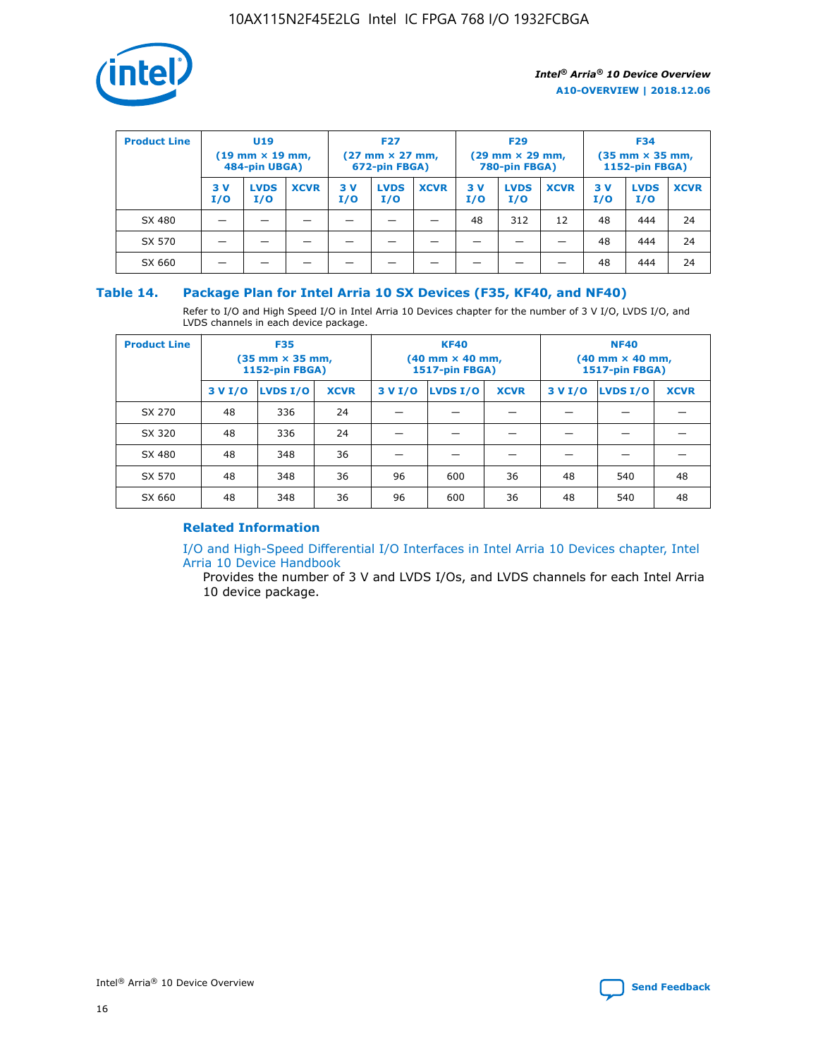| Product Line | U19 (19 mm × 19 mm, 484-pin UBGA) | | | F27 (27 mm × 27 mm, 672-pin FBGA) | | | F29 (29 mm × 29 mm, 780-pin FBGA) | | | F34 (35 mm × 35 mm, 1152-pin FBGA) | | |
|---|---|---|---|---|---|---|---|---|---|---|---|---|
| | 3 V I/O | LVDS I/O | XCVR | 3 V I/O | LVDS I/O | XCVR | 3 V I/O | LVDS I/O | XCVR | 3 V I/O | LVDS I/O | XCVR |
| SX 480 | — | — | — | — | — | — | 48 | 312 | 12 | 48 | 444 | 24 |
| SX 570 | — | — | — | — | — | — | — | — | — | 48 | 444 | 24 |
| SX 660 | — | — | — | — | — | — | — | — | — | 48 | 444 | 24 |

## Table 14. Package Plan for Intel Arria 10 SX Devices (F35, KF40, and NF40)

Refer to I/O and High Speed I/O in Intel Arria 10 Devices chapter for the number of 3 V I/O, LVDS I/O, and LVDS channels in each device package.

| Product Line | F35 (35 mm × 35 mm, 1152-pin FBGA) | | | KF40 (40 mm × 40 mm, 1517-pin FBGA) | | | NF40 (40 mm × 40 mm, 1517-pin FBGA) | | |
|---|---|---|---|---|---|---|---|---|---|
| | 3 V I/O | LVDS I/O | XCVR | 3 V I/O | LVDS I/O | XCVR | 3 V I/O | LVDS I/O | XCVR |
| SX 270 | 48 | 336 | 24 | — | — | — | — | — | — |
| SX 320 | 48 | 336 | 24 | — | — | — | — | — | — |
| SX 480 | 48 | 348 | 36 | — | — | — | — | — | — |
| SX 570 | 48 | 348 | 36 | 96 | 600 | 36 | 48 | 540 | 48 |
| SX 660 | 48 | 348 | 36 | 96 | 600 | 36 | 48 | 540 | 48 |

### Related Information

I/O and High-Speed Differential I/O Interfaces in Intel Arria 10 Devices chapter, Intel Arria 10 Device Handbook

Provides the number of 3 V and LVDS I/Os, and LVDS channels for each Intel Arria 10 device package.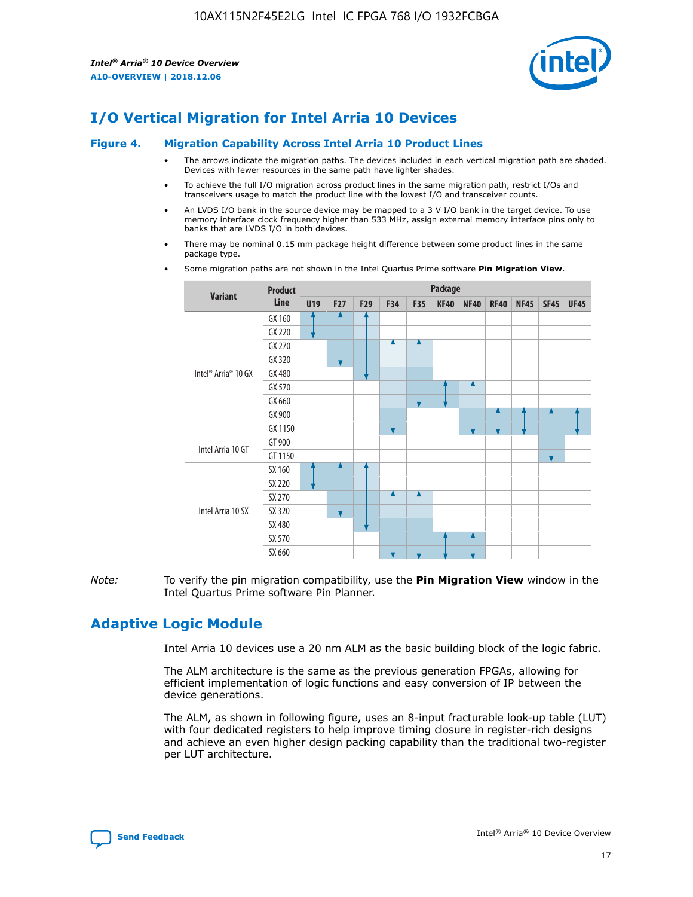# I/O Vertical Migration for Intel Arria 10 Devices

**Figure 4. Migration Capability Across Intel Arria 10 Product Lines**

- The arrows indicate the migration paths. The devices included in each vertical migration path are shaded. Devices with fewer resources in the same path have lighter shades.
- To achieve the full I/O migration across product lines in the same migration path, restrict I/Os and transceivers usage to match the product line with the lowest I/O and transceiver counts.
- An LVDS I/O bank in the source device may be mapped to a 3 V I/O bank in the target device. To use memory interface clock frequency higher than 533 MHz, assign external memory interface pins only to banks that are LVDS I/O in both devices.
- There may be nominal 0.15 mm package height difference between some product lines in the same package type.
- Some migration paths are not shown in the Intel Quartus Prime software **Pin Migration View**.

| Variant | Product Line | Package | | | | | | | | | | |
|---|---|---|---|---|---|---|---|---|---|---|---|---|
| | | U19 | F27 | F29 | F34 | F35 | KF40 | NF40 | RF40 | NF45 | SF45 | UF45 |
| Intel® Arria® 10 GX | GX 160 | | | | | | | | | | | |
| | GX 220 | | | | | | | | | | | |
| | GX 270 | | | | | | | | | | | |
| | GX 320 | | | | | | | | | | | |
| | GX 480 | | | | | | | | | | | |
| | GX 570 | | | | | | | | | | | |
| | GX 660 | | | | | | | | | | | |
| | GX 900 | | | | | | | | | | | |
| | GX 1150 | | | | | | | | | | | |
| Intel Arria 10 GT | GT 900 | | | | | | | | | | | |
| | GT 1150 | | | | | | | | | | | |
| Intel Arria 10 SX | SX 160 | | | | | | | | | | | |
| | SX 220 | | | | | | | | | | | |
| | SX 270 | | | | | | | | | | | |
| | SX 320 | | | | | | | | | | | |
| | SX 480 | | | | | | | | | | | |
| | SX 570 | | | | | | | | | | | |
| | SX 660 | | | | | | | | | | | |

*Note:* To verify the pin migration compatibility, use the **Pin Migration View** window in the Intel Quartus Prime software Pin Planner.

# Adaptive Logic Module

Intel Arria 10 devices use a 20 nm ALM as the basic building block of the logic fabric.

The ALM architecture is the same as the previous generation FPGAs, allowing for efficient implementation of logic functions and easy conversion of IP between the device generations.

The ALM, as shown in following figure, uses an 8-input fracturable look-up table (LUT) with four dedicated registers to help improve timing closure in register-rich designs and achieve an even higher design packing capability than the traditional two-register per LUT architecture.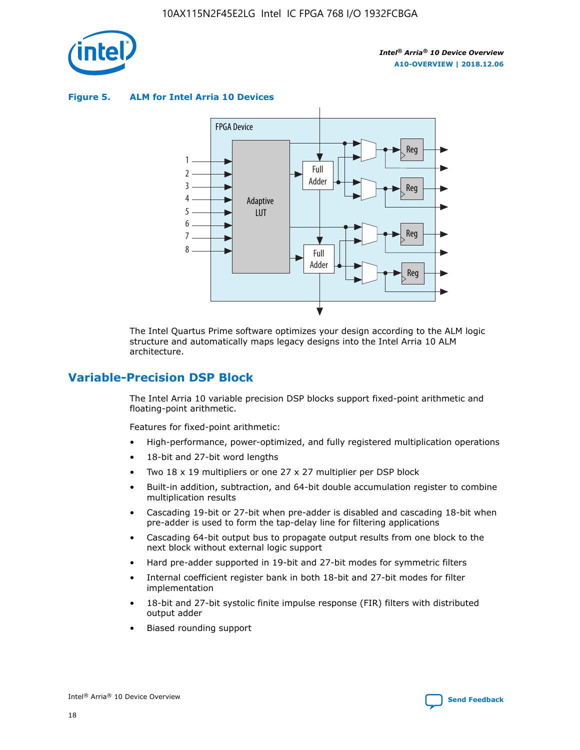**Figure 5. ALM for Intel Arria 10 Devices**

The Intel Quartus Prime software optimizes your design according to the ALM logic structure and automatically maps legacy designs into the Intel Arria 10 ALM architecture.

## Variable-Precision DSP Block

The Intel Arria 10 variable precision DSP blocks support fixed-point arithmetic and floating-point arithmetic.

Features for fixed-point arithmetic:

- High-performance, power-optimized, and fully registered multiplication operations
- 18-bit and 27-bit word lengths
- Two 18 x 19 multipliers or one 27 x 27 multiplier per DSP block
- Built-in addition, subtraction, and 64-bit double accumulation register to combine multiplication results
- Cascading 19-bit or 27-bit when pre-adder is disabled and cascading 18-bit when pre-adder is used to form the tap-delay line for filtering applications
- Cascading 64-bit output bus to propagate output results from one block to the next block without external logic support
- Hard pre-adder supported in 19-bit and 27-bit modes for symmetric filters
- Internal coefficient register bank in both 18-bit and 27-bit modes for filter implementation
- 18-bit and 27-bit systolic finite impulse response (FIR) filters with distributed output adder
- Biased rounding support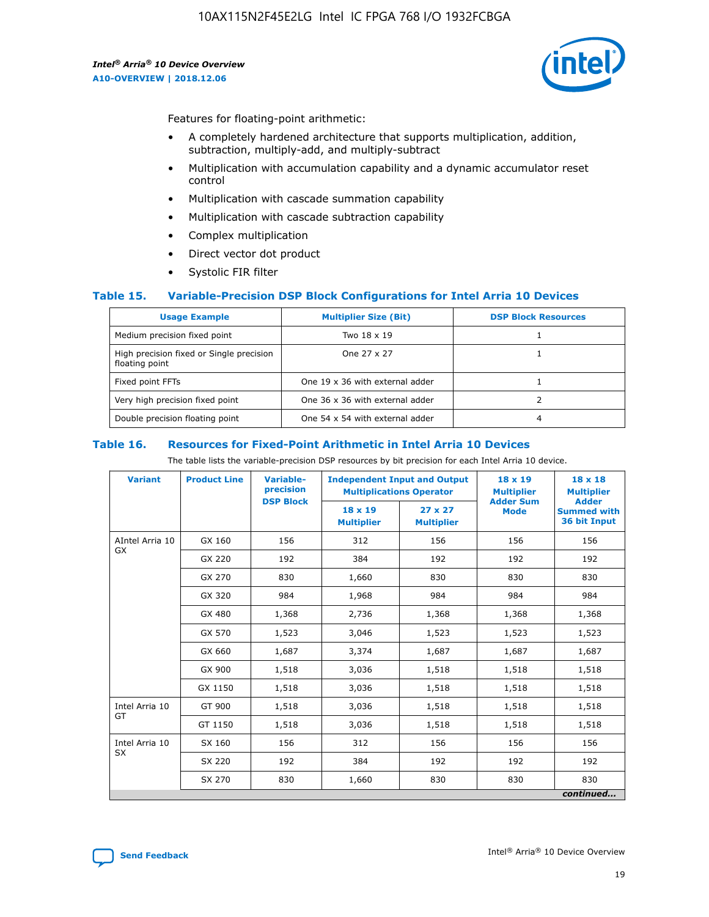Features for floating-point arithmetic:

- A completely hardened architecture that supports multiplication, addition, subtraction, multiply-add, and multiply-subtract
- Multiplication with accumulation capability and a dynamic accumulator reset control
- Multiplication with cascade summation capability
- Multiplication with cascade subtraction capability
- Complex multiplication
- Direct vector dot product
- Systolic FIR filter

### Table 15. Variable-Precision DSP Block Configurations for Intel Arria 10 Devices

| Usage Example | Multiplier Size (Bit) | DSP Block Resources |
|---|---|---|
| Medium precision fixed point | Two 18 x 19 | 1 |
| High precision fixed or Single precision floating point | One 27 x 27 | 1 |
| Fixed point FFTs | One 19 x 36 with external adder | 1 |
| Very high precision fixed point | One 36 x 36 with external adder | 2 |
| Double precision floating point | One 54 x 54 with external adder | 4 |

### Table 16. Resources for Fixed-Point Arithmetic in Intel Arria 10 Devices

The table lists the variable-precision DSP resources by bit precision for each Intel Arria 10 device.

| Variant | Product Line | Variable-precision DSP Block | Independent Input and Output Multiplications Operator | | 18 x 19 Multiplier Adder Sum Mode | 18 x 18 Multiplier Adder Summed with 36 bit Input |
|---|---|---|---|---|---|---|
| | | | 18 x 19 Multiplier | 27 x 27 Multiplier | | |
| AIntel Arria 10 GX | GX 160 | 156 | 312 | 156 | 156 | 156 |
| | GX 220 | 192 | 384 | 192 | 192 | 192 |
| | GX 270 | 830 | 1,660 | 830 | 830 | 830 |
| | GX 320 | 984 | 1,968 | 984 | 984 | 984 |
| | GX 480 | 1,368 | 2,736 | 1,368 | 1,368 | 1,368 |
| | GX 570 | 1,523 | 3,046 | 1,523 | 1,523 | 1,523 |
| | GX 660 | 1,687 | 3,374 | 1,687 | 1,687 | 1,687 |
| | GX 900 | 1,518 | 3,036 | 1,518 | 1,518 | 1,518 |
| | GX 1150 | 1,518 | 3,036 | 1,518 | 1,518 | 1,518 |
| Intel Arria 10 GT | GT 900 | 1,518 | 3,036 | 1,518 | 1,518 | 1,518 |
| | GT 1150 | 1,518 | 3,036 | 1,518 | 1,518 | 1,518 |
| Intel Arria 10 SX | SX 160 | 156 | 312 | 156 | 156 | 156 |
| | SX 220 | 192 | 384 | 192 | 192 | 192 |
| | SX 270 | 830 | 1,660 | 830 | 830 | 830 |

*continued...*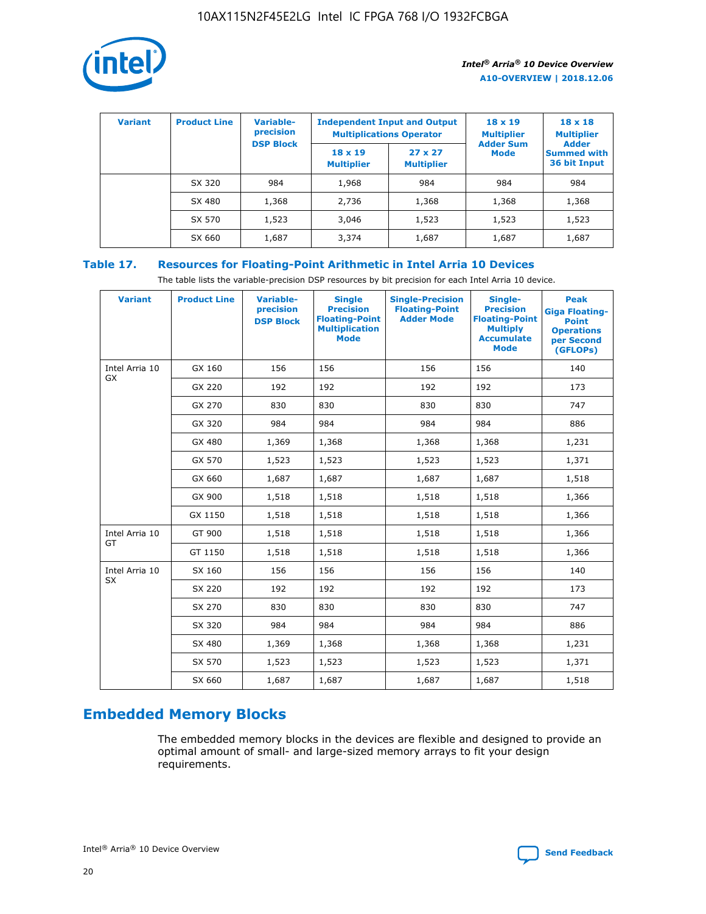| Variant | Product Line | Variable-precision DSP Block | Independent Input and Output Multiplications Operator | | 18 x 19 Multiplier Adder Sum Mode | 18 x 18 Multiplier Adder Summed with 36 bit Input |
|---|---|---|---|---|---|---|
| | | | 18 x 19 Multiplier | 27 x 27 Multiplier | | |
| | SX 320 | 984 | 1,968 | 984 | 984 | 984 |
| | SX 480 | 1,368 | 2,736 | 1,368 | 1,368 | 1,368 |
| | SX 570 | 1,523 | 3,046 | 1,523 | 1,523 | 1,523 |
| | SX 660 | 1,687 | 3,374 | 1,687 | 1,687 | 1,687 |

## Table 17. Resources for Floating-Point Arithmetic in Intel Arria 10 Devices

The table lists the variable-precision DSP resources by bit precision for each Intel Arria 10 device.

| Variant | Product Line | Variable-precision DSP Block | Single Precision Floating-Point Multiplication Mode | Single-Precision Floating-Point Adder Mode | Single-Precision Floating-Point Multiply Accumulate Mode | Peak Giga Floating-Point Operations per Second (GFLOPs) |
|---|---|---|---|---|---|---|
| Intel Arria 10 GX | GX 160 | 156 | 156 | 156 | 156 | 140 |
| | GX 220 | 192 | 192 | 192 | 192 | 173 |
| | GX 270 | 830 | 830 | 830 | 830 | 747 |
| | GX 320 | 984 | 984 | 984 | 984 | 886 |
| | GX 480 | 1,369 | 1,368 | 1,368 | 1,368 | 1,231 |
| | GX 570 | 1,523 | 1,523 | 1,523 | 1,523 | 1,371 |
| | GX 660 | 1,687 | 1,687 | 1,687 | 1,687 | 1,518 |
| | GX 900 | 1,518 | 1,518 | 1,518 | 1,518 | 1,366 |
| | GX 1150 | 1,518 | 1,518 | 1,518 | 1,518 | 1,366 |
| Intel Arria 10 GT | GT 900 | 1,518 | 1,518 | 1,518 | 1,518 | 1,366 |
| | GT 1150 | 1,518 | 1,518 | 1,518 | 1,518 | 1,366 |
| Intel Arria 10 SX | SX 160 | 156 | 156 | 156 | 156 | 140 |
| | SX 220 | 192 | 192 | 192 | 192 | 173 |
| | SX 270 | 830 | 830 | 830 | 830 | 747 |
| | SX 320 | 984 | 984 | 984 | 984 | 886 |
| | SX 480 | 1,369 | 1,368 | 1,368 | 1,368 | 1,231 |
| | SX 570 | 1,523 | 1,523 | 1,523 | 1,523 | 1,371 |
| | SX 660 | 1,687 | 1,687 | 1,687 | 1,687 | 1,518 |

## Embedded Memory Blocks

The embedded memory blocks in the devices are flexible and designed to provide an optimal amount of small- and large-sized memory arrays to fit your design requirements.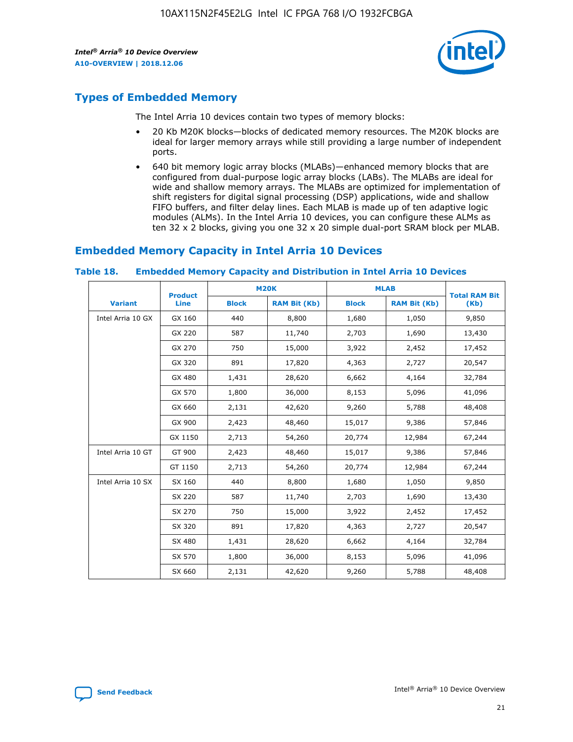## Types of Embedded Memory

The Intel Arria 10 devices contain two types of memory blocks:

- 20 Kb M20K blocks—blocks of dedicated memory resources. The M20K blocks are ideal for larger memory arrays while still providing a large number of independent ports.
- 640 bit memory logic array blocks (MLABs)—enhanced memory blocks that are configured from dual-purpose logic array blocks (LABs). The MLABs are ideal for wide and shallow memory arrays. The MLABs are optimized for implementation of shift registers for digital signal processing (DSP) applications, wide and shallow FIFO buffers, and filter delay lines. Each MLAB is made up of ten adaptive logic modules (ALMs). In the Intel Arria 10 devices, you can configure these ALMs as ten 32 x 2 blocks, giving you one 32 x 20 simple dual-port SRAM block per MLAB.

## Embedded Memory Capacity in Intel Arria 10 Devices

### Table 18. Embedded Memory Capacity and Distribution in Intel Arria 10 Devices

| Variant | Product Line | M20K | | MLAB | | Total RAM Bit (Kb) |
|---|---|---|---|---|---|---|
| | | Block | RAM Bit (Kb) | Block | RAM Bit (Kb) | |
| Intel Arria 10 GX | GX 160 | 440 | 8,800 | 1,680 | 1,050 | 9,850 |
| | GX 220 | 587 | 11,740 | 2,703 | 1,690 | 13,430 |
| | GX 270 | 750 | 15,000 | 3,922 | 2,452 | 17,452 |
| | GX 320 | 891 | 17,820 | 4,363 | 2,727 | 20,547 |
| | GX 480 | 1,431 | 28,620 | 6,662 | 4,164 | 32,784 |
| | GX 570 | 1,800 | 36,000 | 8,153 | 5,096 | 41,096 |
| | GX 660 | 2,131 | 42,620 | 9,260 | 5,788 | 48,408 |
| | GX 900 | 2,423 | 48,460 | 15,017 | 9,386 | 57,846 |
| | GX 1150 | 2,713 | 54,260 | 20,774 | 12,984 | 67,244 |
| Intel Arria 10 GT | GT 900 | 2,423 | 48,460 | 15,017 | 9,386 | 57,846 |
| | GT 1150 | 2,713 | 54,260 | 20,774 | 12,984 | 67,244 |
| Intel Arria 10 SX | SX 160 | 440 | 8,800 | 1,680 | 1,050 | 9,850 |
| | SX 220 | 587 | 11,740 | 2,703 | 1,690 | 13,430 |
| | SX 270 | 750 | 15,000 | 3,922 | 2,452 | 17,452 |
| | SX 320 | 891 | 17,820 | 4,363 | 2,727 | 20,547 |
| | SX 480 | 1,431 | 28,620 | 6,662 | 4,164 | 32,784 |
| | SX 570 | 1,800 | 36,000 | 8,153 | 5,096 | 41,096 |
| | SX 660 | 2,131 | 42,620 | 9,260 | 5,788 | 48,408 |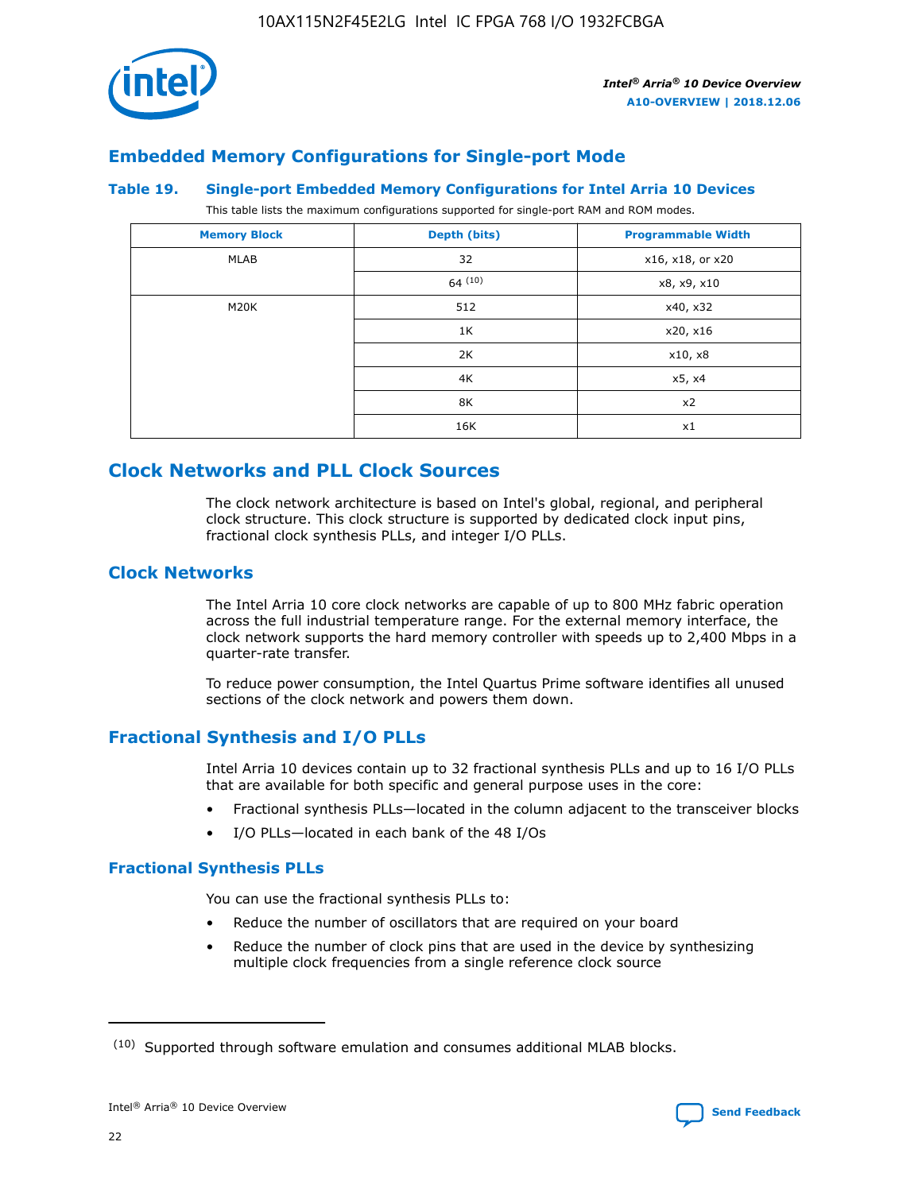## Embedded Memory Configurations for Single-port Mode

### Table 19. Single-port Embedded Memory Configurations for Intel Arria 10 Devices

This table lists the maximum configurations supported for single-port RAM and ROM modes.

| Memory Block | Depth (bits) | Programmable Width |
|---|---|---|
| MLAB | 32 | x16, x18, or x20 |
| | 64 (10) | x8, x9, x10 |
| M20K | 512 | x40, x32 |
| | 1K | x20, x16 |
| | 2K | x10, x8 |
| | 4K | x5, x4 |
| | 8K | x2 |
| | 16K | x1 |

## Clock Networks and PLL Clock Sources

The clock network architecture is based on Intel's global, regional, and peripheral clock structure. This clock structure is supported by dedicated clock input pins, fractional clock synthesis PLLs, and integer I/O PLLs.

## Clock Networks

The Intel Arria 10 core clock networks are capable of up to 800 MHz fabric operation across the full industrial temperature range. For the external memory interface, the clock network supports the hard memory controller with speeds up to 2,400 Mbps in a quarter-rate transfer.

To reduce power consumption, the Intel Quartus Prime software identifies all unused sections of the clock network and powers them down.

## Fractional Synthesis and I/O PLLs

Intel Arria 10 devices contain up to 32 fractional synthesis PLLs and up to 16 I/O PLLs that are available for both specific and general purpose uses in the core:

- Fractional synthesis PLLs—located in the column adjacent to the transceiver blocks
- I/O PLLs—located in each bank of the 48 I/Os

### Fractional Synthesis PLLs

You can use the fractional synthesis PLLs to:

- Reduce the number of oscillators that are required on your board
- Reduce the number of clock pins that are used in the device by synthesizing multiple clock frequencies from a single reference clock source

(10) Supported through software emulation and consumes additional MLAB blocks.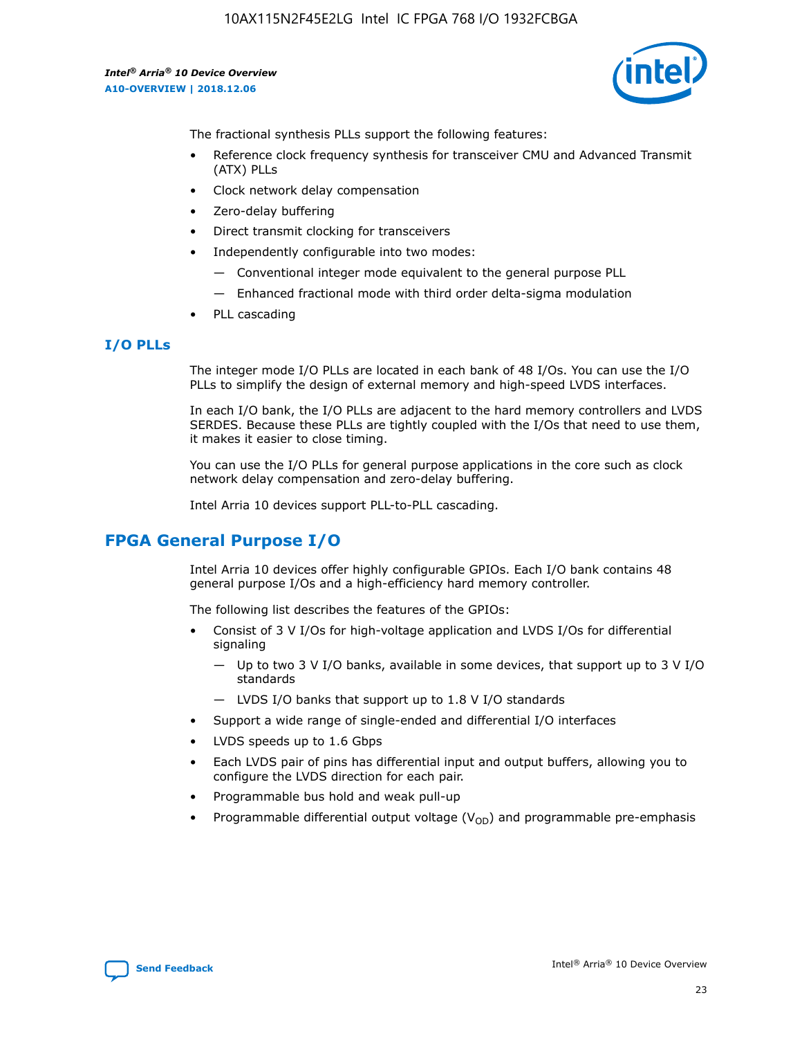The fractional synthesis PLLs support the following features:

- Reference clock frequency synthesis for transceiver CMU and Advanced Transmit (ATX) PLLs
- Clock network delay compensation
- Zero-delay buffering
- Direct transmit clocking for transceivers
- Independently configurable into two modes:
  - Conventional integer mode equivalent to the general purpose PLL
  - Enhanced fractional mode with third order delta-sigma modulation
- PLL cascading

### I/O PLLs

The integer mode I/O PLLs are located in each bank of 48 I/Os. You can use the I/O PLLs to simplify the design of external memory and high-speed LVDS interfaces.

In each I/O bank, the I/O PLLs are adjacent to the hard memory controllers and LVDS SERDES. Because these PLLs are tightly coupled with the I/Os that need to use them, it makes it easier to close timing.

You can use the I/O PLLs for general purpose applications in the core such as clock network delay compensation and zero-delay buffering.

Intel Arria 10 devices support PLL-to-PLL cascading.

## FPGA General Purpose I/O

Intel Arria 10 devices offer highly configurable GPIOs. Each I/O bank contains 48 general purpose I/Os and a high-efficiency hard memory controller.

The following list describes the features of the GPIOs:

- Consist of 3 V I/Os for high-voltage application and LVDS I/Os for differential signaling
  - Up to two 3 V I/O banks, available in some devices, that support up to 3 V I/O standards
  - LVDS I/O banks that support up to 1.8 V I/O standards
- Support a wide range of single-ended and differential I/O interfaces
- LVDS speeds up to 1.6 Gbps
- Each LVDS pair of pins has differential input and output buffers, allowing you to configure the LVDS direction for each pair.
- Programmable bus hold and weak pull-up
- Programmable differential output voltage ($V_{OD}$) and programmable pre-emphasis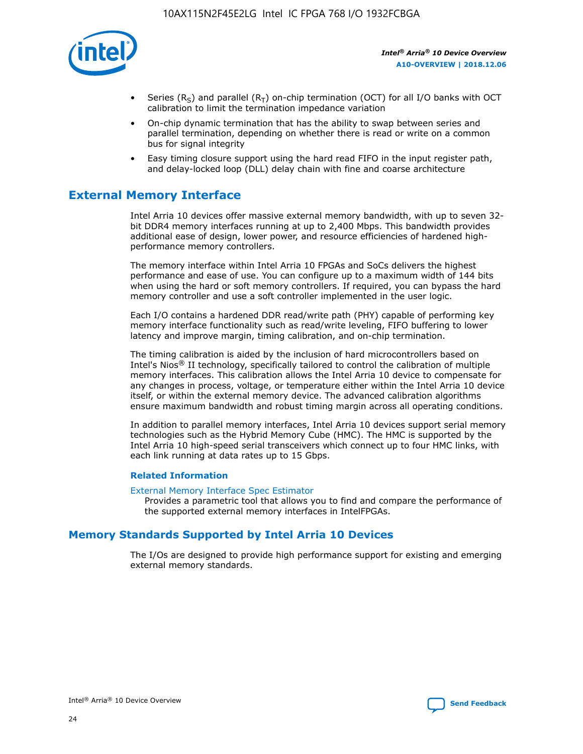- Series ($R_S$) and parallel ($R_T$) on-chip termination (OCT) for all I/O banks with OCT calibration to limit the termination impedance variation
- On-chip dynamic termination that has the ability to swap between series and parallel termination, depending on whether there is read or write on a common bus for signal integrity
- Easy timing closure support using the hard read FIFO in the input register path, and delay-locked loop (DLL) delay chain with fine and coarse architecture

## External Memory Interface

Intel Arria 10 devices offer massive external memory bandwidth, with up to seven 32-bit DDR4 memory interfaces running at up to 2,400 Mbps. This bandwidth provides additional ease of design, lower power, and resource efficiencies of hardened high-performance memory controllers.

The memory interface within Intel Arria 10 FPGAs and SoCs delivers the highest performance and ease of use. You can configure up to a maximum width of 144 bits when using the hard or soft memory controllers. If required, you can bypass the hard memory controller and use a soft controller implemented in the user logic.

Each I/O contains a hardened DDR read/write path (PHY) capable of performing key memory interface functionality such as read/write leveling, FIFO buffering to lower latency and improve margin, timing calibration, and on-chip termination.

The timing calibration is aided by the inclusion of hard microcontrollers based on Intel's Nios® II technology, specifically tailored to control the calibration of multiple memory interfaces. This calibration allows the Intel Arria 10 device to compensate for any changes in process, voltage, or temperature either within the Intel Arria 10 device itself, or within the external memory device. The advanced calibration algorithms ensure maximum bandwidth and robust timing margin across all operating conditions.

In addition to parallel memory interfaces, Intel Arria 10 devices support serial memory technologies such as the Hybrid Memory Cube (HMC). The HMC is supported by the Intel Arria 10 high-speed serial transceivers which connect up to four HMC links, with each link running at data rates up to 15 Gbps.

### Related Information

External Memory Interface Spec Estimator
Provides a parametric tool that allows you to find and compare the performance of the supported external memory interfaces in IntelFPGAs.

## Memory Standards Supported by Intel Arria 10 Devices

The I/Os are designed to provide high performance support for existing and emerging external memory standards.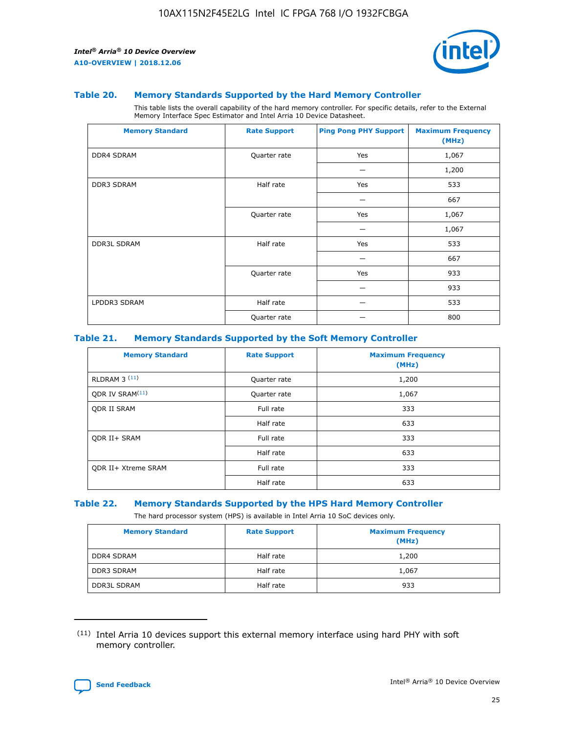### Table 20. Memory Standards Supported by the Hard Memory Controller

This table lists the overall capability of the hard memory controller. For specific details, refer to the External Memory Interface Spec Estimator and Intel Arria 10 Device Datasheet.

| Memory Standard | Rate Support | Ping Pong PHY Support | Maximum Frequency (MHz) |
|---|---|---|---|
| DDR4 SDRAM | Quarter rate | Yes | 1,067 |
| | | — | 1,200 |
| DDR3 SDRAM | Half rate | Yes | 533 |
| | | — | 667 |
| | Quarter rate | Yes | 1,067 |
| | | — | 1,067 |
| DDR3L SDRAM | Half rate | Yes | 533 |
| | | — | 667 |
| | Quarter rate | Yes | 933 |
| | | — | 933 |
| LPDDR3 SDRAM | Half rate | — | 533 |
| | Quarter rate | — | 800 |

### Table 21. Memory Standards Supported by the Soft Memory Controller

| Memory Standard | Rate Support | Maximum Frequency (MHz) |
|---|---|---|
| RLDRAM 3 [(11)] | Quarter rate | 1,200 |
| QDR IV SRAM[(11)] | Quarter rate | 1,067 |
| QDR II SRAM | Full rate | 333 |
| | Half rate | 633 |
| QDR II+ SRAM | Full rate | 333 |
| | Half rate | 633 |
| QDR II+ Xtreme SRAM | Full rate | 333 |
| | Half rate | 633 |

### Table 22. Memory Standards Supported by the HPS Hard Memory Controller

The hard processor system (HPS) is available in Intel Arria 10 SoC devices only.

| Memory Standard | Rate Support | Maximum Frequency (MHz) |
|---|---|---|
| DDR4 SDRAM | Half rate | 1,200 |
| DDR3 SDRAM | Half rate | 1,067 |
| DDR3L SDRAM | Half rate | 933 |

(11) Intel Arria 10 devices support this external memory interface using hard PHY with soft memory controller.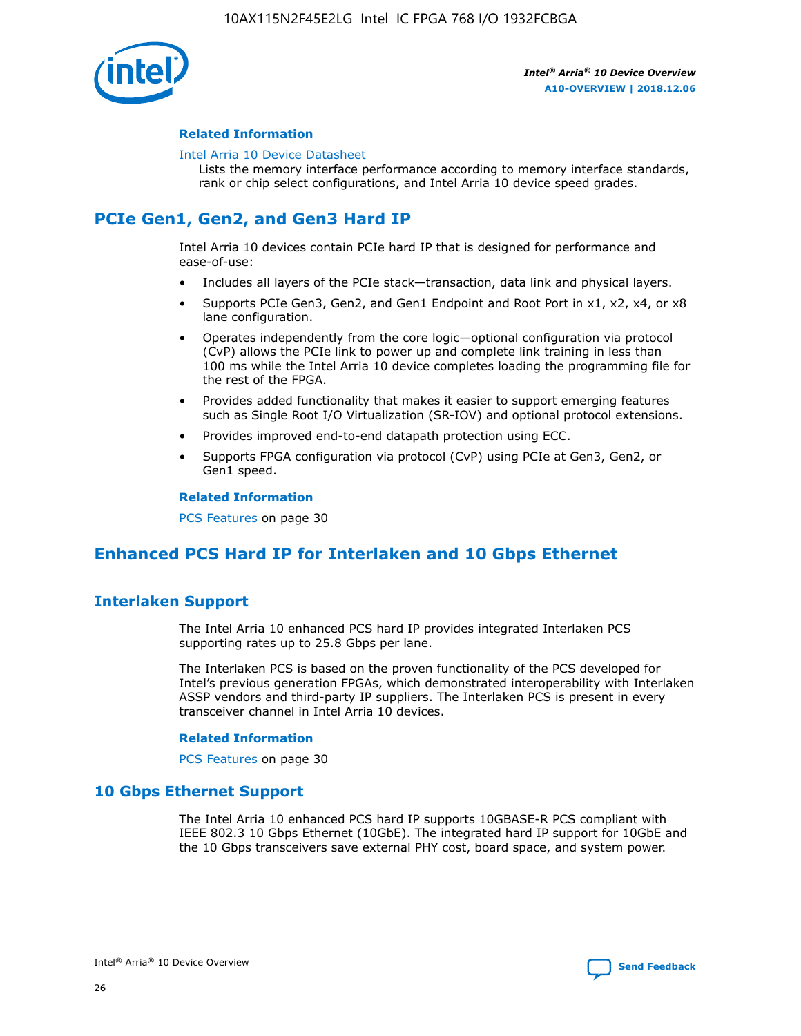#### Related Information

Intel Arria 10 Device Datasheet
Lists the memory interface performance according to memory interface standards, rank or chip select configurations, and Intel Arria 10 device speed grades.

## PCIe Gen1, Gen2, and Gen3 Hard IP

Intel Arria 10 devices contain PCIe hard IP that is designed for performance and ease-of-use:

- Includes all layers of the PCIe stack—transaction, data link and physical layers.
- Supports PCIe Gen3, Gen2, and Gen1 Endpoint and Root Port in x1, x2, x4, or x8 lane configuration.
- Operates independently from the core logic—optional configuration via protocol (CvP) allows the PCIe link to power up and complete link training in less than 100 ms while the Intel Arria 10 device completes loading the programming file for the rest of the FPGA.
- Provides added functionality that makes it easier to support emerging features such as Single Root I/O Virtualization (SR-IOV) and optional protocol extensions.
- Provides improved end-to-end datapath protection using ECC.
- Supports FPGA configuration via protocol (CvP) using PCIe at Gen3, Gen2, or Gen1 speed.

#### Related Information

PCS Features on page 30

## Enhanced PCS Hard IP for Interlaken and 10 Gbps Ethernet

### Interlaken Support

The Intel Arria 10 enhanced PCS hard IP provides integrated Interlaken PCS supporting rates up to 25.8 Gbps per lane.

The Interlaken PCS is based on the proven functionality of the PCS developed for Intel's previous generation FPGAs, which demonstrated interoperability with Interlaken ASSP vendors and third-party IP suppliers. The Interlaken PCS is present in every transceiver channel in Intel Arria 10 devices.

#### Related Information

PCS Features on page 30

### 10 Gbps Ethernet Support

The Intel Arria 10 enhanced PCS hard IP supports 10GBASE-R PCS compliant with IEEE 802.3 10 Gbps Ethernet (10GbE). The integrated hard IP support for 10GbE and the 10 Gbps transceivers save external PHY cost, board space, and system power.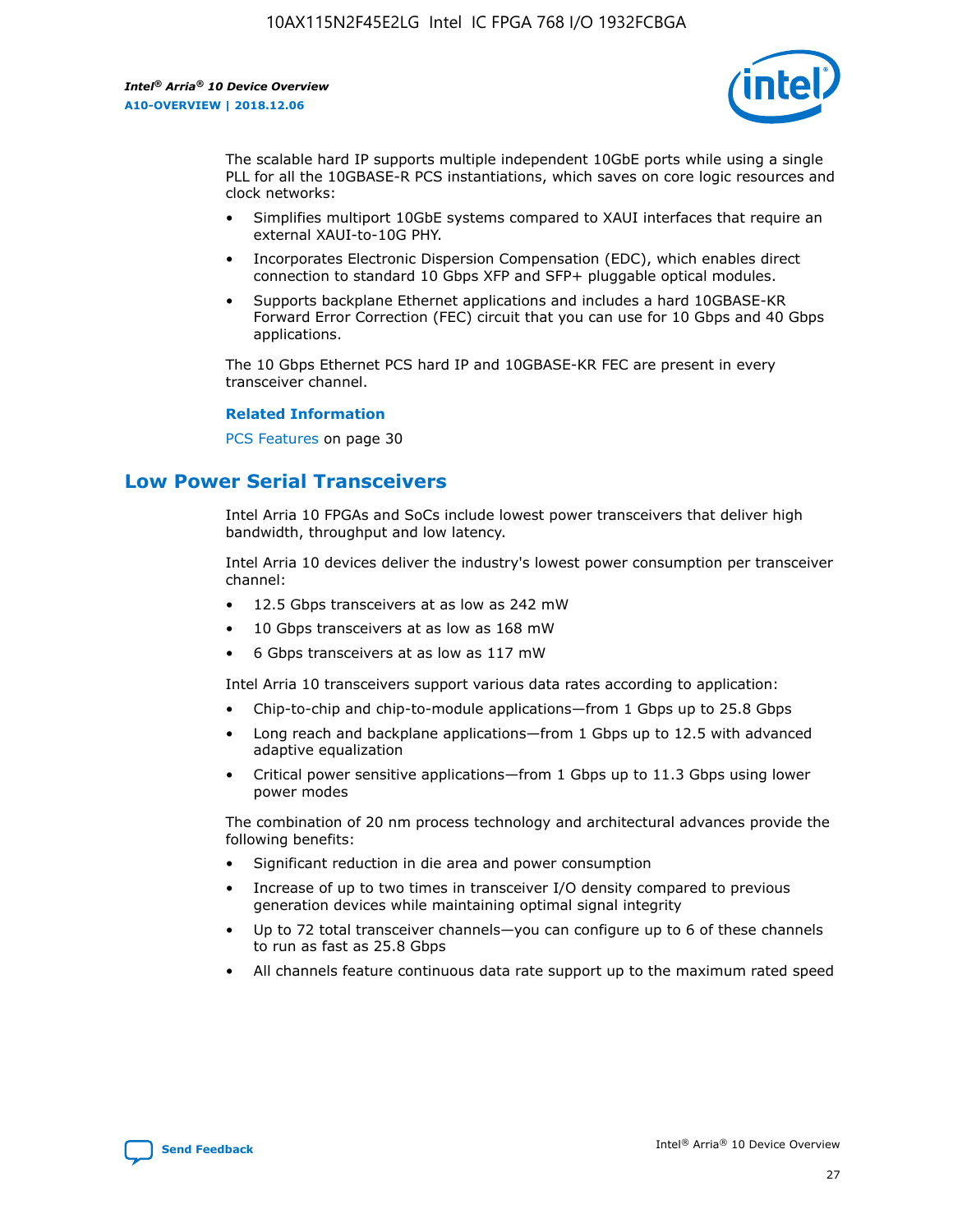The scalable hard IP supports multiple independent 10GbE ports while using a single PLL for all the 10GBASE-R PCS instantiations, which saves on core logic resources and clock networks:

- Simplifies multiport 10GbE systems compared to XAUI interfaces that require an external XAUI-to-10G PHY.
- Incorporates Electronic Dispersion Compensation (EDC), which enables direct connection to standard 10 Gbps XFP and SFP+ pluggable optical modules.
- Supports backplane Ethernet applications and includes a hard 10GBASE-KR Forward Error Correction (FEC) circuit that you can use for 10 Gbps and 40 Gbps applications.

The 10 Gbps Ethernet PCS hard IP and 10GBASE-KR FEC are present in every transceiver channel.

**Related Information**

PCS Features on page 30

## Low Power Serial Transceivers

Intel Arria 10 FPGAs and SoCs include lowest power transceivers that deliver high bandwidth, throughput and low latency.

Intel Arria 10 devices deliver the industry's lowest power consumption per transceiver channel:

- 12.5 Gbps transceivers at as low as 242 mW
- 10 Gbps transceivers at as low as 168 mW
- 6 Gbps transceivers at as low as 117 mW

Intel Arria 10 transceivers support various data rates according to application:

- Chip-to-chip and chip-to-module applications—from 1 Gbps up to 25.8 Gbps
- Long reach and backplane applications—from 1 Gbps up to 12.5 with advanced adaptive equalization
- Critical power sensitive applications—from 1 Gbps up to 11.3 Gbps using lower power modes

The combination of 20 nm process technology and architectural advances provide the following benefits:

- Significant reduction in die area and power consumption
- Increase of up to two times in transceiver I/O density compared to previous generation devices while maintaining optimal signal integrity
- Up to 72 total transceiver channels—you can configure up to 6 of these channels to run as fast as 25.8 Gbps
- All channels feature continuous data rate support up to the maximum rated speed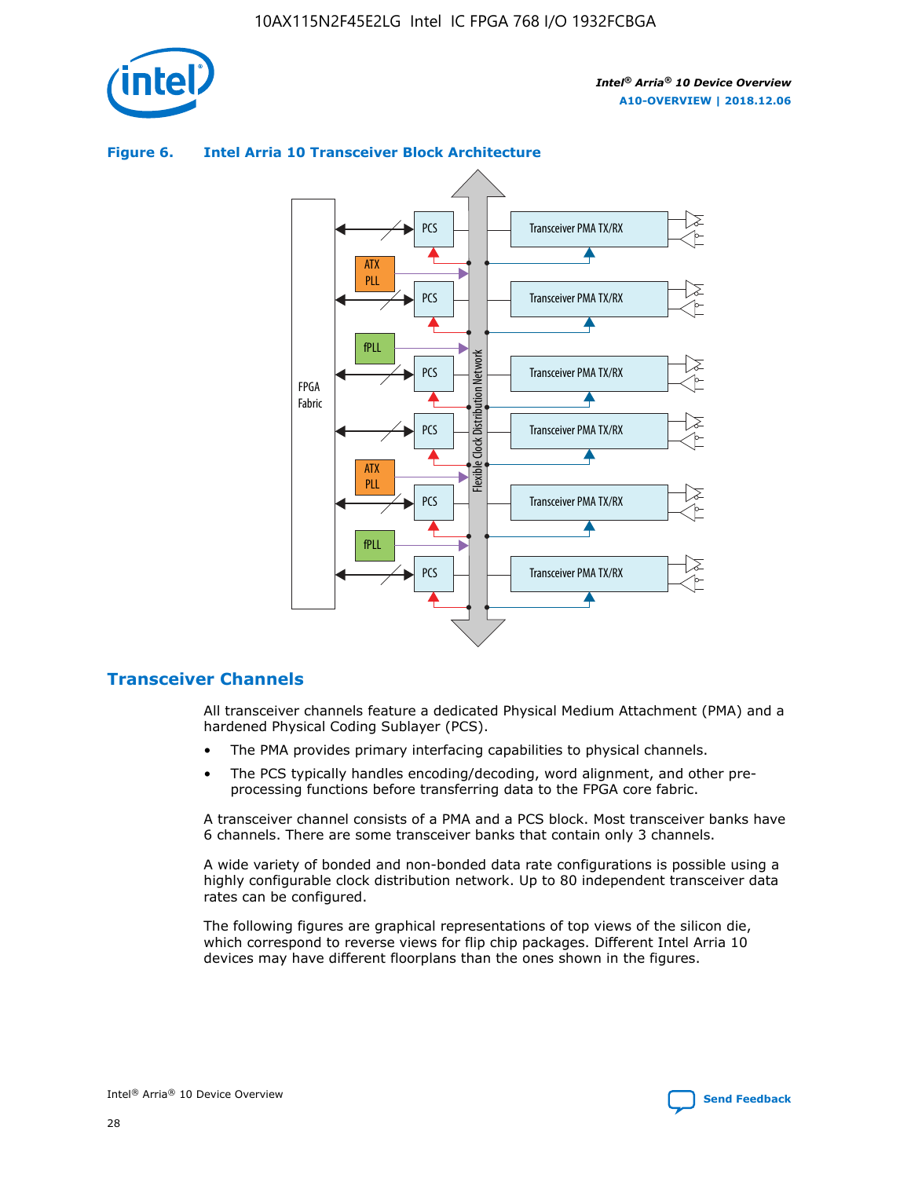**Figure 6. Intel Arria 10 Transceiver Block Architecture**

## Transceiver Channels

All transceiver channels feature a dedicated Physical Medium Attachment (PMA) and a hardened Physical Coding Sublayer (PCS).

- The PMA provides primary interfacing capabilities to physical channels.
- The PCS typically handles encoding/decoding, word alignment, and other pre-processing functions before transferring data to the FPGA core fabric.

A transceiver channel consists of a PMA and a PCS block. Most transceiver banks have 6 channels. There are some transceiver banks that contain only 3 channels.

A wide variety of bonded and non-bonded data rate configurations is possible using a highly configurable clock distribution network. Up to 80 independent transceiver data rates can be configured.

The following figures are graphical representations of top views of the silicon die, which correspond to reverse views for flip chip packages. Different Intel Arria 10 devices may have different floorplans than the ones shown in the figures.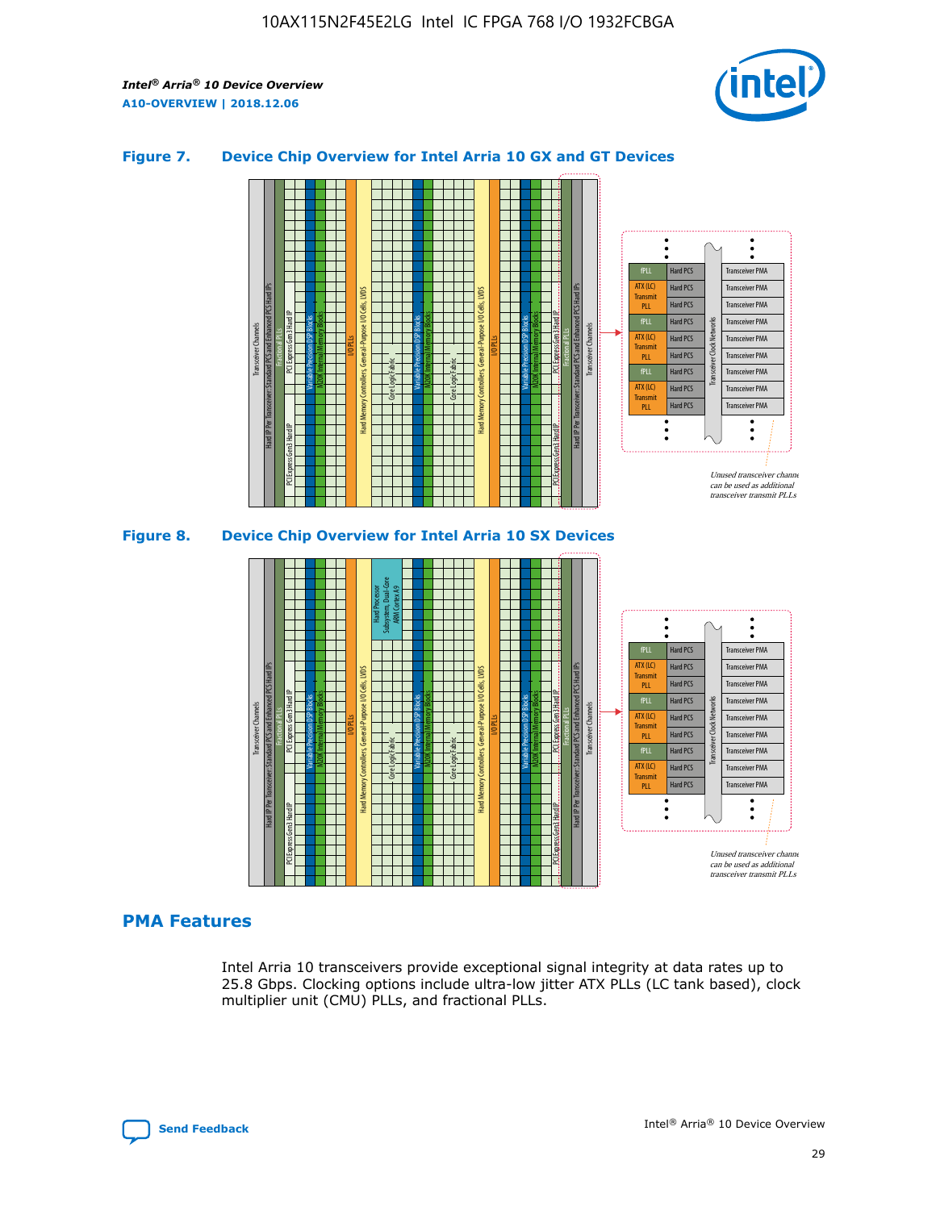### Figure 7. Device Chip Overview for Intel Arria 10 GX and GT Devices

### Figure 8. Device Chip Overview for Intel Arria 10 SX Devices

## PMA Features

Intel Arria 10 transceivers provide exceptional signal integrity at data rates up to 25.8 Gbps. Clocking options include ultra-low jitter ATX PLLs (LC tank based), clock multiplier unit (CMU) PLLs, and fractional PLLs.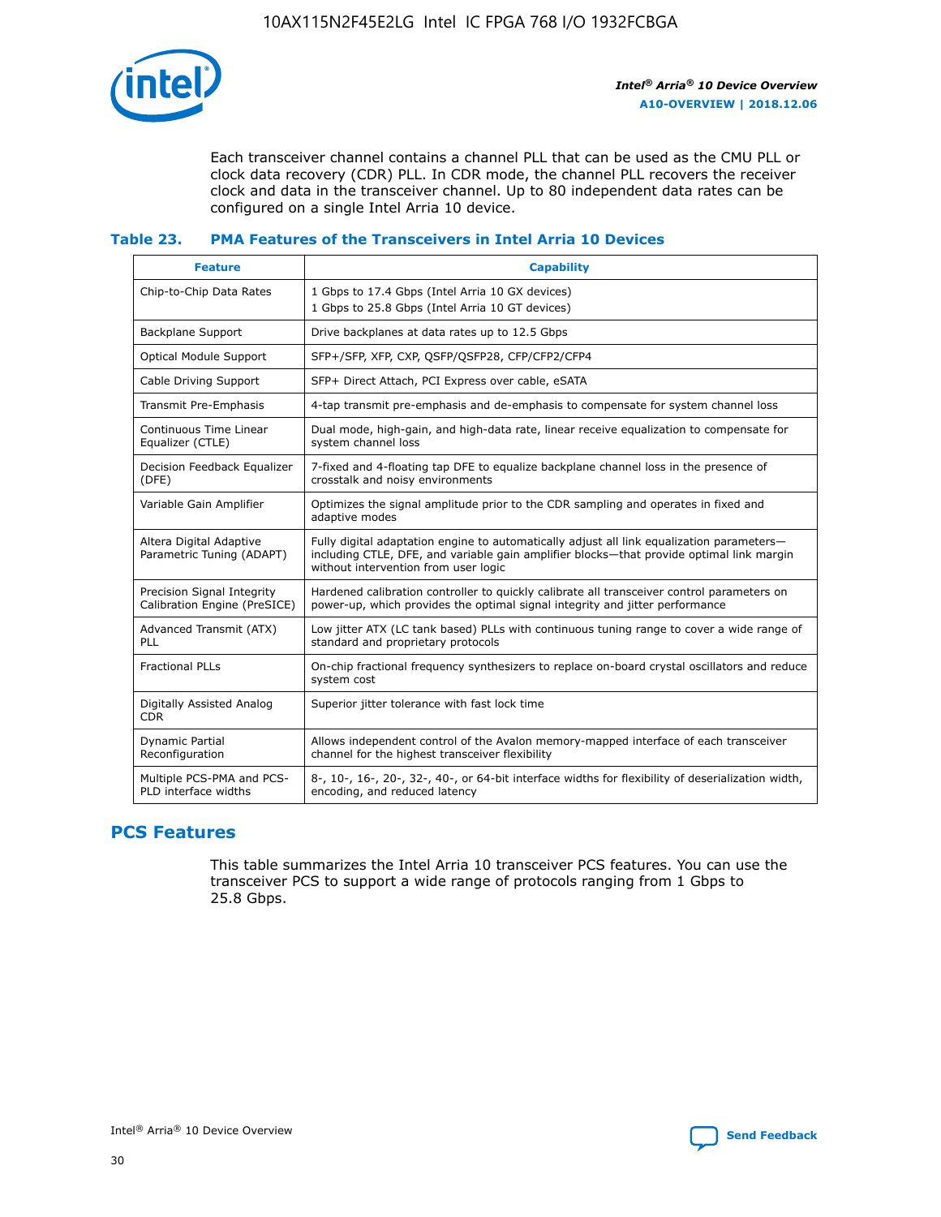Each transceiver channel contains a channel PLL that can be used as the CMU PLL or clock data recovery (CDR) PLL. In CDR mode, the channel PLL recovers the receiver clock and data in the transceiver channel. Up to 80 independent data rates can be configured on a single Intel Arria 10 device.

### Table 23. PMA Features of the Transceivers in Intel Arria 10 Devices

| Feature | Capability |
| --- | --- |
| Chip-to-Chip Data Rates | 1 Gbps to 17.4 Gbps (Intel Arria 10 GX devices)<br>1 Gbps to 25.8 Gbps (Intel Arria 10 GT devices) |
| Backplane Support | Drive backplanes at data rates up to 12.5 Gbps |
| Optical Module Support | SFP+/SFP, XFP, CXP, QSFP/QSFP28, CFP/CFP2/CFP4 |
| Cable Driving Support | SFP+ Direct Attach, PCI Express over cable, eSATA |
| Transmit Pre-Emphasis | 4-tap transmit pre-emphasis and de-emphasis to compensate for system channel loss |
| Continuous Time Linear Equalizer (CTLE) | Dual mode, high-gain, and high-data rate, linear receive equalization to compensate for system channel loss |
| Decision Feedback Equalizer (DFE) | 7-fixed and 4-floating tap DFE to equalize backplane channel loss in the presence of crosstalk and noisy environments |
| Variable Gain Amplifier | Optimizes the signal amplitude prior to the CDR sampling and operates in fixed and adaptive modes |
| Altera Digital Adaptive Parametric Tuning (ADAPT) | Fully digital adaptation engine to automatically adjust all link equalization parameters—including CTLE, DFE, and variable gain amplifier blocks—that provide optimal link margin without intervention from user logic |
| Precision Signal Integrity Calibration Engine (PreSICE) | Hardened calibration controller to quickly calibrate all transceiver control parameters on power-up, which provides the optimal signal integrity and jitter performance |
| Advanced Transmit (ATX) PLL | Low jitter ATX (LC tank based) PLLs with continuous tuning range to cover a wide range of standard and proprietary protocols |
| Fractional PLLs | On-chip fractional frequency synthesizers to replace on-board crystal oscillators and reduce system cost |
| Digitally Assisted Analog CDR | Superior jitter tolerance with fast lock time |
| Dynamic Partial Reconfiguration | Allows independent control of the Avalon memory-mapped interface of each transceiver channel for the highest transceiver flexibility |
| Multiple PCS-PMA and PCS-PLD interface widths | 8-, 10-, 16-, 20-, 32-, 40-, or 64-bit interface widths for flexibility of deserialization width, encoding, and reduced latency |

## PCS Features

This table summarizes the Intel Arria 10 transceiver PCS features. You can use the transceiver PCS to support a wide range of protocols ranging from 1 Gbps to 25.8 Gbps.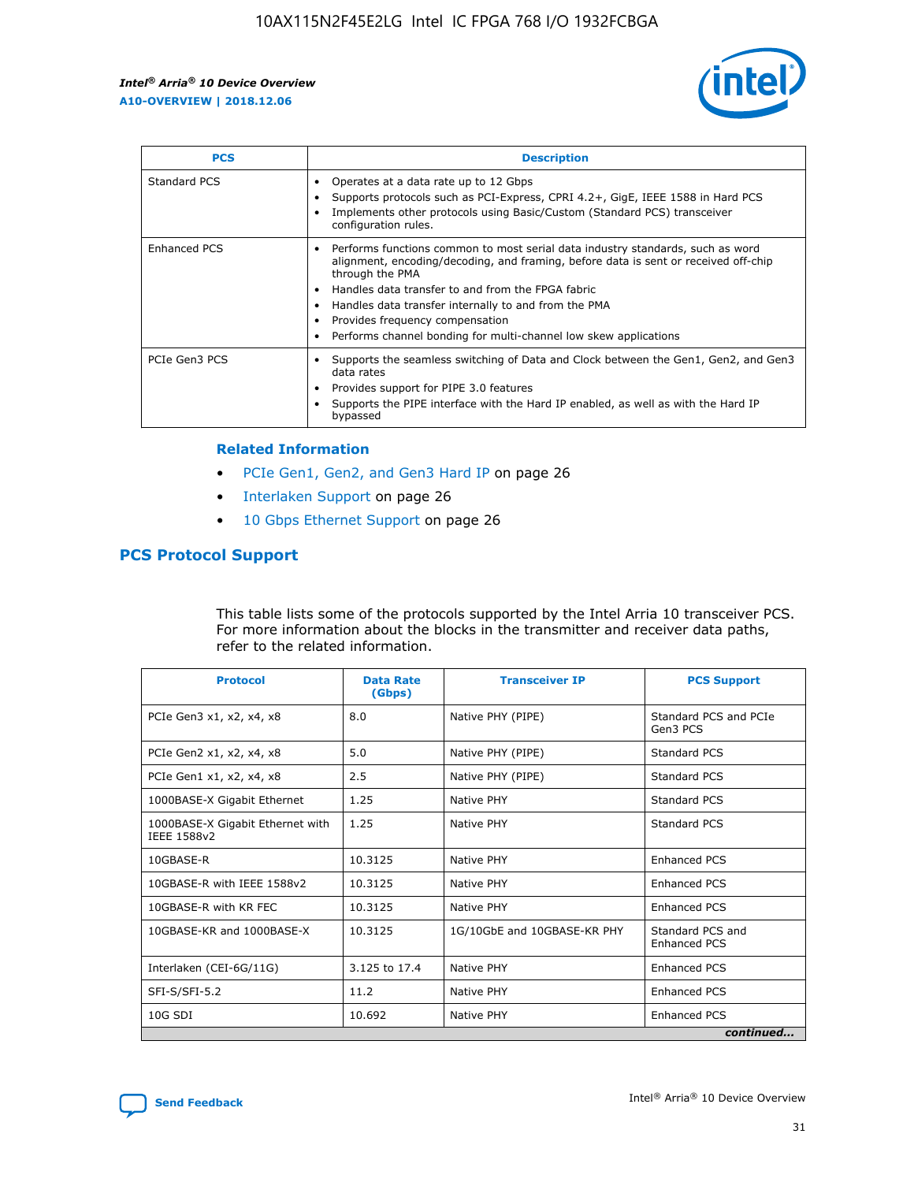| PCS | Description |
| --- | --- |
| Standard PCS | • Operates at a data rate up to 12 Gbps<br>• Supports protocols such as PCI-Express, CPRI 4.2+, GigE, IEEE 1588 in Hard PCS<br>• Implements other protocols using Basic/Custom (Standard PCS) transceiver configuration rules. |
| Enhanced PCS | • Performs functions common to most serial data industry standards, such as word alignment, encoding/decoding, and framing, before data is sent or received off-chip through the PMA<br>• Handles data transfer to and from the FPGA fabric<br>• Handles data transfer internally to and from the PMA<br>• Provides frequency compensation<br>• Performs channel bonding for multi-channel low skew applications |
| PCIe Gen3 PCS | • Supports the seamless switching of Data and Clock between the Gen1, Gen2, and Gen3 data rates<br>• Provides support for PIPE 3.0 features<br>• Supports the PIPE interface with the Hard IP enabled, as well as with the Hard IP bypassed |

### Related Information

- PCIe Gen1, Gen2, and Gen3 Hard IP on page 26
- Interlaken Support on page 26
- 10 Gbps Ethernet Support on page 26

## PCS Protocol Support

This table lists some of the protocols supported by the Intel Arria 10 transceiver PCS. For more information about the blocks in the transmitter and receiver data paths, refer to the related information.

| Protocol | Data Rate (Gbps) | Transceiver IP | PCS Support |
| --- | --- | --- | --- |
| PCIe Gen3 x1, x2, x4, x8 | 8.0 | Native PHY (PIPE) | Standard PCS and PCIe Gen3 PCS |
| PCIe Gen2 x1, x2, x4, x8 | 5.0 | Native PHY (PIPE) | Standard PCS |
| PCIe Gen1 x1, x2, x4, x8 | 2.5 | Native PHY (PIPE) | Standard PCS |
| 1000BASE-X Gigabit Ethernet | 1.25 | Native PHY | Standard PCS |
| 1000BASE-X Gigabit Ethernet with IEEE 1588v2 | 1.25 | Native PHY | Standard PCS |
| 10GBASE-R | 10.3125 | Native PHY | Enhanced PCS |
| 10GBASE-R with IEEE 1588v2 | 10.3125 | Native PHY | Enhanced PCS |
| 10GBASE-R with KR FEC | 10.3125 | Native PHY | Enhanced PCS |
| 10GBASE-KR and 1000BASE-X | 10.3125 | 1G/10GbE and 10GBASE-KR PHY | Standard PCS and Enhanced PCS |
| Interlaken (CEI-6G/11G) | 3.125 to 17.4 | Native PHY | Enhanced PCS |
| SFI-S/SFI-5.2 | 11.2 | Native PHY | Enhanced PCS |
| 10G SDI | 10.692 | Native PHY | Enhanced PCS |

*continued...*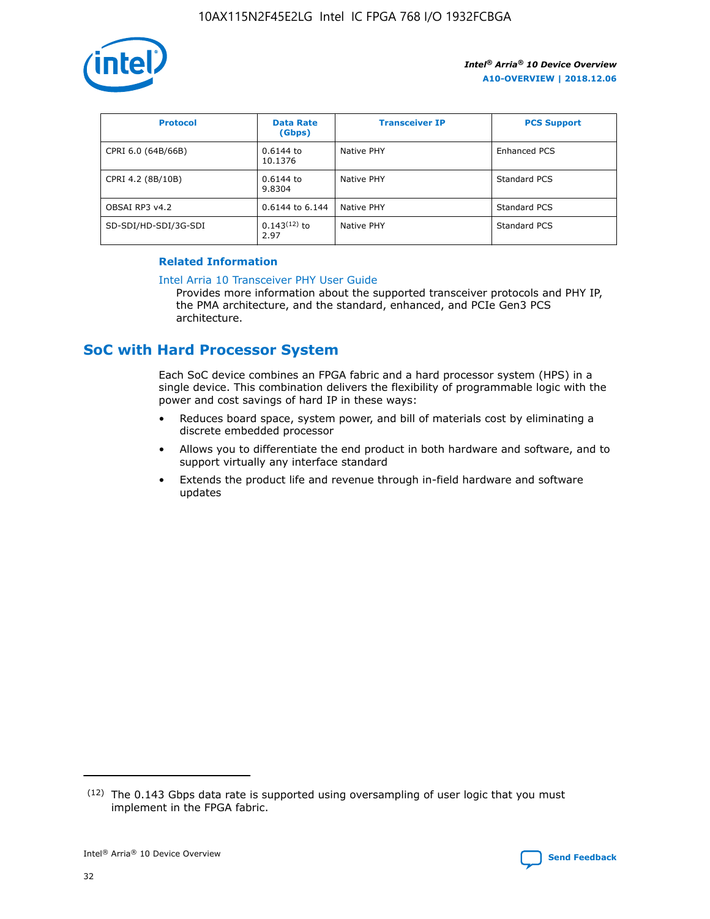| Protocol | Data Rate (Gbps) | Transceiver IP | PCS Support |
| --- | --- | --- | --- |
| CPRI 6.0 (64B/66B) | 0.6144 to 10.1376 | Native PHY | Enhanced PCS |
| CPRI 4.2 (8B/10B) | 0.6144 to 9.8304 | Native PHY | Standard PCS |
| OBSAI RP3 v4.2 | 0.6144 to 6.144 | Native PHY | Standard PCS |
| SD-SDI/HD-SDI/3G-SDI | 0.143[12] to 2.97 | Native PHY | Standard PCS |

**Related Information**

Intel Arria 10 Transceiver PHY User Guide
Provides more information about the supported transceiver protocols and PHY IP, the PMA architecture, and the standard, enhanced, and PCIe Gen3 PCS architecture.

## SoC with Hard Processor System

Each SoC device combines an FPGA fabric and a hard processor system (HPS) in a single device. This combination delivers the flexibility of programmable logic with the power and cost savings of hard IP in these ways:

- Reduces board space, system power, and bill of materials cost by eliminating a discrete embedded processor
- Allows you to differentiate the end product in both hardware and software, and to support virtually any interface standard
- Extends the product life and revenue through in-field hardware and software updates

(12) The 0.143 Gbps data rate is supported using oversampling of user logic that you must implement in the FPGA fabric.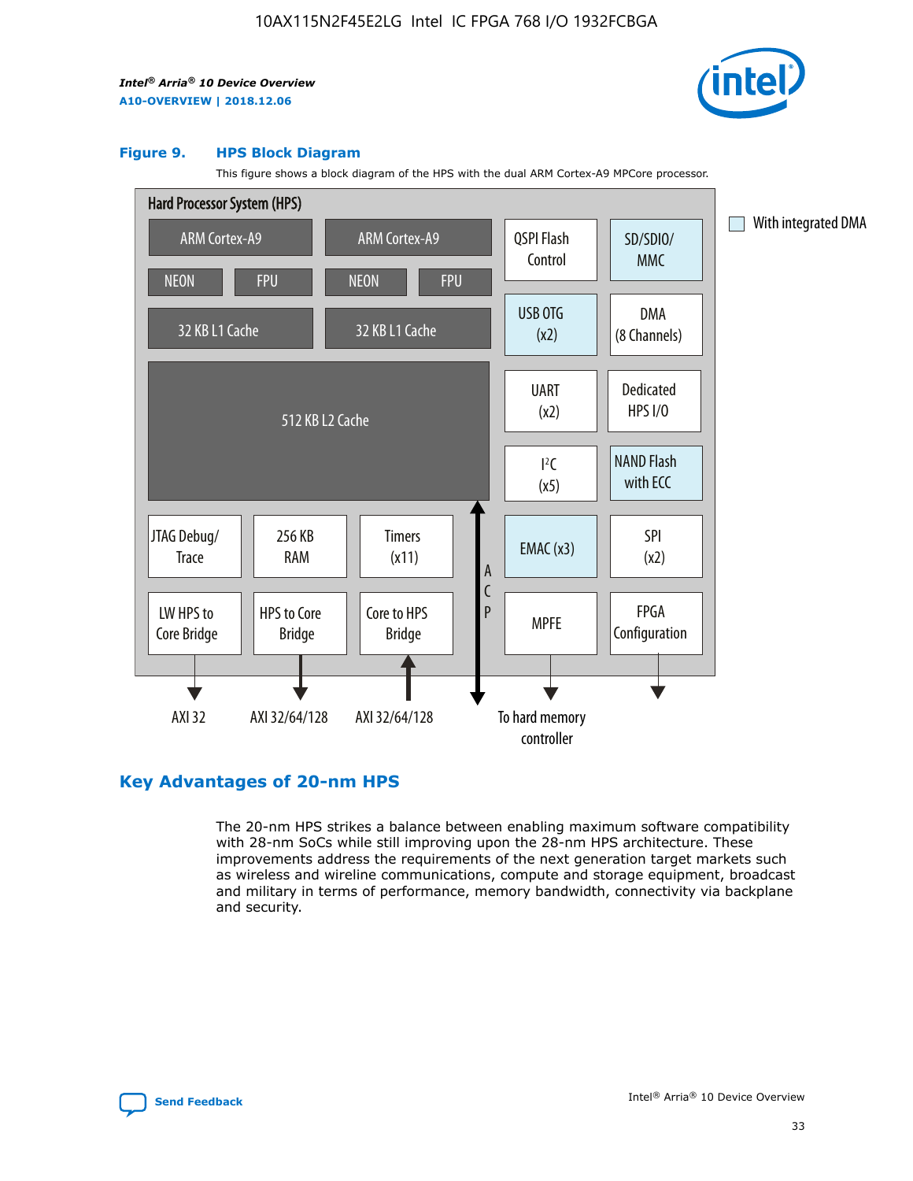**Figure 9. HPS Block Diagram**

This figure shows a block diagram of the HPS with the dual ARM Cortex-A9 MPCore processor.

Hard Processor System (HPS)

ARM Cortex-A9 | ARM Cortex-A9 | QSPI Flash Control | SD/SDIO/MMC

NEON | FPU | NEON | FPU

32 KB L1 Cache | 32 KB L1 Cache | USB OTG (x2) | DMA (8 Channels)

512 KB L2 Cache | UART (x2) | Dedicated HPS I/O | I²C (x5) | NAND Flash with ECC

JTAG Debug/Trace | 256 KB RAM | Timers (x11) | ACP | EMAC (x3) | SPI (x2)

LW HPS to Core Bridge | HPS to Core Bridge | Core to HPS Bridge | MPFE | FPGA Configuration

AXI 32 | AXI 32/64/128 | AXI 32/64/128 | To hard memory controller

With integrated DMA

## Key Advantages of 20-nm HPS

The 20-nm HPS strikes a balance between enabling maximum software compatibility with 28-nm SoCs while still improving upon the 28-nm HPS architecture. These improvements address the requirements of the next generation target markets such as wireless and wireline communications, compute and storage equipment, broadcast and military in terms of performance, memory bandwidth, connectivity via backplane and security.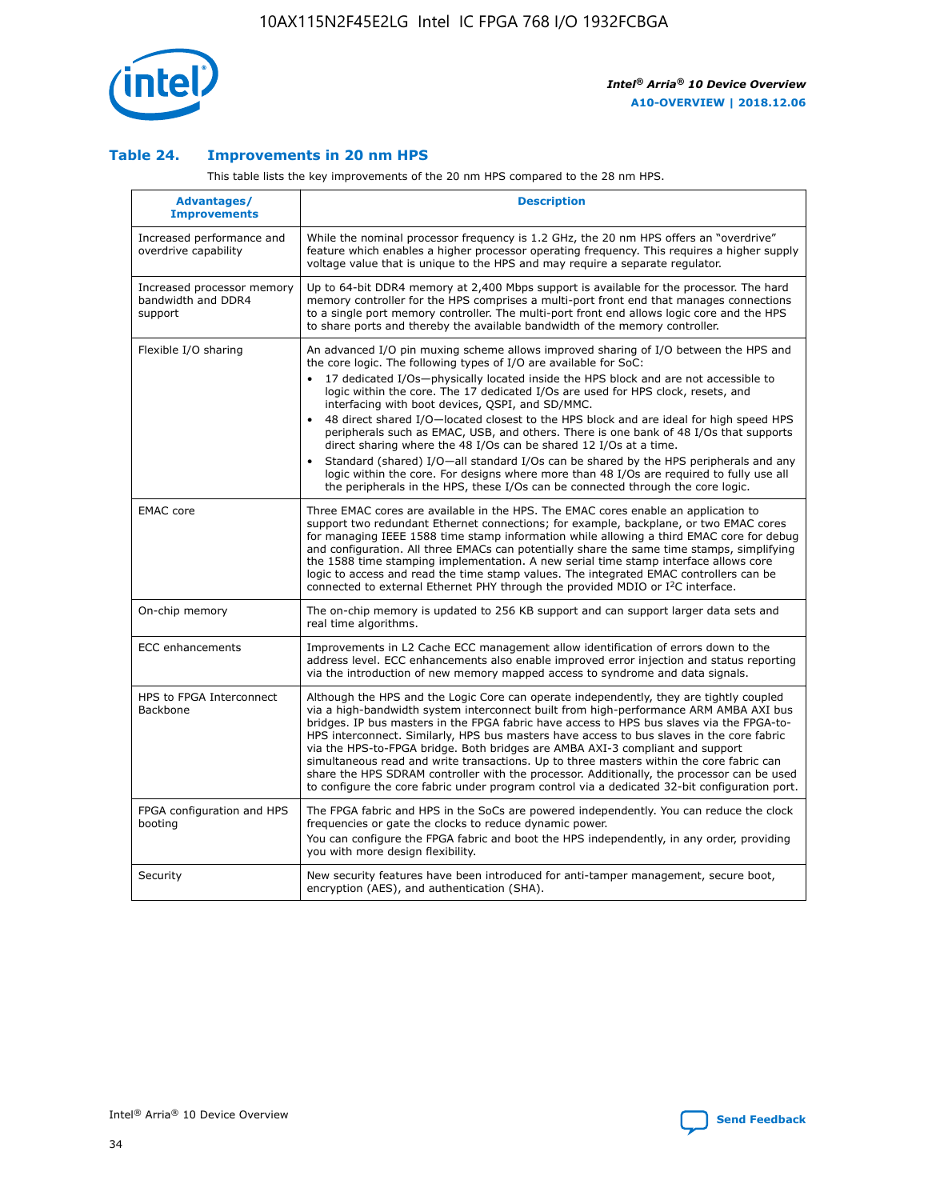### Table 24. Improvements in 20 nm HPS

This table lists the key improvements of the 20 nm HPS compared to the 28 nm HPS.

| Advantages/ Improvements | Description |
|---|---|
| Increased performance and overdrive capability | While the nominal processor frequency is 1.2 GHz, the 20 nm HPS offers an "overdrive" feature which enables a higher processor operating frequency. This requires a higher supply voltage value that is unique to the HPS and may require a separate regulator. |
| Increased processor memory bandwidth and DDR4 support | Up to 64-bit DDR4 memory at 2,400 Mbps support is available for the processor. The hard memory controller for the HPS comprises a multi-port front end that manages connections to a single port memory controller. The multi-port front end allows logic core and the HPS to share ports and thereby the available bandwidth of the memory controller. |
| Flexible I/O sharing | An advanced I/O pin muxing scheme allows improved sharing of I/O between the HPS and the core logic. The following types of I/O are available for SoC:<br>• 17 dedicated I/Os—physically located inside the HPS block and are not accessible to logic within the core. The 17 dedicated I/Os are used for HPS clock, resets, and interfacing with boot devices, QSPI, and SD/MMC.<br>• 48 direct shared I/O—located closest to the HPS block and are ideal for high speed HPS peripherals such as EMAC, USB, and others. There is one bank of 48 I/Os that supports direct sharing where the 48 I/Os can be shared 12 I/Os at a time.<br>• Standard (shared) I/O—all standard I/Os can be shared by the HPS peripherals and any logic within the core. For designs where more than 48 I/Os are required to fully use all the peripherals in the HPS, these I/Os can be connected through the core logic. |
| EMAC core | Three EMAC cores are available in the HPS. The EMAC cores enable an application to support two redundant Ethernet connections; for example, backplane, or two EMAC cores for managing IEEE 1588 time stamp information while allowing a third EMAC core for debug and configuration. All three EMACs can potentially share the same time stamps, simplifying the 1588 time stamping implementation. A new serial time stamp interface allows core logic to access and read the time stamp values. The integrated EMAC controllers can be connected to external Ethernet PHY through the provided MDIO or I²C interface. |
| On-chip memory | The on-chip memory is updated to 256 KB support and can support larger data sets and real time algorithms. |
| ECC enhancements | Improvements in L2 Cache ECC management allow identification of errors down to the address level. ECC enhancements also enable improved error injection and status reporting via the introduction of new memory mapped access to syndrome and data signals. |
| HPS to FPGA Interconnect Backbone | Although the HPS and the Logic Core can operate independently, they are tightly coupled via a high-bandwidth system interconnect built from high-performance ARM AMBA AXI bus bridges. IP bus masters in the FPGA fabric have access to HPS bus slaves via the FPGA-to-HPS interconnect. Similarly, HPS bus masters have access to bus slaves in the core fabric via the HPS-to-FPGA bridge. Both bridges are AMBA AXI-3 compliant and support simultaneous read and write transactions. Up to three masters within the core fabric can share the HPS SDRAM controller with the processor. Additionally, the processor can be used to configure the core fabric under program control via a dedicated 32-bit configuration port. |
| FPGA configuration and HPS booting | The FPGA fabric and HPS in the SoCs are powered independently. You can reduce the clock frequencies or gate the clocks to reduce dynamic power.<br>You can configure the FPGA fabric and boot the HPS independently, in any order, providing you with more design flexibility. |
| Security | New security features have been introduced for anti-tamper management, secure boot, encryption (AES), and authentication (SHA). |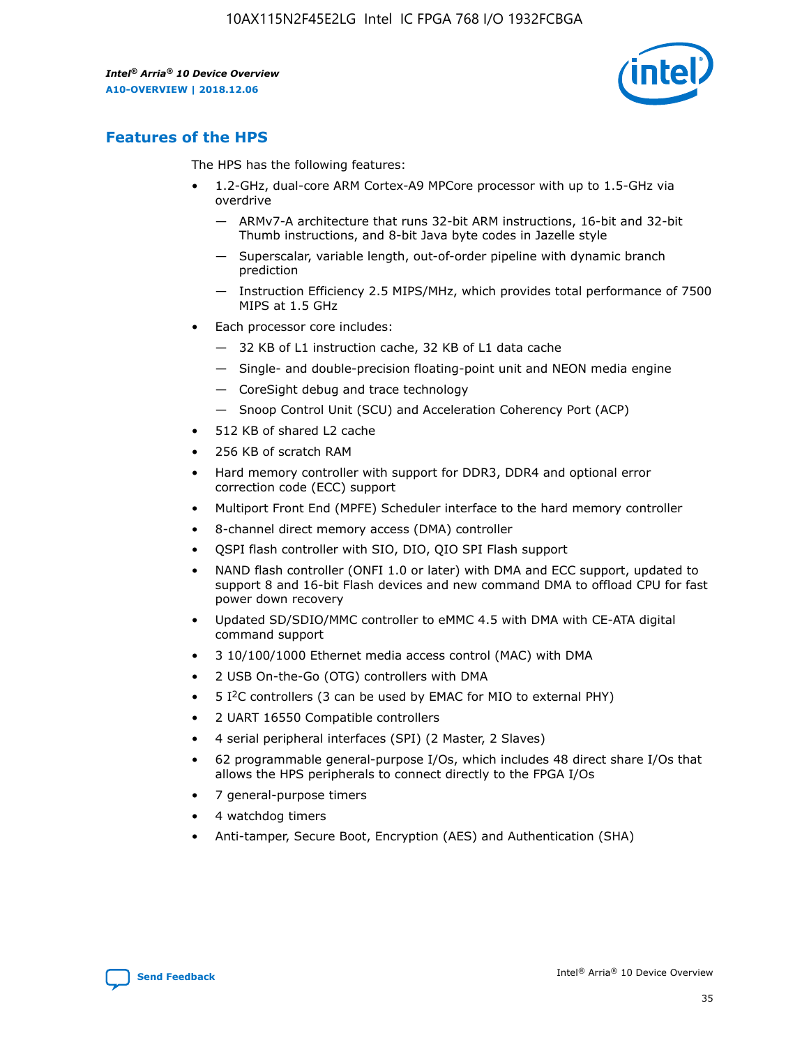## Features of the HPS

The HPS has the following features:

- 1.2-GHz, dual-core ARM Cortex-A9 MPCore processor with up to 1.5-GHz via overdrive
  - — ARMv7-A architecture that runs 32-bit ARM instructions, 16-bit and 32-bit Thumb instructions, and 8-bit Java byte codes in Jazelle style
  - — Superscalar, variable length, out-of-order pipeline with dynamic branch prediction
  - — Instruction Efficiency 2.5 MIPS/MHz, which provides total performance of 7500 MIPS at 1.5 GHz
- Each processor core includes:
  - — 32 KB of L1 instruction cache, 32 KB of L1 data cache
  - — Single- and double-precision floating-point unit and NEON media engine
  - — CoreSight debug and trace technology
  - — Snoop Control Unit (SCU) and Acceleration Coherency Port (ACP)
- 512 KB of shared L2 cache
- 256 KB of scratch RAM
- Hard memory controller with support for DDR3, DDR4 and optional error correction code (ECC) support
- Multiport Front End (MPFE) Scheduler interface to the hard memory controller
- 8-channel direct memory access (DMA) controller
- QSPI flash controller with SIO, DIO, QIO SPI Flash support
- NAND flash controller (ONFI 1.0 or later) with DMA and ECC support, updated to support 8 and 16-bit Flash devices and new command DMA to offload CPU for fast power down recovery
- Updated SD/SDIO/MMC controller to eMMC 4.5 with DMA with CE-ATA digital command support
- 3 10/100/1000 Ethernet media access control (MAC) with DMA
- 2 USB On-the-Go (OTG) controllers with DMA
- 5 I²C controllers (3 can be used by EMAC for MIO to external PHY)
- 2 UART 16550 Compatible controllers
- 4 serial peripheral interfaces (SPI) (2 Master, 2 Slaves)
- 62 programmable general-purpose I/Os, which includes 48 direct share I/Os that allows the HPS peripherals to connect directly to the FPGA I/Os
- 7 general-purpose timers
- 4 watchdog timers
- Anti-tamper, Secure Boot, Encryption (AES) and Authentication (SHA)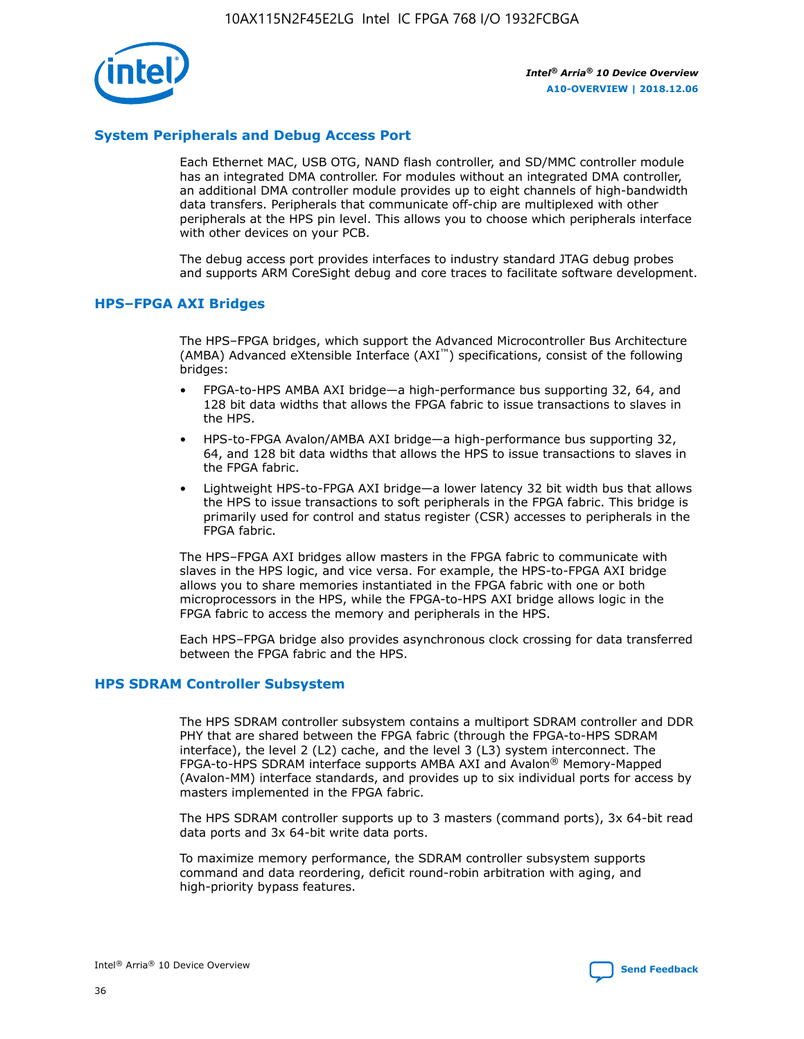## System Peripherals and Debug Access Port

Each Ethernet MAC, USB OTG, NAND flash controller, and SD/MMC controller module has an integrated DMA controller. For modules without an integrated DMA controller, an additional DMA controller module provides up to eight channels of high-bandwidth data transfers. Peripherals that communicate off-chip are multiplexed with other peripherals at the HPS pin level. This allows you to choose which peripherals interface with other devices on your PCB.

The debug access port provides interfaces to industry standard JTAG debug probes and supports ARM CoreSight debug and core traces to facilitate software development.

## HPS–FPGA AXI Bridges

The HPS–FPGA bridges, which support the Advanced Microcontroller Bus Architecture (AMBA) Advanced eXtensible Interface (AXI™) specifications, consist of the following bridges:

- FPGA-to-HPS AMBA AXI bridge—a high-performance bus supporting 32, 64, and 128 bit data widths that allows the FPGA fabric to issue transactions to slaves in the HPS.
- HPS-to-FPGA Avalon/AMBA AXI bridge—a high-performance bus supporting 32, 64, and 128 bit data widths that allows the HPS to issue transactions to slaves in the FPGA fabric.
- Lightweight HPS-to-FPGA AXI bridge—a lower latency 32 bit width bus that allows the HPS to issue transactions to soft peripherals in the FPGA fabric. This bridge is primarily used for control and status register (CSR) accesses to peripherals in the FPGA fabric.

The HPS–FPGA AXI bridges allow masters in the FPGA fabric to communicate with slaves in the HPS logic, and vice versa. For example, the HPS-to-FPGA AXI bridge allows you to share memories instantiated in the FPGA fabric with one or both microprocessors in the HPS, while the FPGA-to-HPS AXI bridge allows logic in the FPGA fabric to access the memory and peripherals in the HPS.

Each HPS–FPGA bridge also provides asynchronous clock crossing for data transferred between the FPGA fabric and the HPS.

## HPS SDRAM Controller Subsystem

The HPS SDRAM controller subsystem contains a multiport SDRAM controller and DDR PHY that are shared between the FPGA fabric (through the FPGA-to-HPS SDRAM interface), the level 2 (L2) cache, and the level 3 (L3) system interconnect. The FPGA-to-HPS SDRAM interface supports AMBA AXI and Avalon® Memory-Mapped (Avalon-MM) interface standards, and provides up to six individual ports for access by masters implemented in the FPGA fabric.

The HPS SDRAM controller supports up to 3 masters (command ports), 3x 64-bit read data ports and 3x 64-bit write data ports.

To maximize memory performance, the SDRAM controller subsystem supports command and data reordering, deficit round-robin arbitration with aging, and high-priority bypass features.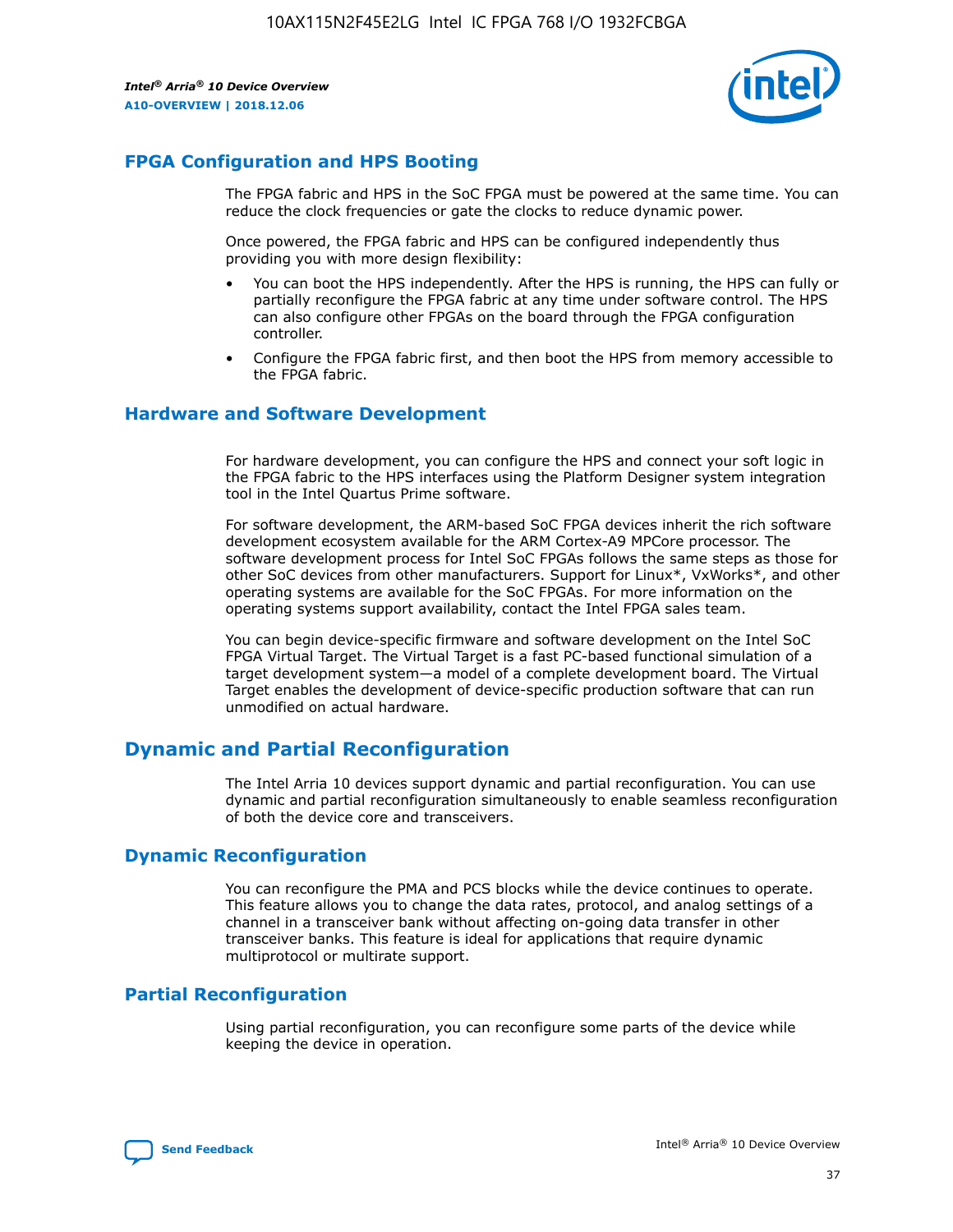## FPGA Configuration and HPS Booting

The FPGA fabric and HPS in the SoC FPGA must be powered at the same time. You can reduce the clock frequencies or gate the clocks to reduce dynamic power.

Once powered, the FPGA fabric and HPS can be configured independently thus providing you with more design flexibility:

- You can boot the HPS independently. After the HPS is running, the HPS can fully or partially reconfigure the FPGA fabric at any time under software control. The HPS can also configure other FPGAs on the board through the FPGA configuration controller.
- Configure the FPGA fabric first, and then boot the HPS from memory accessible to the FPGA fabric.

## Hardware and Software Development

For hardware development, you can configure the HPS and connect your soft logic in the FPGA fabric to the HPS interfaces using the Platform Designer system integration tool in the Intel Quartus Prime software.

For software development, the ARM-based SoC FPGA devices inherit the rich software development ecosystem available for the ARM Cortex-A9 MPCore processor. The software development process for Intel SoC FPGAs follows the same steps as those for other SoC devices from other manufacturers. Support for Linux*, VxWorks*, and other operating systems are available for the SoC FPGAs. For more information on the operating systems support availability, contact the Intel FPGA sales team.

You can begin device-specific firmware and software development on the Intel SoC FPGA Virtual Target. The Virtual Target is a fast PC-based functional simulation of a target development system—a model of a complete development board. The Virtual Target enables the development of device-specific production software that can run unmodified on actual hardware.

# Dynamic and Partial Reconfiguration

The Intel Arria 10 devices support dynamic and partial reconfiguration. You can use dynamic and partial reconfiguration simultaneously to enable seamless reconfiguration of both the device core and transceivers.

## Dynamic Reconfiguration

You can reconfigure the PMA and PCS blocks while the device continues to operate. This feature allows you to change the data rates, protocol, and analog settings of a channel in a transceiver bank without affecting on-going data transfer in other transceiver banks. This feature is ideal for applications that require dynamic multiprotocol or multirate support.

## Partial Reconfiguration

Using partial reconfiguration, you can reconfigure some parts of the device while keeping the device in operation.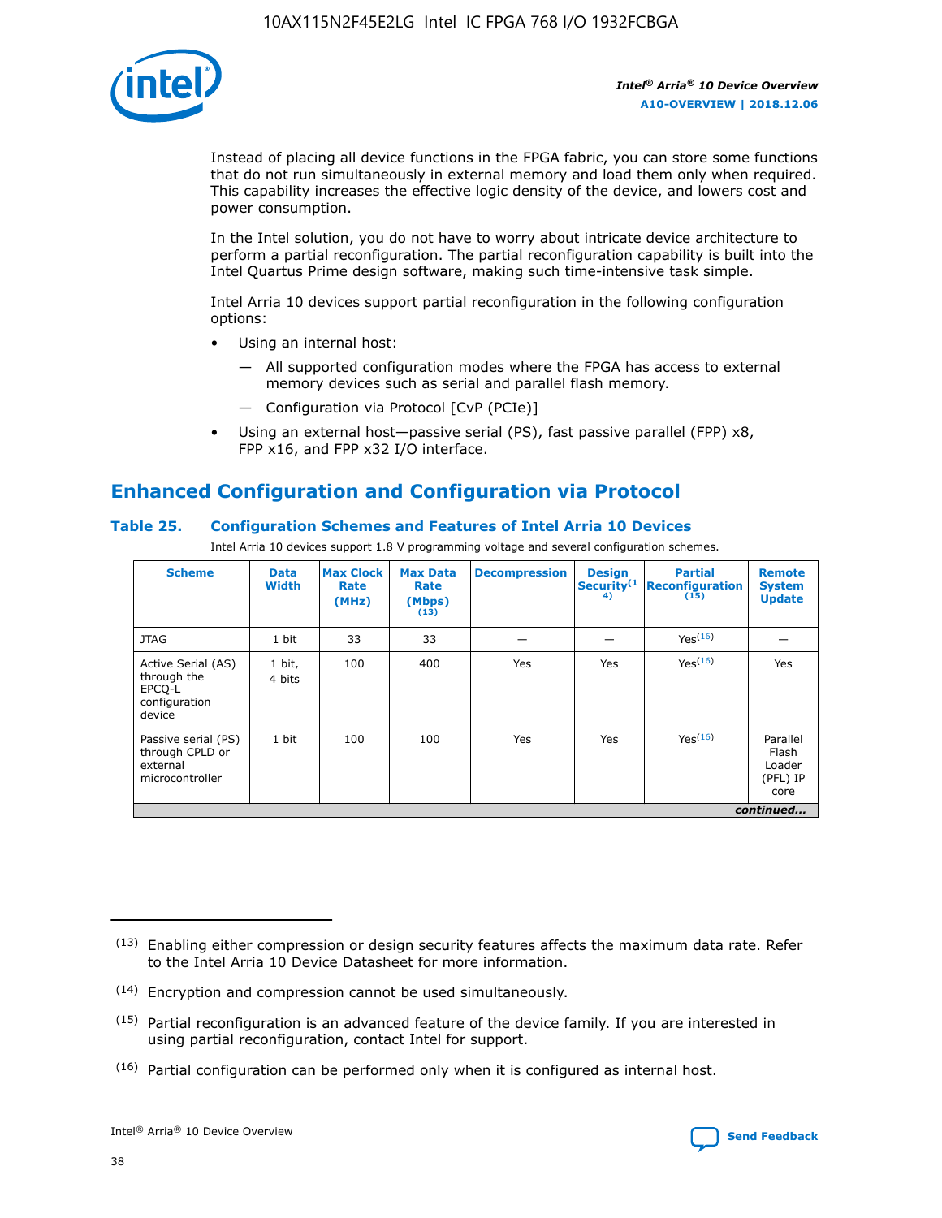Instead of placing all device functions in the FPGA fabric, you can store some functions that do not run simultaneously in external memory and load them only when required. This capability increases the effective logic density of the device, and lowers cost and power consumption.

In the Intel solution, you do not have to worry about intricate device architecture to perform a partial reconfiguration. The partial reconfiguration capability is built into the Intel Quartus Prime design software, making such time-intensive task simple.

Intel Arria 10 devices support partial reconfiguration in the following configuration options:

- Using an internal host:
  - All supported configuration modes where the FPGA has access to external memory devices such as serial and parallel flash memory.
  - Configuration via Protocol [CvP (PCIe)]
- Using an external host—passive serial (PS), fast passive parallel (FPP) x8, FPP x16, and FPP x32 I/O interface.

## Enhanced Configuration and Configuration via Protocol

**Table 25. Configuration Schemes and Features of Intel Arria 10 Devices**

Intel Arria 10 devices support 1.8 V programming voltage and several configuration schemes.

| Scheme | Data Width | Max Clock Rate (MHz) | Max Data Rate (Mbps) (13) | Decompression | Design Security (14) | Partial Reconfiguration (15) | Remote System Update |
|---|---|---|---|---|---|---|---|
| JTAG | 1 bit | 33 | 33 | — | — | Yes (16) | — |
| Active Serial (AS) through the EPCQ-L configuration device | 1 bit, 4 bits | 100 | 400 | Yes | Yes | Yes (16) | Yes |
| Passive serial (PS) through CPLD or external microcontroller | 1 bit | 100 | 100 | Yes | Yes | Yes (16) | Parallel Flash Loader (PFL) IP core |

*continued...*

(13) Enabling either compression or design security features affects the maximum data rate. Refer to the Intel Arria 10 Device Datasheet for more information.

(14) Encryption and compression cannot be used simultaneously.

(15) Partial reconfiguration is an advanced feature of the device family. If you are interested in using partial reconfiguration, contact Intel for support.

(16) Partial configuration can be performed only when it is configured as internal host.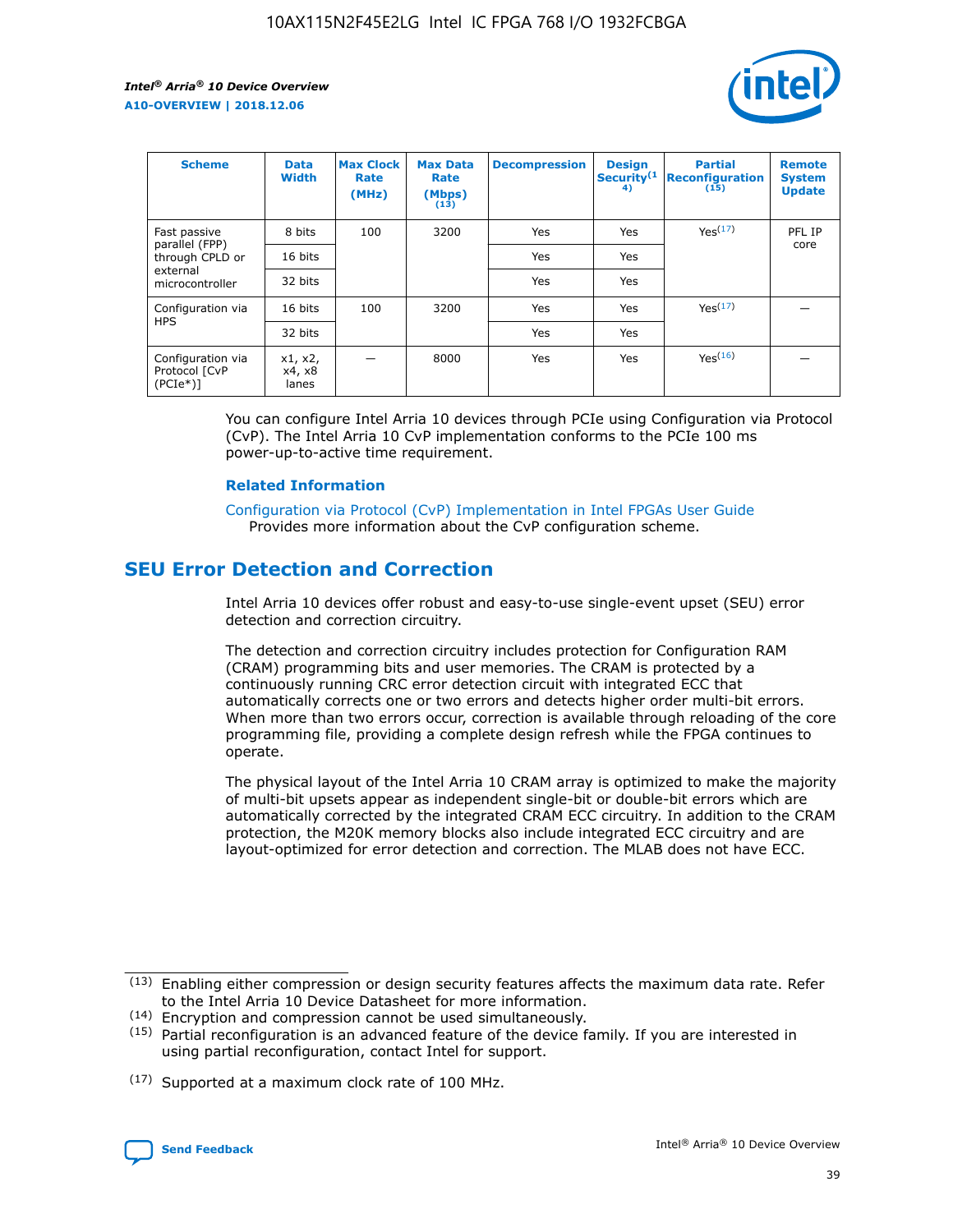| Scheme | Data Width | Max Clock Rate (MHz) | Max Data Rate (Mbps) (13) | Decompression | Design Security(14) | Partial Reconfiguration (15) | Remote System Update |
| --- | --- | --- | --- | --- | --- | --- | --- |
| Fast passive parallel (FPP) through CPLD or external microcontroller | 8 bits | 100 | 3200 | Yes | Yes | Yes(17) | PFL IP core |
| | 16 bits | | | Yes | Yes | | |
| | 32 bits | | | Yes | Yes | | |
| Configuration via HPS | 16 bits | 100 | 3200 | Yes | Yes | Yes(17) | — |
| | 32 bits | | | Yes | Yes | | |
| Configuration via Protocol [CvP (PCIe*)] | x1, x2, x4, x8 lanes | — | 8000 | Yes | Yes | Yes(16) | — |

You can configure Intel Arria 10 devices through PCIe using Configuration via Protocol (CvP). The Intel Arria 10 CvP implementation conforms to the PCIe 100 ms power-up-to-active time requirement.

**Related Information**

Configuration via Protocol (CvP) Implementation in Intel FPGAs User Guide
Provides more information about the CvP configuration scheme.

## SEU Error Detection and Correction

Intel Arria 10 devices offer robust and easy-to-use single-event upset (SEU) error detection and correction circuitry.

The detection and correction circuitry includes protection for Configuration RAM (CRAM) programming bits and user memories. The CRAM is protected by a continuously running CRC error detection circuit with integrated ECC that automatically corrects one or two errors and detects higher order multi-bit errors. When more than two errors occur, correction is available through reloading of the core programming file, providing a complete design refresh while the FPGA continues to operate.

The physical layout of the Intel Arria 10 CRAM array is optimized to make the majority of multi-bit upsets appear as independent single-bit or double-bit errors which are automatically corrected by the integrated CRAM ECC circuitry. In addition to the CRAM protection, the M20K memory blocks also include integrated ECC circuitry and are layout-optimized for error detection and correction. The MLAB does not have ECC.

(13) Enabling either compression or design security features affects the maximum data rate. Refer to the Intel Arria 10 Device Datasheet for more information.

(14) Encryption and compression cannot be used simultaneously.

(15) Partial reconfiguration is an advanced feature of the device family. If you are interested in using partial reconfiguration, contact Intel for support.

(17) Supported at a maximum clock rate of 100 MHz.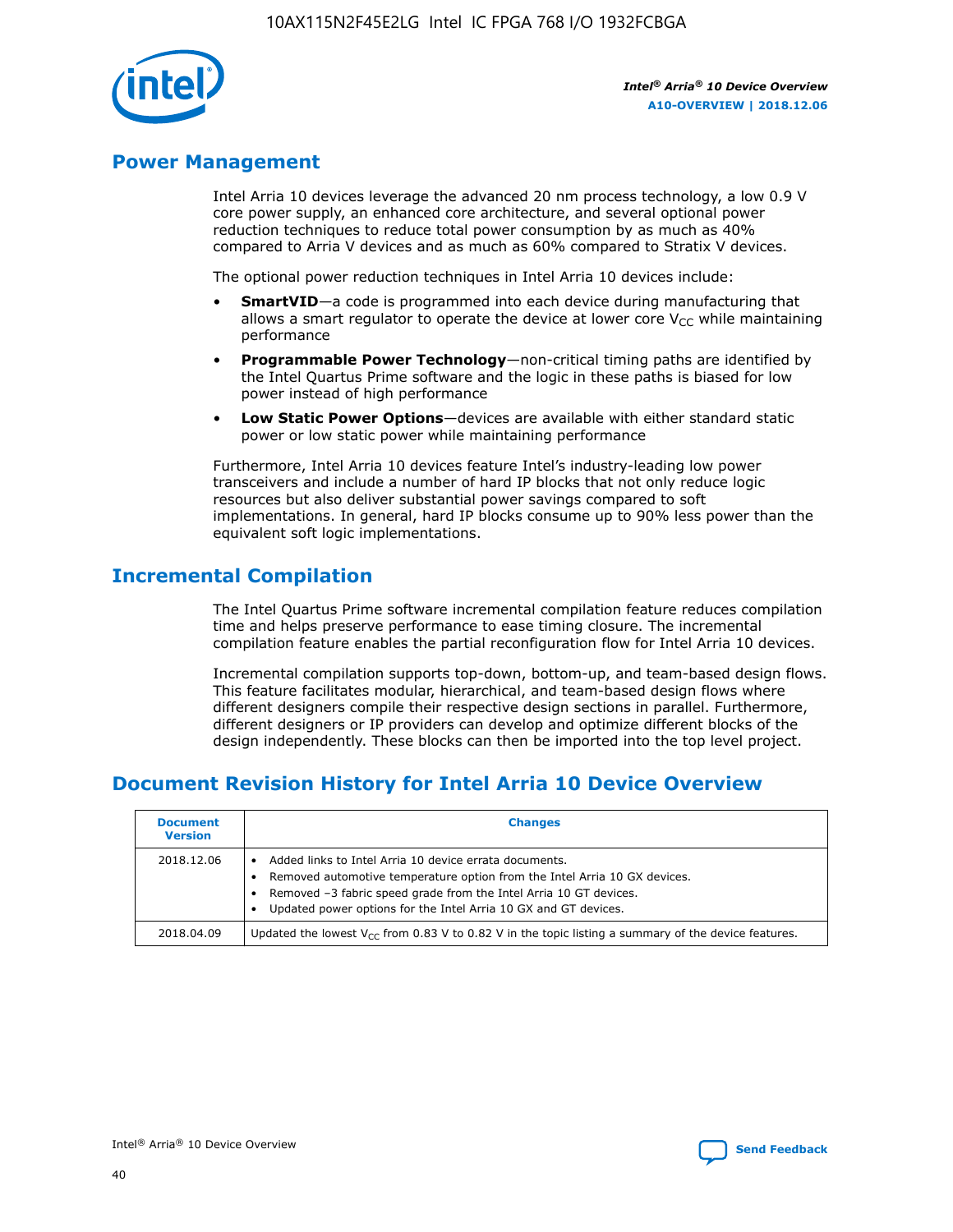## Power Management

Intel Arria 10 devices leverage the advanced 20 nm process technology, a low 0.9 V core power supply, an enhanced core architecture, and several optional power reduction techniques to reduce total power consumption by as much as 40% compared to Arria V devices and as much as 60% compared to Stratix V devices.

The optional power reduction techniques in Intel Arria 10 devices include:

- **SmartVID**—a code is programmed into each device during manufacturing that allows a smart regulator to operate the device at lower core $V_{CC}$ while maintaining performance
- **Programmable Power Technology**—non-critical timing paths are identified by the Intel Quartus Prime software and the logic in these paths is biased for low power instead of high performance
- **Low Static Power Options**—devices are available with either standard static power or low static power while maintaining performance

Furthermore, Intel Arria 10 devices feature Intel's industry-leading low power transceivers and include a number of hard IP blocks that not only reduce logic resources but also deliver substantial power savings compared to soft implementations. In general, hard IP blocks consume up to 90% less power than the equivalent soft logic implementations.

## Incremental Compilation

The Intel Quartus Prime software incremental compilation feature reduces compilation time and helps preserve performance to ease timing closure. The incremental compilation feature enables the partial reconfiguration flow for Intel Arria 10 devices.

Incremental compilation supports top-down, bottom-up, and team-based design flows. This feature facilitates modular, hierarchical, and team-based design flows where different designers compile their respective design sections in parallel. Furthermore, different designers or IP providers can develop and optimize different blocks of the design independently. These blocks can then be imported into the top level project.

## Document Revision History for Intel Arria 10 Device Overview

| Document Version | Changes |
| --- | --- |
| 2018.12.06 | • Added links to Intel Arria 10 device errata documents.<br>• Removed automotive temperature option from the Intel Arria 10 GX devices.<br>• Removed –3 fabric speed grade from the Intel Arria 10 GT devices.<br>• Updated power options for the Intel Arria 10 GX and GT devices. |
| 2018.04.09 | Updated the lowest $V_{CC}$ from 0.83 V to 0.82 V in the topic listing a summary of the device features. |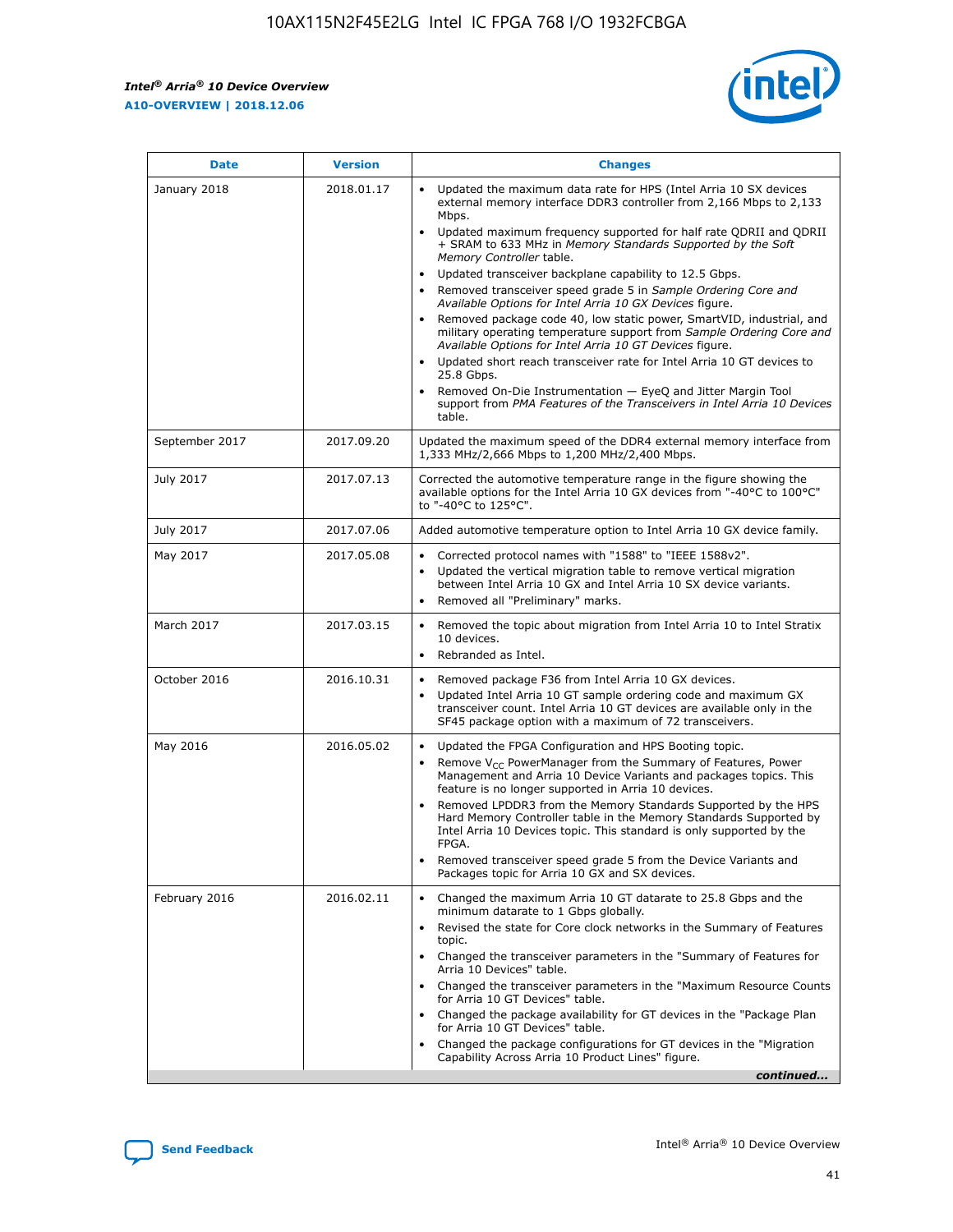| Date | Version | Changes |
| --- | --- | --- |
| January 2018 | 2018.01.17 | • Updated the maximum data rate for HPS (Intel Arria 10 SX devices external memory interface DDR3 controller from 2,166 Mbps to 2,133 Mbps.<br>• Updated maximum frequency supported for half rate QDRII and QDRII + SRAM to 633 MHz in *Memory Standards Supported by the Soft Memory Controller* table.<br>• Updated transceiver backplane capability to 12.5 Gbps.<br>• Removed transceiver speed grade 5 in *Sample Ordering Core and Available Options for Intel Arria 10 GX Devices* figure.<br>• Removed package code 40, low static power, SmartVID, industrial, and military operating temperature support from *Sample Ordering Core and Available Options for Intel Arria 10 GT Devices* figure.<br>• Updated short reach transceiver rate for Intel Arria 10 GT devices to 25.8 Gbps.<br>• Removed On-Die Instrumentation — EyeQ and Jitter Margin Tool support from *PMA Features of the Transceivers in Intel Arria 10 Devices* table. |
| September 2017 | 2017.09.20 | Updated the maximum speed of the DDR4 external memory interface from 1,333 MHz/2,666 Mbps to 1,200 MHz/2,400 Mbps. |
| July 2017 | 2017.07.13 | Corrected the automotive temperature range in the figure showing the available options for the Intel Arria 10 GX devices from "-40°C to 100°C" to "-40°C to 125°C". |
| July 2017 | 2017.07.06 | Added automotive temperature option to Intel Arria 10 GX device family. |
| May 2017 | 2017.05.08 | • Corrected protocol names with "1588" to "IEEE 1588v2".<br>• Updated the vertical migration table to remove vertical migration between Intel Arria 10 GX and Intel Arria 10 SX device variants.<br>• Removed all "Preliminary" marks. |
| March 2017 | 2017.03.15 | • Removed the topic about migration from Intel Arria 10 to Intel Stratix 10 devices.<br>• Rebranded as Intel. |
| October 2016 | 2016.10.31 | • Removed package F36 from Intel Arria 10 GX devices.<br>• Updated Intel Arria 10 GT sample ordering code and maximum GX transceiver count. Intel Arria 10 GT devices are available only in the SF45 package option with a maximum of 72 transceivers. |
| May 2016 | 2016.05.02 | • Updated the FPGA Configuration and HPS Booting topic.<br>• Remove $V_{CC}$ PowerManager from the Summary of Features, Power Management and Arria 10 Device Variants and packages topics. This feature is no longer supported in Arria 10 devices.<br>• Removed LPDDR3 from the Memory Standards Supported by the HPS Hard Memory Controller table in the Memory Standards Supported by Intel Arria 10 Devices topic. This standard is only supported by the FPGA.<br>• Removed transceiver speed grade 5 from the Device Variants and Packages topic for Arria 10 GX and SX devices. |
| February 2016 | 2016.02.11 | • Changed the maximum Arria 10 GT datarate to 25.8 Gbps and the minimum datarate to 1 Gbps globally.<br>• Revised the state for Core clock networks in the Summary of Features topic.<br>• Changed the transceiver parameters in the "Summary of Features for Arria 10 Devices" table.<br>• Changed the transceiver parameters in the "Maximum Resource Counts for Arria 10 GT Devices" table.<br>• Changed the package availability for GT devices in the "Package Plan for Arria 10 GT Devices" table.<br>• Changed the package configurations for GT devices in the "Migration Capability Across Arria 10 Product Lines" figure. |

*continued...*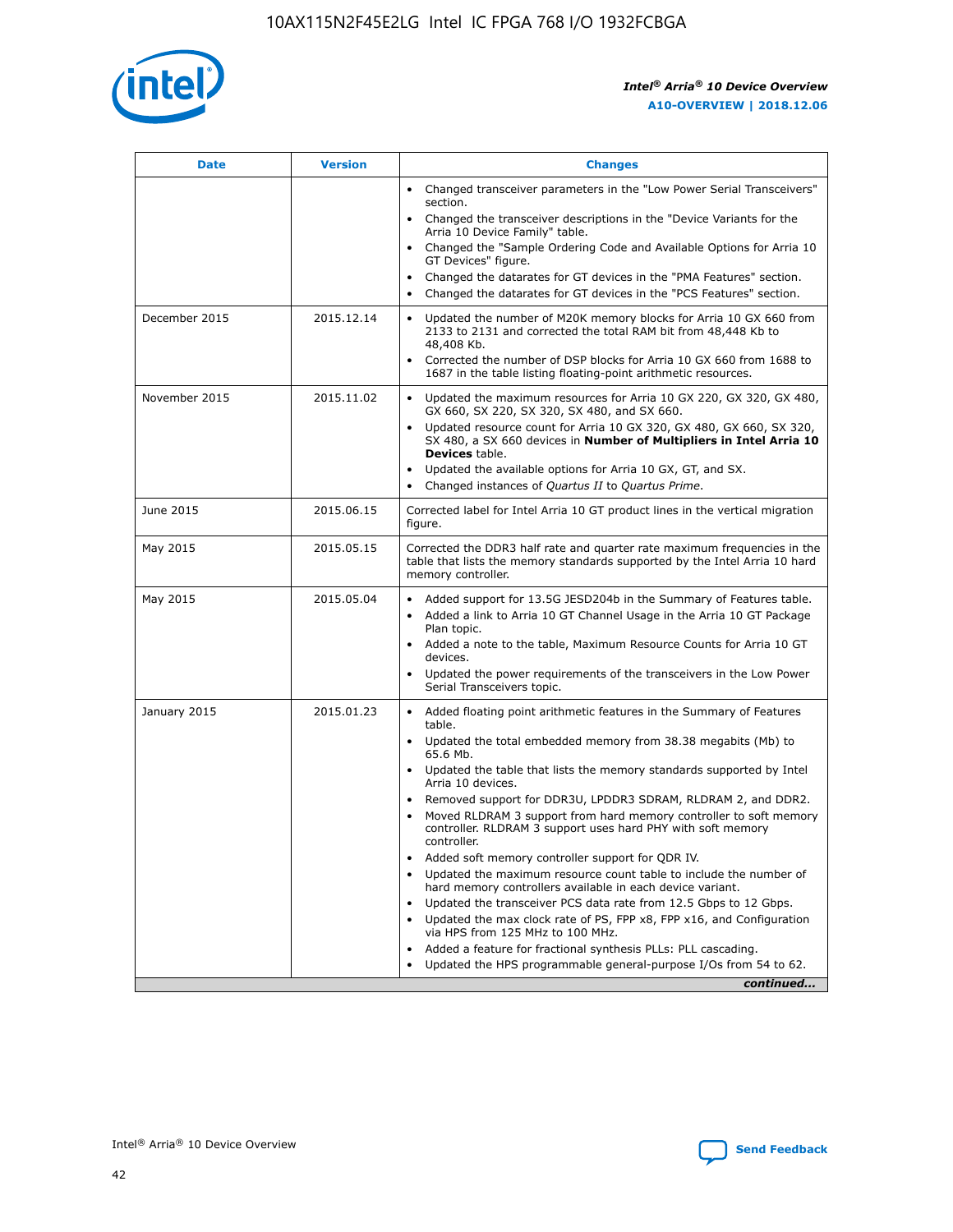| Date | Version | Changes |
| --- | --- | --- |
| | | • Changed transceiver parameters in the "Low Power Serial Transceivers" section.<br>• Changed the transceiver descriptions in the "Device Variants for the Arria 10 Device Family" table.<br>• Changed the "Sample Ordering Code and Available Options for Arria 10 GT Devices" figure.<br>• Changed the datarates for GT devices in the "PMA Features" section.<br>• Changed the datarates for GT devices in the "PCS Features" section. |
| December 2015 | 2015.12.14 | • Updated the number of M20K memory blocks for Arria 10 GX 660 from 2133 to 2131 and corrected the total RAM bit from 48,448 Kb to 48,408 Kb.<br>• Corrected the number of DSP blocks for Arria 10 GX 660 from 1688 to 1687 in the table listing floating-point arithmetic resources. |
| November 2015 | 2015.11.02 | • Updated the maximum resources for Arria 10 GX 220, GX 320, GX 480, GX 660, SX 220, SX 320, SX 480, and SX 660.<br>• Updated resource count for Arria 10 GX 320, GX 480, GX 660, SX 320, SX 480, a SX 660 devices in **Number of Multipliers in Intel Arria 10 Devices** table.<br>• Updated the available options for Arria 10 GX, GT, and SX.<br>• Changed instances of *Quartus II* to *Quartus Prime*. |
| June 2015 | 2015.06.15 | Corrected label for Intel Arria 10 GT product lines in the vertical migration figure. |
| May 2015 | 2015.05.15 | Corrected the DDR3 half rate and quarter rate maximum frequencies in the table that lists the memory standards supported by the Intel Arria 10 hard memory controller. |
| May 2015 | 2015.05.04 | • Added support for 13.5G JESD204b in the Summary of Features table.<br>• Added a link to Arria 10 GT Channel Usage in the Arria 10 GT Package Plan topic.<br>• Added a note to the table, Maximum Resource Counts for Arria 10 GT devices.<br>• Updated the power requirements of the transceivers in the Low Power Serial Transceivers topic. |
| January 2015 | 2015.01.23 | • Added floating point arithmetic features in the Summary of Features table.<br>• Updated the total embedded memory from 38.38 megabits (Mb) to 65.6 Mb.<br>• Updated the table that lists the memory standards supported by Intel Arria 10 devices.<br>• Removed support for DDR3U, LPDDR3 SDRAM, RLDRAM 2, and DDR2.<br>• Moved RLDRAM 3 support from hard memory controller to soft memory controller. RLDRAM 3 support uses hard PHY with soft memory controller.<br>• Added soft memory controller support for QDR IV.<br>• Updated the maximum resource count table to include the number of hard memory controllers available in each device variant.<br>• Updated the transceiver PCS data rate from 12.5 Gbps to 12 Gbps.<br>• Updated the max clock rate of PS, FPP x8, FPP x16, and Configuration via HPS from 125 MHz to 100 MHz.<br>• Added a feature for fractional synthesis PLLs: PLL cascading.<br>• Updated the HPS programmable general-purpose I/Os from 54 to 62. |

*continued...*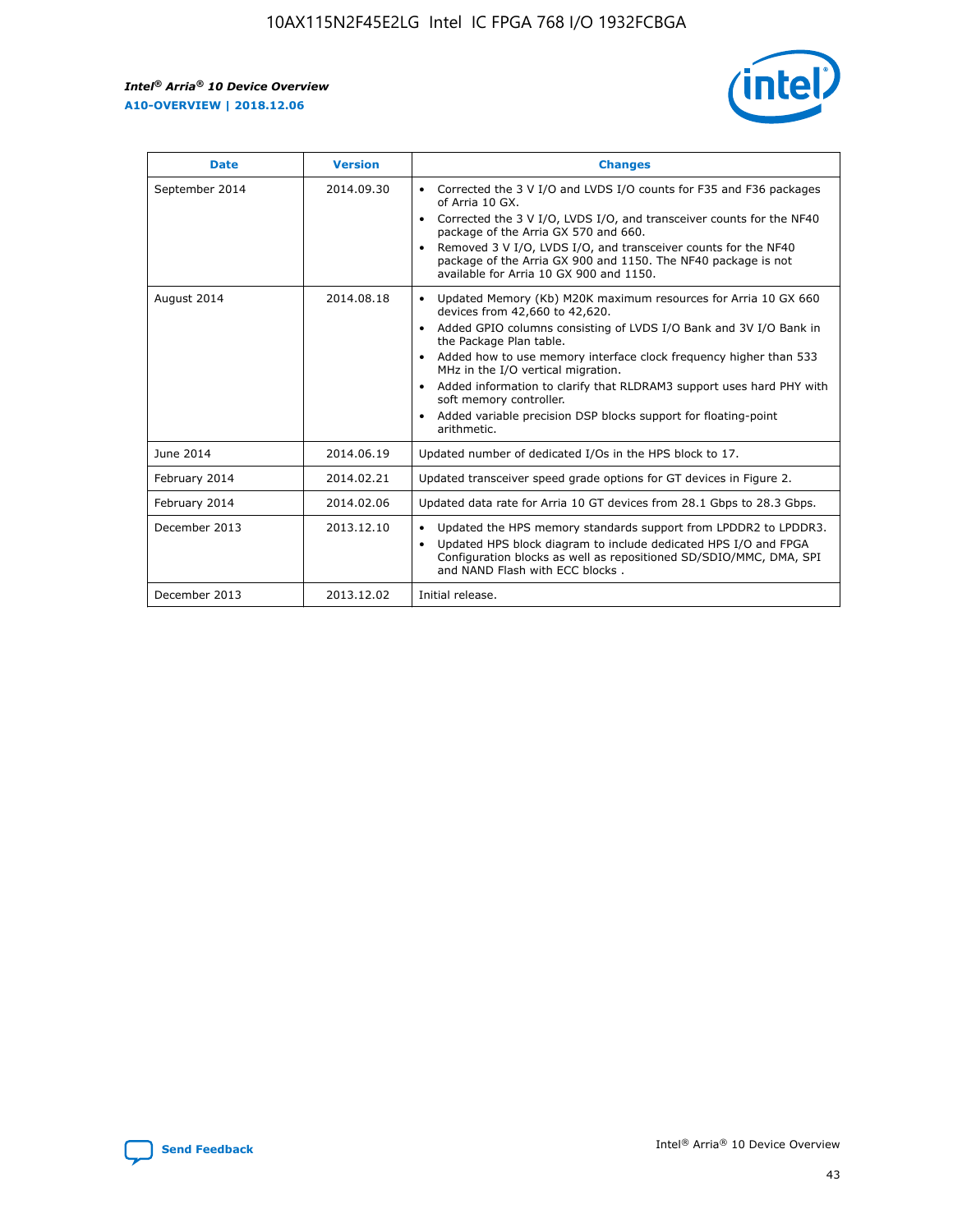| Date | Version | Changes |
| --- | --- | --- |
| September 2014 | 2014.09.30 | • Corrected the 3 V I/O and LVDS I/O counts for F35 and F36 packages of Arria 10 GX.<br>• Corrected the 3 V I/O, LVDS I/O, and transceiver counts for the NF40 package of the Arria GX 570 and 660.<br>• Removed 3 V I/O, LVDS I/O, and transceiver counts for the NF40 package of the Arria GX 900 and 1150. The NF40 package is not available for Arria 10 GX 900 and 1150. |
| August 2014 | 2014.08.18 | • Updated Memory (Kb) M20K maximum resources for Arria 10 GX 660 devices from 42,660 to 42,620.<br>• Added GPIO columns consisting of LVDS I/O Bank and 3V I/O Bank in the Package Plan table.<br>• Added how to use memory interface clock frequency higher than 533 MHz in the I/O vertical migration.<br>• Added information to clarify that RLDRAM3 support uses hard PHY with soft memory controller.<br>• Added variable precision DSP blocks support for floating-point arithmetic. |
| June 2014 | 2014.06.19 | Updated number of dedicated I/Os in the HPS block to 17. |
| February 2014 | 2014.02.21 | Updated transceiver speed grade options for GT devices in Figure 2. |
| February 2014 | 2014.02.06 | Updated data rate for Arria 10 GT devices from 28.1 Gbps to 28.3 Gbps. |
| December 2013 | 2013.12.10 | • Updated the HPS memory standards support from LPDDR2 to LPDDR3.<br>• Updated HPS block diagram to include dedicated HPS I/O and FPGA Configuration blocks as well as repositioned SD/SDIO/MMC, DMA, SPI and NAND Flash with ECC blocks . |
| December 2013 | 2013.12.02 | Initial release. |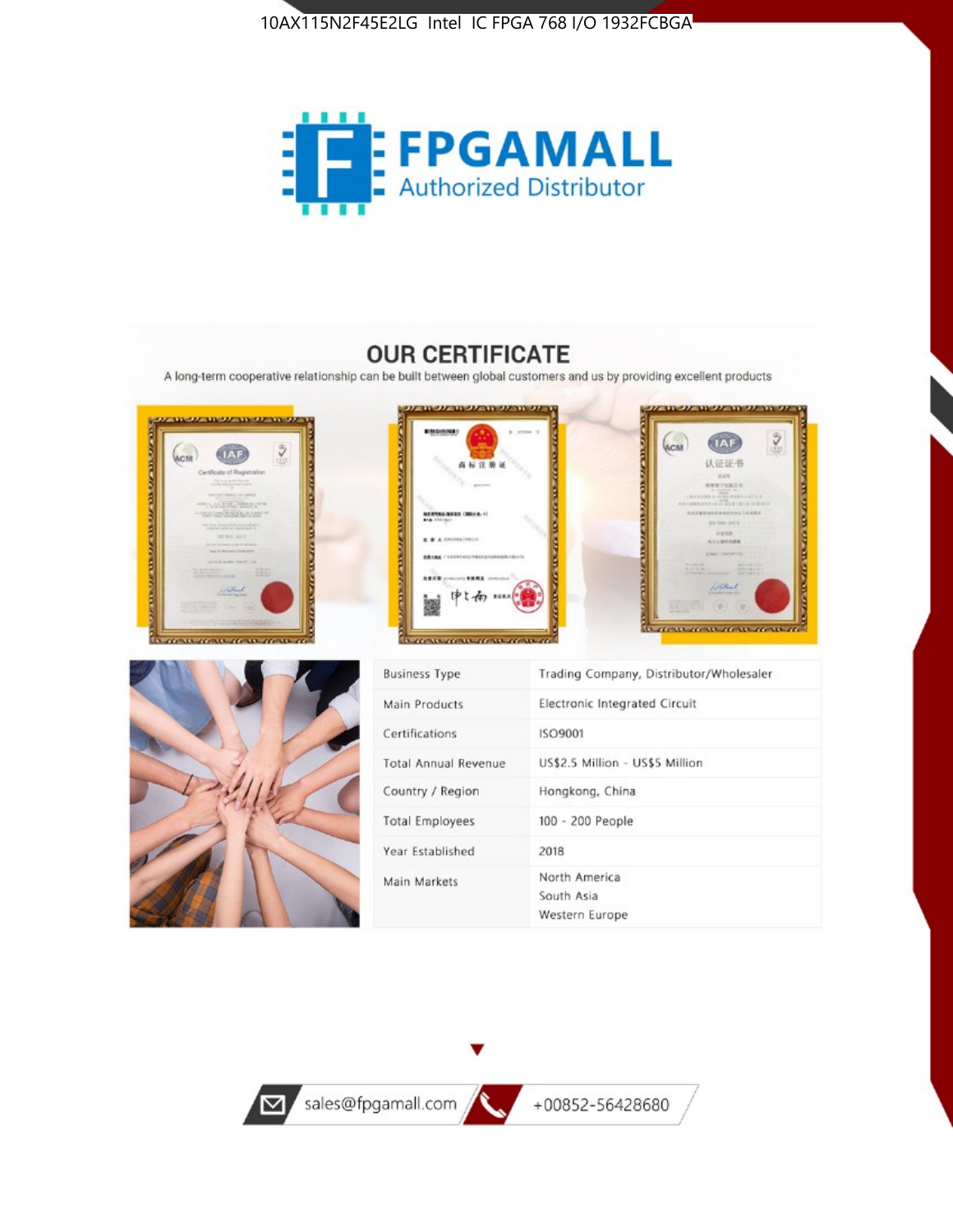FPGAMALL

Authorized Distributor

## OUR CERTIFICATE

A long-term cooperative relationship can be built between global customers and us by providing excellent products

| | |
|---|---|
| Business Type | Trading Company, Distributor/Wholesaler |
| Main Products | Electronic Integrated Circuit |
| Certifications | ISO9001 |
| Total Annual Revenue | US$2.5 Million - US$5 Million |
| Country / Region | Hongkong, China |
| Total Employees | 100 - 200 People |
| Year Established | 2018 |
| Main Markets | North America<br>South Asia<br>Western Europe |

sales@fpgamall.com

+00852-56428680